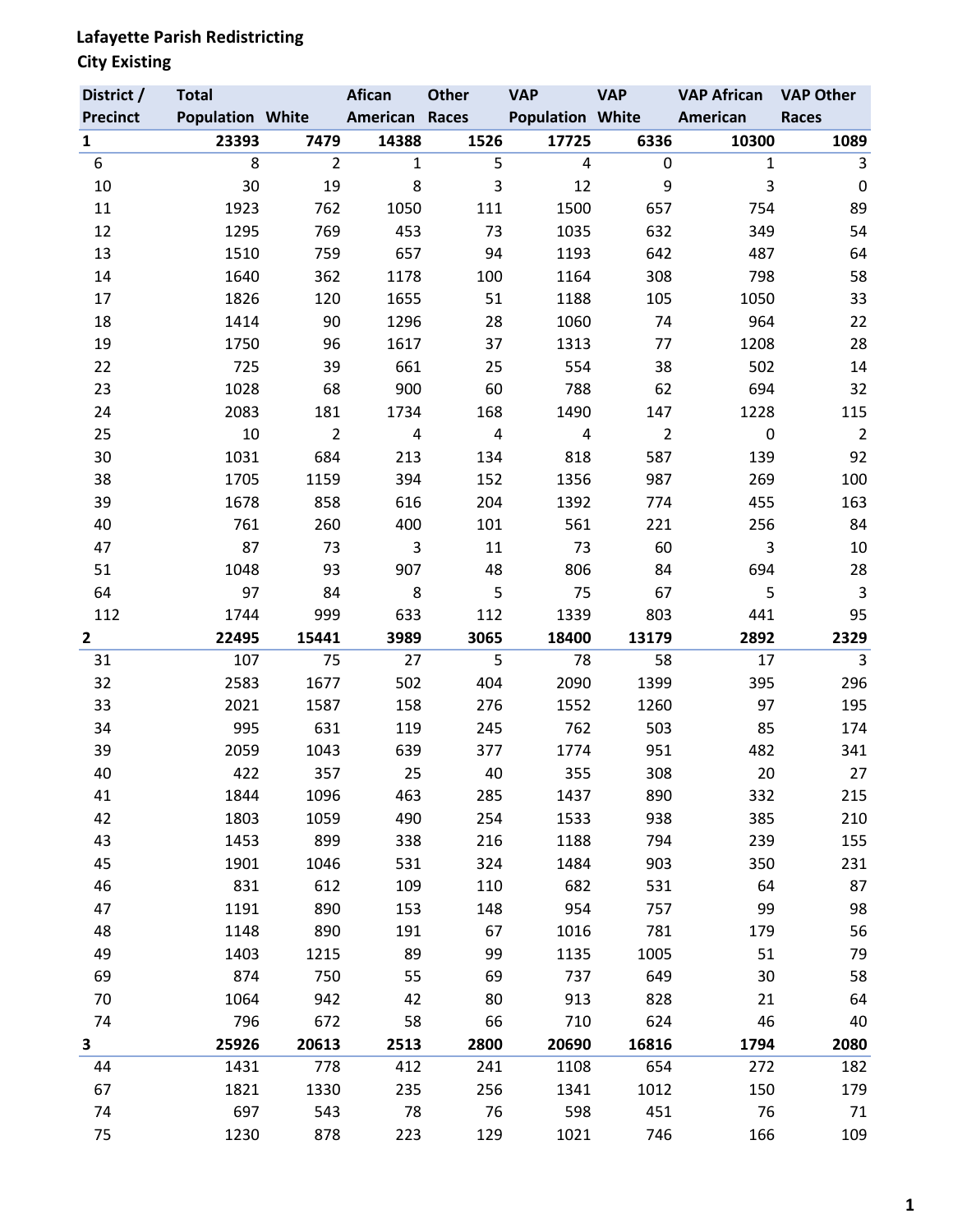**Lafayette Parish Redistricting**
**City Existing**

| District / Precinct | Total Population | White | Afican American | Other Races | VAP Population | VAP White | VAP African American | VAP Other Races |
|---|---|---|---|---|---|---|---|---|
| **1** | **23393** | **7479** | **14388** | **1526** | **17725** | **6336** | **10300** | **1089** |
| 6 | 8 | 2 | 1 | 5 | 4 | 0 | 1 | 3 |
| 10 | 30 | 19 | 8 | 3 | 12 | 9 | 3 | 0 |
| 11 | 1923 | 762 | 1050 | 111 | 1500 | 657 | 754 | 89 |
| 12 | 1295 | 769 | 453 | 73 | 1035 | 632 | 349 | 54 |
| 13 | 1510 | 759 | 657 | 94 | 1193 | 642 | 487 | 64 |
| 14 | 1640 | 362 | 1178 | 100 | 1164 | 308 | 798 | 58 |
| 17 | 1826 | 120 | 1655 | 51 | 1188 | 105 | 1050 | 33 |
| 18 | 1414 | 90 | 1296 | 28 | 1060 | 74 | 964 | 22 |
| 19 | 1750 | 96 | 1617 | 37 | 1313 | 77 | 1208 | 28 |
| 22 | 725 | 39 | 661 | 25 | 554 | 38 | 502 | 14 |
| 23 | 1028 | 68 | 900 | 60 | 788 | 62 | 694 | 32 |
| 24 | 2083 | 181 | 1734 | 168 | 1490 | 147 | 1228 | 115 |
| 25 | 10 | 2 | 4 | 4 | 4 | 2 | 0 | 2 |
| 30 | 1031 | 684 | 213 | 134 | 818 | 587 | 139 | 92 |
| 38 | 1705 | 1159 | 394 | 152 | 1356 | 987 | 269 | 100 |
| 39 | 1678 | 858 | 616 | 204 | 1392 | 774 | 455 | 163 |
| 40 | 761 | 260 | 400 | 101 | 561 | 221 | 256 | 84 |
| 47 | 87 | 73 | 3 | 11 | 73 | 60 | 3 | 10 |
| 51 | 1048 | 93 | 907 | 48 | 806 | 84 | 694 | 28 |
| 64 | 97 | 84 | 8 | 5 | 75 | 67 | 5 | 3 |
| 112 | 1744 | 999 | 633 | 112 | 1339 | 803 | 441 | 95 |
| **2** | **22495** | **15441** | **3989** | **3065** | **18400** | **13179** | **2892** | **2329** |
| 31 | 107 | 75 | 27 | 5 | 78 | 58 | 17 | 3 |
| 32 | 2583 | 1677 | 502 | 404 | 2090 | 1399 | 395 | 296 |
| 33 | 2021 | 1587 | 158 | 276 | 1552 | 1260 | 97 | 195 |
| 34 | 995 | 631 | 119 | 245 | 762 | 503 | 85 | 174 |
| 39 | 2059 | 1043 | 639 | 377 | 1774 | 951 | 482 | 341 |
| 40 | 422 | 357 | 25 | 40 | 355 | 308 | 20 | 27 |
| 41 | 1844 | 1096 | 463 | 285 | 1437 | 890 | 332 | 215 |
| 42 | 1803 | 1059 | 490 | 254 | 1533 | 938 | 385 | 210 |
| 43 | 1453 | 899 | 338 | 216 | 1188 | 794 | 239 | 155 |
| 45 | 1901 | 1046 | 531 | 324 | 1484 | 903 | 350 | 231 |
| 46 | 831 | 612 | 109 | 110 | 682 | 531 | 64 | 87 |
| 47 | 1191 | 890 | 153 | 148 | 954 | 757 | 99 | 98 |
| 48 | 1148 | 890 | 191 | 67 | 1016 | 781 | 179 | 56 |
| 49 | 1403 | 1215 | 89 | 99 | 1135 | 1005 | 51 | 79 |
| 69 | 874 | 750 | 55 | 69 | 737 | 649 | 30 | 58 |
| 70 | 1064 | 942 | 42 | 80 | 913 | 828 | 21 | 64 |
| 74 | 796 | 672 | 58 | 66 | 710 | 624 | 46 | 40 |
| **3** | **25926** | **20613** | **2513** | **2800** | **20690** | **16816** | **1794** | **2080** |
| 44 | 1431 | 778 | 412 | 241 | 1108 | 654 | 272 | 182 |
| 67 | 1821 | 1330 | 235 | 256 | 1341 | 1012 | 150 | 179 |
| 74 | 697 | 543 | 78 | 76 | 598 | 451 | 76 | 71 |
| 75 | 1230 | 878 | 223 | 129 | 1021 | 746 | 166 | 109 |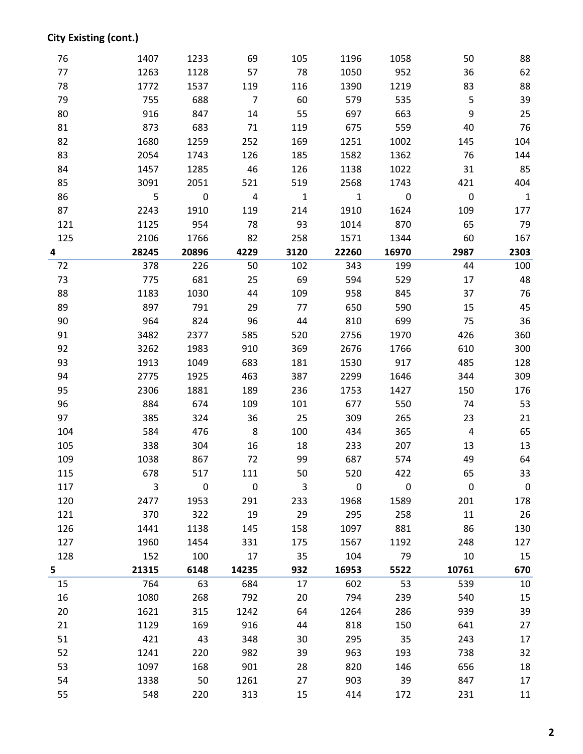**City Existing (cont.)**

| | | | | | | | | |
|---|---|---|---|---|---|---|---|---|
| 76 | 1407 | 1233 | 69 | 105 | 1196 | 1058 | 50 | 88 |
| 77 | 1263 | 1128 | 57 | 78 | 1050 | 952 | 36 | 62 |
| 78 | 1772 | 1537 | 119 | 116 | 1390 | 1219 | 83 | 88 |
| 79 | 755 | 688 | 7 | 60 | 579 | 535 | 5 | 39 |
| 80 | 916 | 847 | 14 | 55 | 697 | 663 | 9 | 25 |
| 81 | 873 | 683 | 71 | 119 | 675 | 559 | 40 | 76 |
| 82 | 1680 | 1259 | 252 | 169 | 1251 | 1002 | 145 | 104 |
| 83 | 2054 | 1743 | 126 | 185 | 1582 | 1362 | 76 | 144 |
| 84 | 1457 | 1285 | 46 | 126 | 1138 | 1022 | 31 | 85 |
| 85 | 3091 | 2051 | 521 | 519 | 2568 | 1743 | 421 | 404 |
| 86 | 5 | 0 | 4 | 1 | 1 | 0 | 0 | 1 |
| 87 | 2243 | 1910 | 119 | 214 | 1910 | 1624 | 109 | 177 |
| 121 | 1125 | 954 | 78 | 93 | 1014 | 870 | 65 | 79 |
| 125 | 2106 | 1766 | 82 | 258 | 1571 | 1344 | 60 | 167 |
| **4** | **28245** | **20896** | **4229** | **3120** | **22260** | **16970** | **2987** | **2303** |
| 72 | 378 | 226 | 50 | 102 | 343 | 199 | 44 | 100 |
| 73 | 775 | 681 | 25 | 69 | 594 | 529 | 17 | 48 |
| 88 | 1183 | 1030 | 44 | 109 | 958 | 845 | 37 | 76 |
| 89 | 897 | 791 | 29 | 77 | 650 | 590 | 15 | 45 |
| 90 | 964 | 824 | 96 | 44 | 810 | 699 | 75 | 36 |
| 91 | 3482 | 2377 | 585 | 520 | 2756 | 1970 | 426 | 360 |
| 92 | 3262 | 1983 | 910 | 369 | 2676 | 1766 | 610 | 300 |
| 93 | 1913 | 1049 | 683 | 181 | 1530 | 917 | 485 | 128 |
| 94 | 2775 | 1925 | 463 | 387 | 2299 | 1646 | 344 | 309 |
| 95 | 2306 | 1881 | 189 | 236 | 1753 | 1427 | 150 | 176 |
| 96 | 884 | 674 | 109 | 101 | 677 | 550 | 74 | 53 |
| 97 | 385 | 324 | 36 | 25 | 309 | 265 | 23 | 21 |
| 104 | 584 | 476 | 8 | 100 | 434 | 365 | 4 | 65 |
| 105 | 338 | 304 | 16 | 18 | 233 | 207 | 13 | 13 |
| 109 | 1038 | 867 | 72 | 99 | 687 | 574 | 49 | 64 |
| 115 | 678 | 517 | 111 | 50 | 520 | 422 | 65 | 33 |
| 117 | 3 | 0 | 0 | 3 | 0 | 0 | 0 | 0 |
| 120 | 2477 | 1953 | 291 | 233 | 1968 | 1589 | 201 | 178 |
| 121 | 370 | 322 | 19 | 29 | 295 | 258 | 11 | 26 |
| 126 | 1441 | 1138 | 145 | 158 | 1097 | 881 | 86 | 130 |
| 127 | 1960 | 1454 | 331 | 175 | 1567 | 1192 | 248 | 127 |
| 128 | 152 | 100 | 17 | 35 | 104 | 79 | 10 | 15 |
| **5** | **21315** | **6148** | **14235** | **932** | **16953** | **5522** | **10761** | **670** |
| 15 | 764 | 63 | 684 | 17 | 602 | 53 | 539 | 10 |
| 16 | 1080 | 268 | 792 | 20 | 794 | 239 | 540 | 15 |
| 20 | 1621 | 315 | 1242 | 64 | 1264 | 286 | 939 | 39 |
| 21 | 1129 | 169 | 916 | 44 | 818 | 150 | 641 | 27 |
| 51 | 421 | 43 | 348 | 30 | 295 | 35 | 243 | 17 |
| 52 | 1241 | 220 | 982 | 39 | 963 | 193 | 738 | 32 |
| 53 | 1097 | 168 | 901 | 28 | 820 | 146 | 656 | 18 |
| 54 | 1338 | 50 | 1261 | 27 | 903 | 39 | 847 | 17 |
| 55 | 548 | 220 | 313 | 15 | 414 | 172 | 231 | 11 |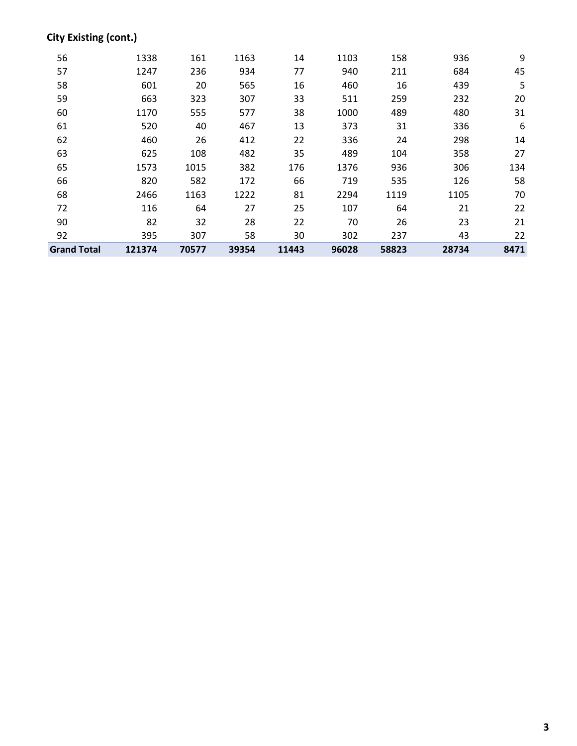**City Existing (cont.)**

| | | | | | | | | |
|---|---|---|---|---|---|---|---|---|
| 56 | 1338 | 161 | 1163 | 14 | 1103 | 158 | 936 | 9 |
| 57 | 1247 | 236 | 934 | 77 | 940 | 211 | 684 | 45 |
| 58 | 601 | 20 | 565 | 16 | 460 | 16 | 439 | 5 |
| 59 | 663 | 323 | 307 | 33 | 511 | 259 | 232 | 20 |
| 60 | 1170 | 555 | 577 | 38 | 1000 | 489 | 480 | 31 |
| 61 | 520 | 40 | 467 | 13 | 373 | 31 | 336 | 6 |
| 62 | 460 | 26 | 412 | 22 | 336 | 24 | 298 | 14 |
| 63 | 625 | 108 | 482 | 35 | 489 | 104 | 358 | 27 |
| 65 | 1573 | 1015 | 382 | 176 | 1376 | 936 | 306 | 134 |
| 66 | 820 | 582 | 172 | 66 | 719 | 535 | 126 | 58 |
| 68 | 2466 | 1163 | 1222 | 81 | 2294 | 1119 | 1105 | 70 |
| 72 | 116 | 64 | 27 | 25 | 107 | 64 | 21 | 22 |
| 90 | 82 | 32 | 28 | 22 | 70 | 26 | 23 | 21 |
| 92 | 395 | 307 | 58 | 30 | 302 | 237 | 43 | 22 |
| **Grand Total** | **121374** | **70577** | **39354** | **11443** | **96028** | **58823** | **28734** | **8471** |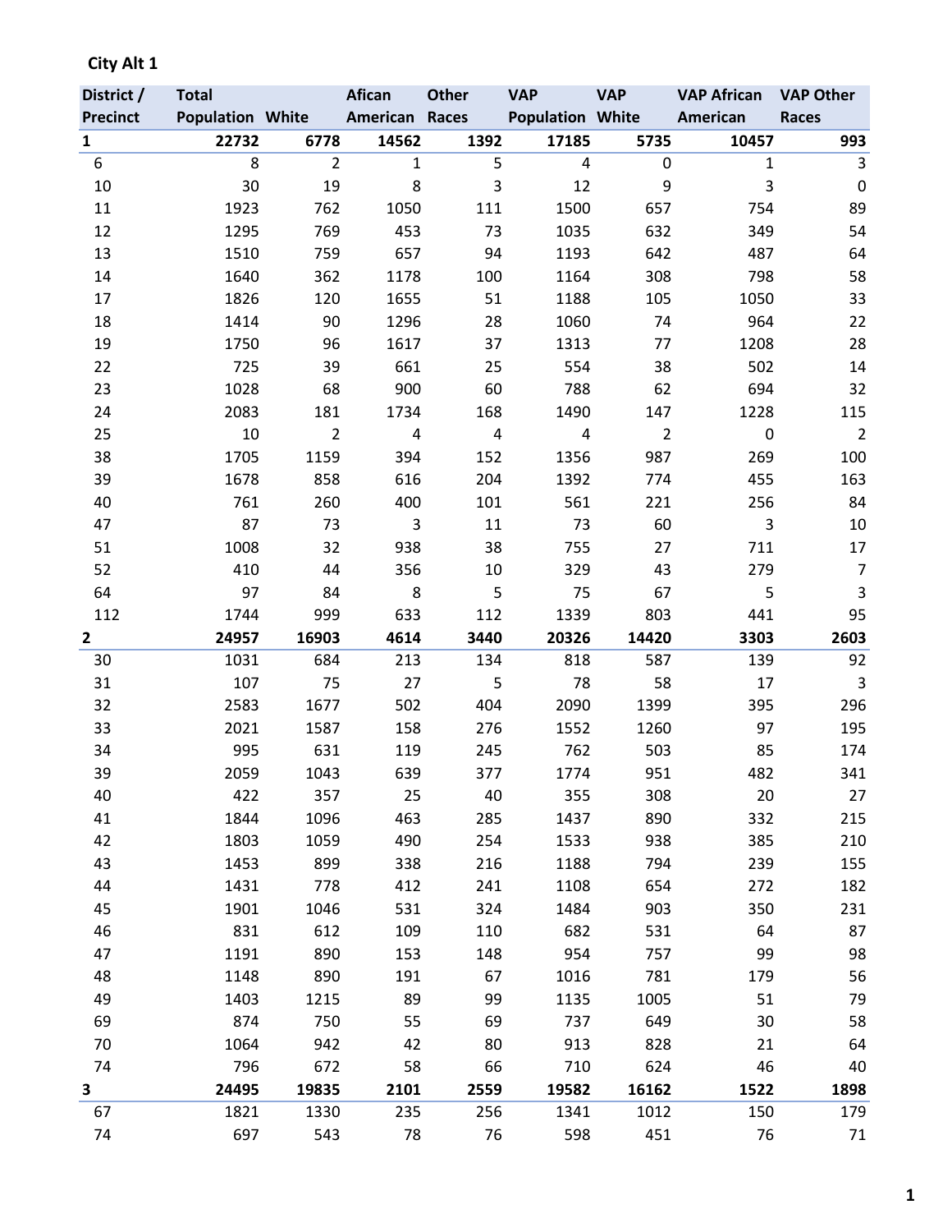**City Alt 1**

| District / Precinct | Total Population | White | Afican American | Other Races | VAP Population | VAP White | VAP African American | VAP Other Races |
|---|---|---|---|---|---|---|---|---|
| **1** | **22732** | **6778** | **14562** | **1392** | **17185** | **5735** | **10457** | **993** |
| 6 | 8 | 2 | 1 | 5 | 4 | 0 | 1 | 3 |
| 10 | 30 | 19 | 8 | 3 | 12 | 9 | 3 | 0 |
| 11 | 1923 | 762 | 1050 | 111 | 1500 | 657 | 754 | 89 |
| 12 | 1295 | 769 | 453 | 73 | 1035 | 632 | 349 | 54 |
| 13 | 1510 | 759 | 657 | 94 | 1193 | 642 | 487 | 64 |
| 14 | 1640 | 362 | 1178 | 100 | 1164 | 308 | 798 | 58 |
| 17 | 1826 | 120 | 1655 | 51 | 1188 | 105 | 1050 | 33 |
| 18 | 1414 | 90 | 1296 | 28 | 1060 | 74 | 964 | 22 |
| 19 | 1750 | 96 | 1617 | 37 | 1313 | 77 | 1208 | 28 |
| 22 | 725 | 39 | 661 | 25 | 554 | 38 | 502 | 14 |
| 23 | 1028 | 68 | 900 | 60 | 788 | 62 | 694 | 32 |
| 24 | 2083 | 181 | 1734 | 168 | 1490 | 147 | 1228 | 115 |
| 25 | 10 | 2 | 4 | 4 | 4 | 2 | 0 | 2 |
| 38 | 1705 | 1159 | 394 | 152 | 1356 | 987 | 269 | 100 |
| 39 | 1678 | 858 | 616 | 204 | 1392 | 774 | 455 | 163 |
| 40 | 761 | 260 | 400 | 101 | 561 | 221 | 256 | 84 |
| 47 | 87 | 73 | 3 | 11 | 73 | 60 | 3 | 10 |
| 51 | 1008 | 32 | 938 | 38 | 755 | 27 | 711 | 17 |
| 52 | 410 | 44 | 356 | 10 | 329 | 43 | 279 | 7 |
| 64 | 97 | 84 | 8 | 5 | 75 | 67 | 5 | 3 |
| 112 | 1744 | 999 | 633 | 112 | 1339 | 803 | 441 | 95 |
| **2** | **24957** | **16903** | **4614** | **3440** | **20326** | **14420** | **3303** | **2603** |
| 30 | 1031 | 684 | 213 | 134 | 818 | 587 | 139 | 92 |
| 31 | 107 | 75 | 27 | 5 | 78 | 58 | 17 | 3 |
| 32 | 2583 | 1677 | 502 | 404 | 2090 | 1399 | 395 | 296 |
| 33 | 2021 | 1587 | 158 | 276 | 1552 | 1260 | 97 | 195 |
| 34 | 995 | 631 | 119 | 245 | 762 | 503 | 85 | 174 |
| 39 | 2059 | 1043 | 639 | 377 | 1774 | 951 | 482 | 341 |
| 40 | 422 | 357 | 25 | 40 | 355 | 308 | 20 | 27 |
| 41 | 1844 | 1096 | 463 | 285 | 1437 | 890 | 332 | 215 |
| 42 | 1803 | 1059 | 490 | 254 | 1533 | 938 | 385 | 210 |
| 43 | 1453 | 899 | 338 | 216 | 1188 | 794 | 239 | 155 |
| 44 | 1431 | 778 | 412 | 241 | 1108 | 654 | 272 | 182 |
| 45 | 1901 | 1046 | 531 | 324 | 1484 | 903 | 350 | 231 |
| 46 | 831 | 612 | 109 | 110 | 682 | 531 | 64 | 87 |
| 47 | 1191 | 890 | 153 | 148 | 954 | 757 | 99 | 98 |
| 48 | 1148 | 890 | 191 | 67 | 1016 | 781 | 179 | 56 |
| 49 | 1403 | 1215 | 89 | 99 | 1135 | 1005 | 51 | 79 |
| 69 | 874 | 750 | 55 | 69 | 737 | 649 | 30 | 58 |
| 70 | 1064 | 942 | 42 | 80 | 913 | 828 | 21 | 64 |
| 74 | 796 | 672 | 58 | 66 | 710 | 624 | 46 | 40 |
| **3** | **24495** | **19835** | **2101** | **2559** | **19582** | **16162** | **1522** | **1898** |
| 67 | 1821 | 1330 | 235 | 256 | 1341 | 1012 | 150 | 179 |
| 74 | 697 | 543 | 78 | 76 | 598 | 451 | 76 | 71 |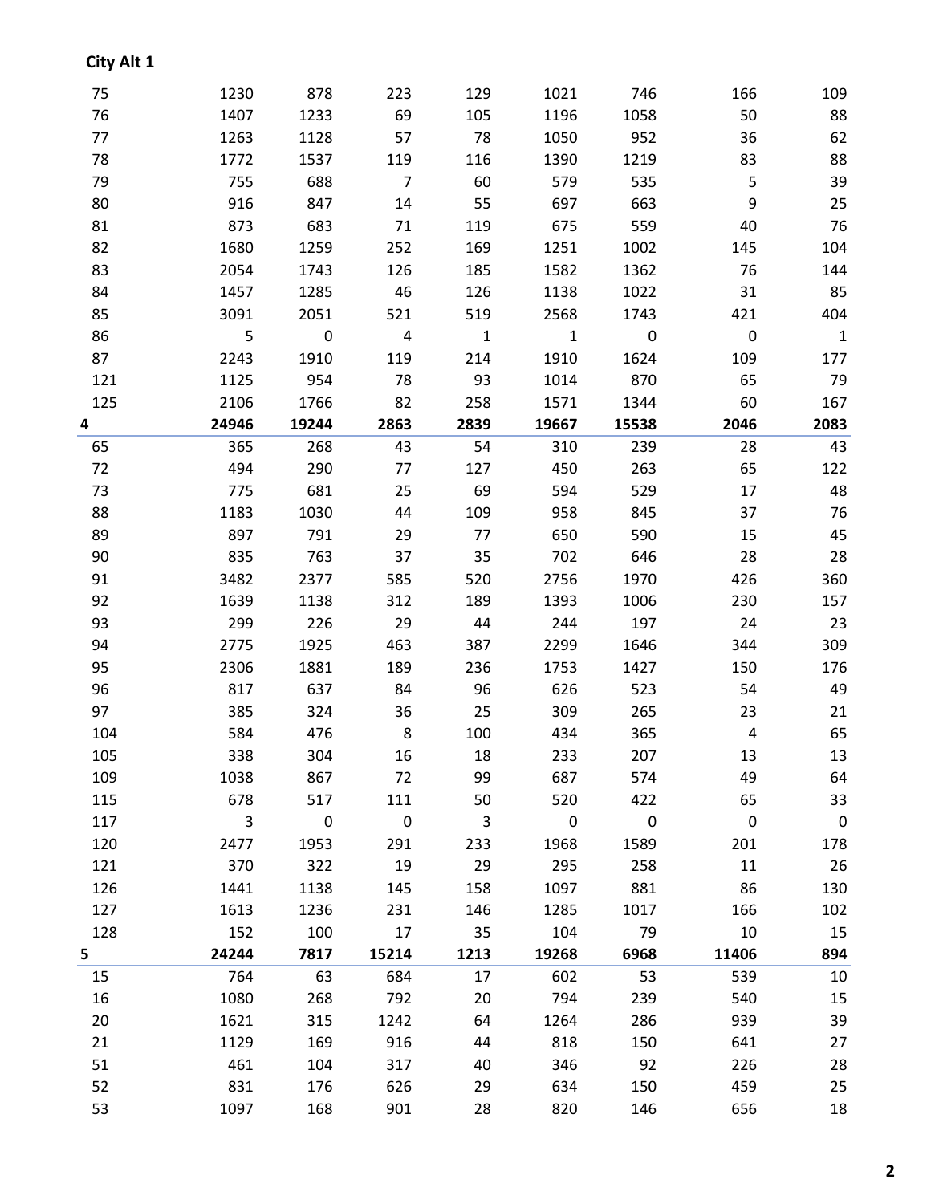**City Alt 1**

| | | | | | | | | |
|---|---|---|---|---|---|---|---|---|
| 75 | 1230 | 878 | 223 | 129 | 1021 | 746 | 166 | 109 |
| 76 | 1407 | 1233 | 69 | 105 | 1196 | 1058 | 50 | 88 |
| 77 | 1263 | 1128 | 57 | 78 | 1050 | 952 | 36 | 62 |
| 78 | 1772 | 1537 | 119 | 116 | 1390 | 1219 | 83 | 88 |
| 79 | 755 | 688 | 7 | 60 | 579 | 535 | 5 | 39 |
| 80 | 916 | 847 | 14 | 55 | 697 | 663 | 9 | 25 |
| 81 | 873 | 683 | 71 | 119 | 675 | 559 | 40 | 76 |
| 82 | 1680 | 1259 | 252 | 169 | 1251 | 1002 | 145 | 104 |
| 83 | 2054 | 1743 | 126 | 185 | 1582 | 1362 | 76 | 144 |
| 84 | 1457 | 1285 | 46 | 126 | 1138 | 1022 | 31 | 85 |
| 85 | 3091 | 2051 | 521 | 519 | 2568 | 1743 | 421 | 404 |
| 86 | 5 | 0 | 4 | 1 | 1 | 0 | 0 | 1 |
| 87 | 2243 | 1910 | 119 | 214 | 1910 | 1624 | 109 | 177 |
| 121 | 1125 | 954 | 78 | 93 | 1014 | 870 | 65 | 79 |
| 125 | 2106 | 1766 | 82 | 258 | 1571 | 1344 | 60 | 167 |
| **4** | **24946** | **19244** | **2863** | **2839** | **19667** | **15538** | **2046** | **2083** |
| 65 | 365 | 268 | 43 | 54 | 310 | 239 | 28 | 43 |
| 72 | 494 | 290 | 77 | 127 | 450 | 263 | 65 | 122 |
| 73 | 775 | 681 | 25 | 69 | 594 | 529 | 17 | 48 |
| 88 | 1183 | 1030 | 44 | 109 | 958 | 845 | 37 | 76 |
| 89 | 897 | 791 | 29 | 77 | 650 | 590 | 15 | 45 |
| 90 | 835 | 763 | 37 | 35 | 702 | 646 | 28 | 28 |
| 91 | 3482 | 2377 | 585 | 520 | 2756 | 1970 | 426 | 360 |
| 92 | 1639 | 1138 | 312 | 189 | 1393 | 1006 | 230 | 157 |
| 93 | 299 | 226 | 29 | 44 | 244 | 197 | 24 | 23 |
| 94 | 2775 | 1925 | 463 | 387 | 2299 | 1646 | 344 | 309 |
| 95 | 2306 | 1881 | 189 | 236 | 1753 | 1427 | 150 | 176 |
| 96 | 817 | 637 | 84 | 96 | 626 | 523 | 54 | 49 |
| 97 | 385 | 324 | 36 | 25 | 309 | 265 | 23 | 21 |
| 104 | 584 | 476 | 8 | 100 | 434 | 365 | 4 | 65 |
| 105 | 338 | 304 | 16 | 18 | 233 | 207 | 13 | 13 |
| 109 | 1038 | 867 | 72 | 99 | 687 | 574 | 49 | 64 |
| 115 | 678 | 517 | 111 | 50 | 520 | 422 | 65 | 33 |
| 117 | 3 | 0 | 0 | 3 | 0 | 0 | 0 | 0 |
| 120 | 2477 | 1953 | 291 | 233 | 1968 | 1589 | 201 | 178 |
| 121 | 370 | 322 | 19 | 29 | 295 | 258 | 11 | 26 |
| 126 | 1441 | 1138 | 145 | 158 | 1097 | 881 | 86 | 130 |
| 127 | 1613 | 1236 | 231 | 146 | 1285 | 1017 | 166 | 102 |
| 128 | 152 | 100 | 17 | 35 | 104 | 79 | 10 | 15 |
| **5** | **24244** | **7817** | **15214** | **1213** | **19268** | **6968** | **11406** | **894** |
| 15 | 764 | 63 | 684 | 17 | 602 | 53 | 539 | 10 |
| 16 | 1080 | 268 | 792 | 20 | 794 | 239 | 540 | 15 |
| 20 | 1621 | 315 | 1242 | 64 | 1264 | 286 | 939 | 39 |
| 21 | 1129 | 169 | 916 | 44 | 818 | 150 | 641 | 27 |
| 51 | 461 | 104 | 317 | 40 | 346 | 92 | 226 | 28 |
| 52 | 831 | 176 | 626 | 29 | 634 | 150 | 459 | 25 |
| 53 | 1097 | 168 | 901 | 28 | 820 | 146 | 656 | 18 |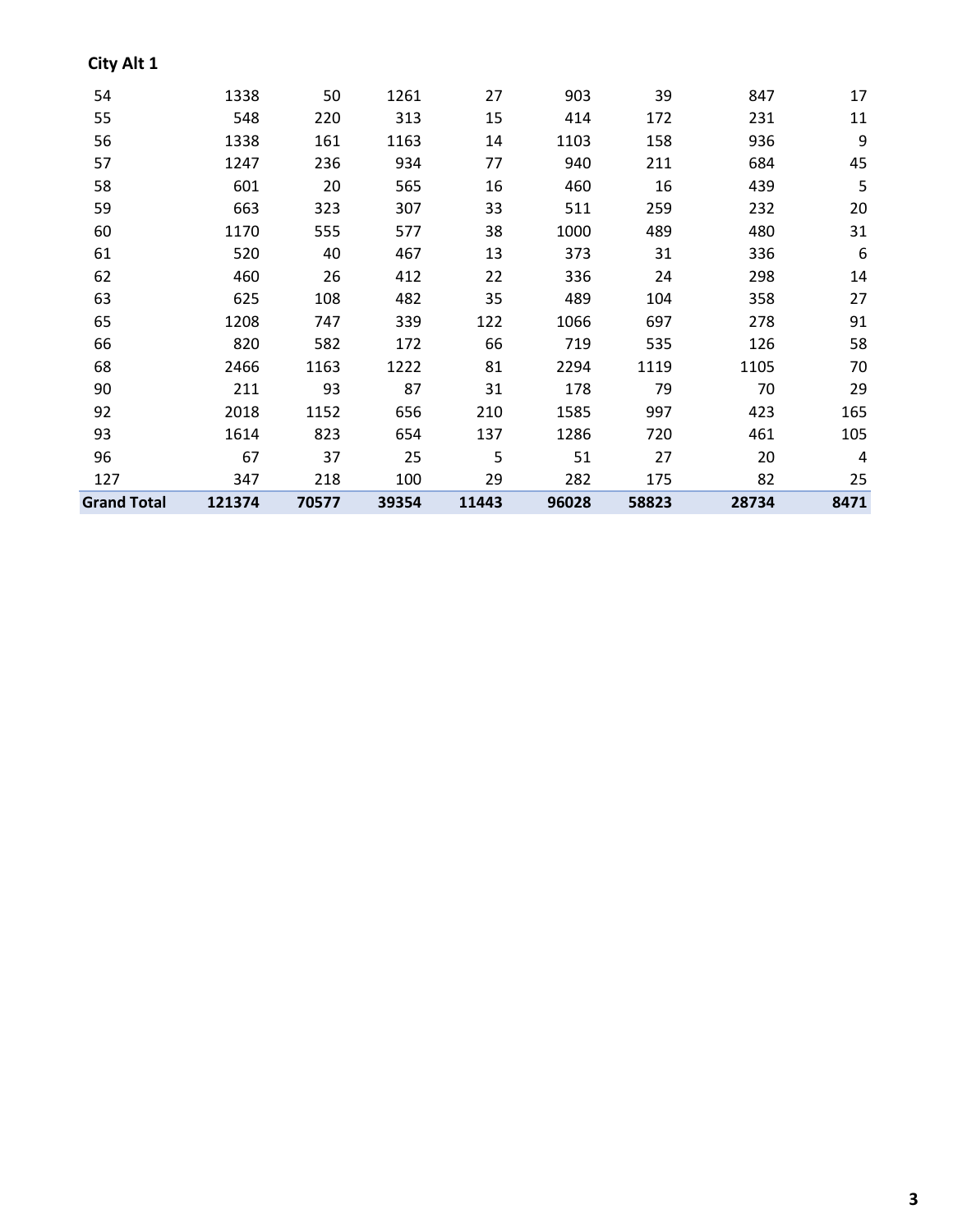**City Alt 1**

| | | | | | | | | |
|---|---|---|---|---|---|---|---|---|
| 54 | 1338 | 50 | 1261 | 27 | 903 | 39 | 847 | 17 |
| 55 | 548 | 220 | 313 | 15 | 414 | 172 | 231 | 11 |
| 56 | 1338 | 161 | 1163 | 14 | 1103 | 158 | 936 | 9 |
| 57 | 1247 | 236 | 934 | 77 | 940 | 211 | 684 | 45 |
| 58 | 601 | 20 | 565 | 16 | 460 | 16 | 439 | 5 |
| 59 | 663 | 323 | 307 | 33 | 511 | 259 | 232 | 20 |
| 60 | 1170 | 555 | 577 | 38 | 1000 | 489 | 480 | 31 |
| 61 | 520 | 40 | 467 | 13 | 373 | 31 | 336 | 6 |
| 62 | 460 | 26 | 412 | 22 | 336 | 24 | 298 | 14 |
| 63 | 625 | 108 | 482 | 35 | 489 | 104 | 358 | 27 |
| 65 | 1208 | 747 | 339 | 122 | 1066 | 697 | 278 | 91 |
| 66 | 820 | 582 | 172 | 66 | 719 | 535 | 126 | 58 |
| 68 | 2466 | 1163 | 1222 | 81 | 2294 | 1119 | 1105 | 70 |
| 90 | 211 | 93 | 87 | 31 | 178 | 79 | 70 | 29 |
| 92 | 2018 | 1152 | 656 | 210 | 1585 | 997 | 423 | 165 |
| 93 | 1614 | 823 | 654 | 137 | 1286 | 720 | 461 | 105 |
| 96 | 67 | 37 | 25 | 5 | 51 | 27 | 20 | 4 |
| 127 | 347 | 218 | 100 | 29 | 282 | 175 | 82 | 25 |
| **Grand Total** | **121374** | **70577** | **39354** | **11443** | **96028** | **58823** | **28734** | **8471** |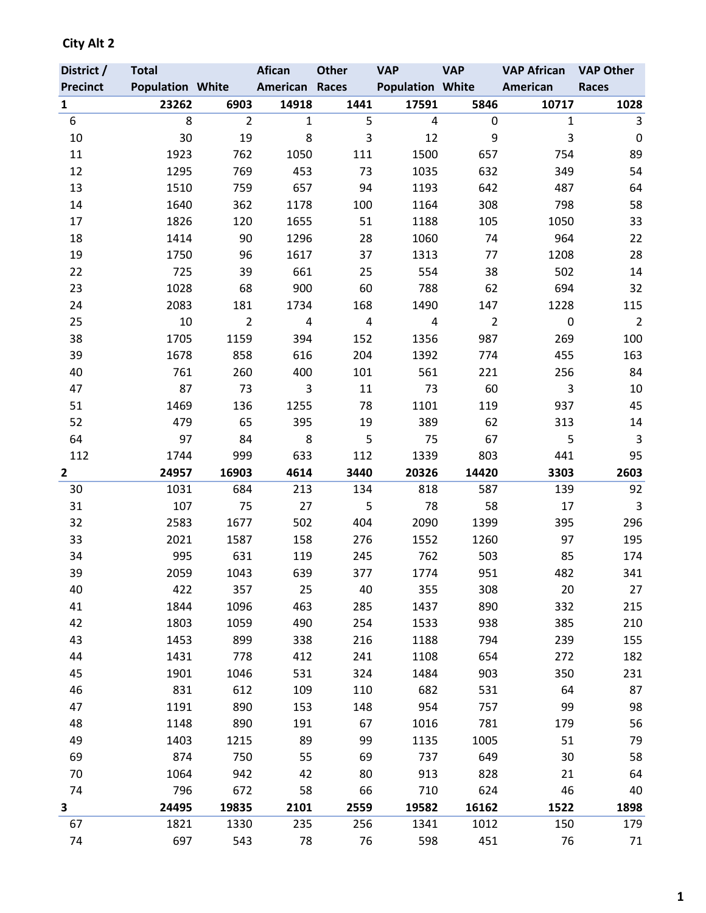**City Alt 2**

| District / Precinct | Total Population | White | Afican American | Other Races | VAP Population | VAP White | VAP African American | VAP Other Races |
|---|---|---|---|---|---|---|---|---|
| **1** | **23262** | **6903** | **14918** | **1441** | **17591** | **5846** | **10717** | **1028** |
| 6 | 8 | 2 | 1 | 5 | 4 | 0 | 1 | 3 |
| 10 | 30 | 19 | 8 | 3 | 12 | 9 | 3 | 0 |
| 11 | 1923 | 762 | 1050 | 111 | 1500 | 657 | 754 | 89 |
| 12 | 1295 | 769 | 453 | 73 | 1035 | 632 | 349 | 54 |
| 13 | 1510 | 759 | 657 | 94 | 1193 | 642 | 487 | 64 |
| 14 | 1640 | 362 | 1178 | 100 | 1164 | 308 | 798 | 58 |
| 17 | 1826 | 120 | 1655 | 51 | 1188 | 105 | 1050 | 33 |
| 18 | 1414 | 90 | 1296 | 28 | 1060 | 74 | 964 | 22 |
| 19 | 1750 | 96 | 1617 | 37 | 1313 | 77 | 1208 | 28 |
| 22 | 725 | 39 | 661 | 25 | 554 | 38 | 502 | 14 |
| 23 | 1028 | 68 | 900 | 60 | 788 | 62 | 694 | 32 |
| 24 | 2083 | 181 | 1734 | 168 | 1490 | 147 | 1228 | 115 |
| 25 | 10 | 2 | 4 | 4 | 4 | 2 | 0 | 2 |
| 38 | 1705 | 1159 | 394 | 152 | 1356 | 987 | 269 | 100 |
| 39 | 1678 | 858 | 616 | 204 | 1392 | 774 | 455 | 163 |
| 40 | 761 | 260 | 400 | 101 | 561 | 221 | 256 | 84 |
| 47 | 87 | 73 | 3 | 11 | 73 | 60 | 3 | 10 |
| 51 | 1469 | 136 | 1255 | 78 | 1101 | 119 | 937 | 45 |
| 52 | 479 | 65 | 395 | 19 | 389 | 62 | 313 | 14 |
| 64 | 97 | 84 | 8 | 5 | 75 | 67 | 5 | 3 |
| 112 | 1744 | 999 | 633 | 112 | 1339 | 803 | 441 | 95 |
| **2** | **24957** | **16903** | **4614** | **3440** | **20326** | **14420** | **3303** | **2603** |
| 30 | 1031 | 684 | 213 | 134 | 818 | 587 | 139 | 92 |
| 31 | 107 | 75 | 27 | 5 | 78 | 58 | 17 | 3 |
| 32 | 2583 | 1677 | 502 | 404 | 2090 | 1399 | 395 | 296 |
| 33 | 2021 | 1587 | 158 | 276 | 1552 | 1260 | 97 | 195 |
| 34 | 995 | 631 | 119 | 245 | 762 | 503 | 85 | 174 |
| 39 | 2059 | 1043 | 639 | 377 | 1774 | 951 | 482 | 341 |
| 40 | 422 | 357 | 25 | 40 | 355 | 308 | 20 | 27 |
| 41 | 1844 | 1096 | 463 | 285 | 1437 | 890 | 332 | 215 |
| 42 | 1803 | 1059 | 490 | 254 | 1533 | 938 | 385 | 210 |
| 43 | 1453 | 899 | 338 | 216 | 1188 | 794 | 239 | 155 |
| 44 | 1431 | 778 | 412 | 241 | 1108 | 654 | 272 | 182 |
| 45 | 1901 | 1046 | 531 | 324 | 1484 | 903 | 350 | 231 |
| 46 | 831 | 612 | 109 | 110 | 682 | 531 | 64 | 87 |
| 47 | 1191 | 890 | 153 | 148 | 954 | 757 | 99 | 98 |
| 48 | 1148 | 890 | 191 | 67 | 1016 | 781 | 179 | 56 |
| 49 | 1403 | 1215 | 89 | 99 | 1135 | 1005 | 51 | 79 |
| 69 | 874 | 750 | 55 | 69 | 737 | 649 | 30 | 58 |
| 70 | 1064 | 942 | 42 | 80 | 913 | 828 | 21 | 64 |
| 74 | 796 | 672 | 58 | 66 | 710 | 624 | 46 | 40 |
| **3** | **24495** | **19835** | **2101** | **2559** | **19582** | **16162** | **1522** | **1898** |
| 67 | 1821 | 1330 | 235 | 256 | 1341 | 1012 | 150 | 179 |
| 74 | 697 | 543 | 78 | 76 | 598 | 451 | 76 | 71 |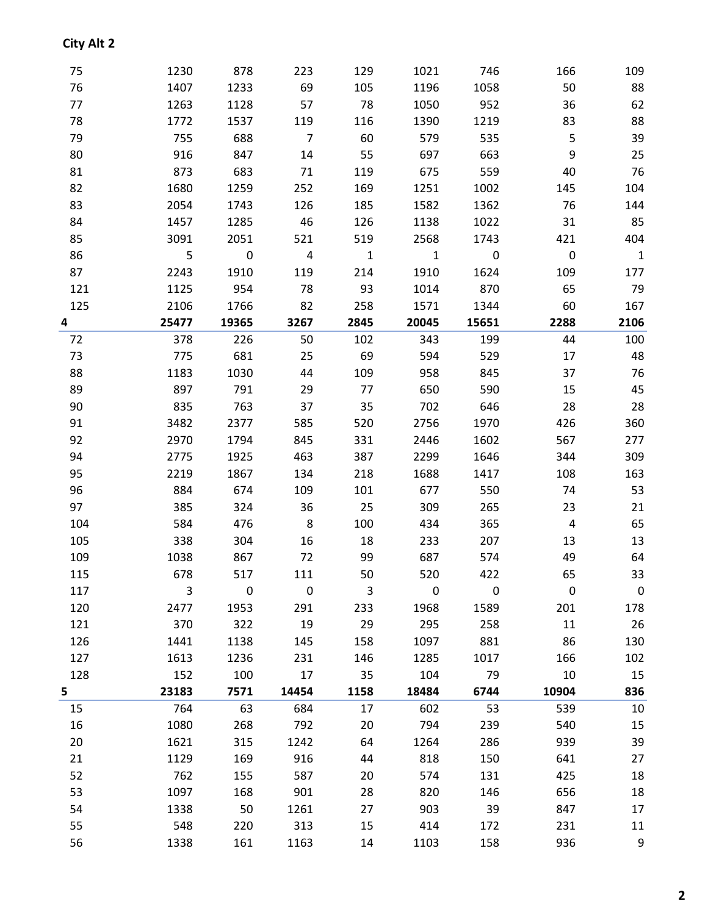**City Alt 2**

| | | | | | | | | |
|---|---|---|---|---|---|---|---|---|
| 75 | 1230 | 878 | 223 | 129 | 1021 | 746 | 166 | 109 |
| 76 | 1407 | 1233 | 69 | 105 | 1196 | 1058 | 50 | 88 |
| 77 | 1263 | 1128 | 57 | 78 | 1050 | 952 | 36 | 62 |
| 78 | 1772 | 1537 | 119 | 116 | 1390 | 1219 | 83 | 88 |
| 79 | 755 | 688 | 7 | 60 | 579 | 535 | 5 | 39 |
| 80 | 916 | 847 | 14 | 55 | 697 | 663 | 9 | 25 |
| 81 | 873 | 683 | 71 | 119 | 675 | 559 | 40 | 76 |
| 82 | 1680 | 1259 | 252 | 169 | 1251 | 1002 | 145 | 104 |
| 83 | 2054 | 1743 | 126 | 185 | 1582 | 1362 | 76 | 144 |
| 84 | 1457 | 1285 | 46 | 126 | 1138 | 1022 | 31 | 85 |
| 85 | 3091 | 2051 | 521 | 519 | 2568 | 1743 | 421 | 404 |
| 86 | 5 | 0 | 4 | 1 | 1 | 0 | 0 | 1 |
| 87 | 2243 | 1910 | 119 | 214 | 1910 | 1624 | 109 | 177 |
| 121 | 1125 | 954 | 78 | 93 | 1014 | 870 | 65 | 79 |
| 125 | 2106 | 1766 | 82 | 258 | 1571 | 1344 | 60 | 167 |
| **4** | **25477** | **19365** | **3267** | **2845** | **20045** | **15651** | **2288** | **2106** |
| 72 | 378 | 226 | 50 | 102 | 343 | 199 | 44 | 100 |
| 73 | 775 | 681 | 25 | 69 | 594 | 529 | 17 | 48 |
| 88 | 1183 | 1030 | 44 | 109 | 958 | 845 | 37 | 76 |
| 89 | 897 | 791 | 29 | 77 | 650 | 590 | 15 | 45 |
| 90 | 835 | 763 | 37 | 35 | 702 | 646 | 28 | 28 |
| 91 | 3482 | 2377 | 585 | 520 | 2756 | 1970 | 426 | 360 |
| 92 | 2970 | 1794 | 845 | 331 | 2446 | 1602 | 567 | 277 |
| 94 | 2775 | 1925 | 463 | 387 | 2299 | 1646 | 344 | 309 |
| 95 | 2219 | 1867 | 134 | 218 | 1688 | 1417 | 108 | 163 |
| 96 | 884 | 674 | 109 | 101 | 677 | 550 | 74 | 53 |
| 97 | 385 | 324 | 36 | 25 | 309 | 265 | 23 | 21 |
| 104 | 584 | 476 | 8 | 100 | 434 | 365 | 4 | 65 |
| 105 | 338 | 304 | 16 | 18 | 233 | 207 | 13 | 13 |
| 109 | 1038 | 867 | 72 | 99 | 687 | 574 | 49 | 64 |
| 115 | 678 | 517 | 111 | 50 | 520 | 422 | 65 | 33 |
| 117 | 3 | 0 | 0 | 3 | 0 | 0 | 0 | 0 |
| 120 | 2477 | 1953 | 291 | 233 | 1968 | 1589 | 201 | 178 |
| 121 | 370 | 322 | 19 | 29 | 295 | 258 | 11 | 26 |
| 126 | 1441 | 1138 | 145 | 158 | 1097 | 881 | 86 | 130 |
| 127 | 1613 | 1236 | 231 | 146 | 1285 | 1017 | 166 | 102 |
| 128 | 152 | 100 | 17 | 35 | 104 | 79 | 10 | 15 |
| **5** | **23183** | **7571** | **14454** | **1158** | **18484** | **6744** | **10904** | **836** |
| 15 | 764 | 63 | 684 | 17 | 602 | 53 | 539 | 10 |
| 16 | 1080 | 268 | 792 | 20 | 794 | 239 | 540 | 15 |
| 20 | 1621 | 315 | 1242 | 64 | 1264 | 286 | 939 | 39 |
| 21 | 1129 | 169 | 916 | 44 | 818 | 150 | 641 | 27 |
| 52 | 762 | 155 | 587 | 20 | 574 | 131 | 425 | 18 |
| 53 | 1097 | 168 | 901 | 28 | 820 | 146 | 656 | 18 |
| 54 | 1338 | 50 | 1261 | 27 | 903 | 39 | 847 | 17 |
| 55 | 548 | 220 | 313 | 15 | 414 | 172 | 231 | 11 |
| 56 | 1338 | 161 | 1163 | 14 | 1103 | 158 | 936 | 9 |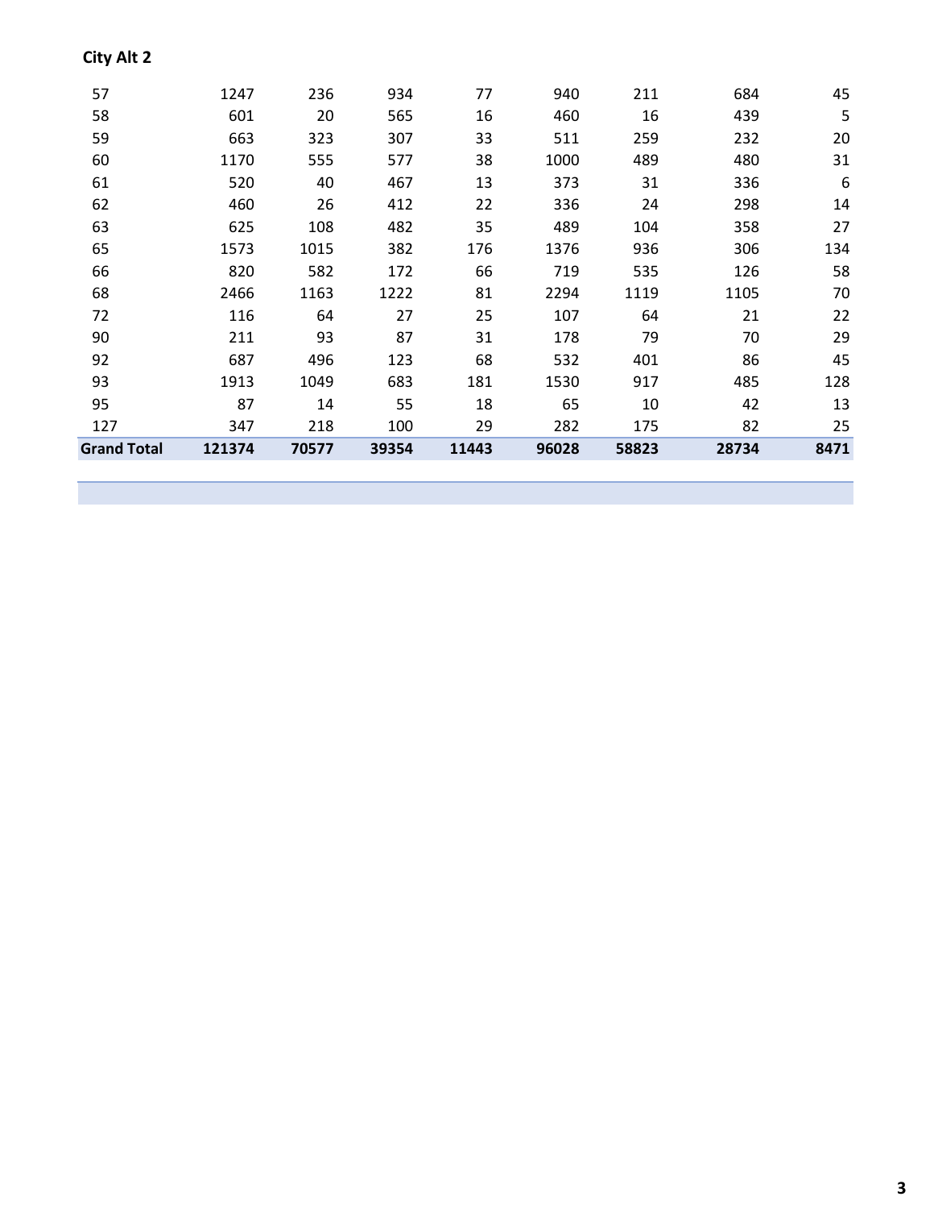**City Alt 2**

| | | | | | | | | |
|---|---|---|---|---|---|---|---|---|
| 57 | 1247 | 236 | 934 | 77 | 940 | 211 | 684 | 45 |
| 58 | 601 | 20 | 565 | 16 | 460 | 16 | 439 | 5 |
| 59 | 663 | 323 | 307 | 33 | 511 | 259 | 232 | 20 |
| 60 | 1170 | 555 | 577 | 38 | 1000 | 489 | 480 | 31 |
| 61 | 520 | 40 | 467 | 13 | 373 | 31 | 336 | 6 |
| 62 | 460 | 26 | 412 | 22 | 336 | 24 | 298 | 14 |
| 63 | 625 | 108 | 482 | 35 | 489 | 104 | 358 | 27 |
| 65 | 1573 | 1015 | 382 | 176 | 1376 | 936 | 306 | 134 |
| 66 | 820 | 582 | 172 | 66 | 719 | 535 | 126 | 58 |
| 68 | 2466 | 1163 | 1222 | 81 | 2294 | 1119 | 1105 | 70 |
| 72 | 116 | 64 | 27 | 25 | 107 | 64 | 21 | 22 |
| 90 | 211 | 93 | 87 | 31 | 178 | 79 | 70 | 29 |
| 92 | 687 | 496 | 123 | 68 | 532 | 401 | 86 | 45 |
| 93 | 1913 | 1049 | 683 | 181 | 1530 | 917 | 485 | 128 |
| 95 | 87 | 14 | 55 | 18 | 65 | 10 | 42 | 13 |
| 127 | 347 | 218 | 100 | 29 | 282 | 175 | 82 | 25 |
| **Grand Total** | **121374** | **70577** | **39354** | **11443** | **96028** | **58823** | **28734** | **8471** |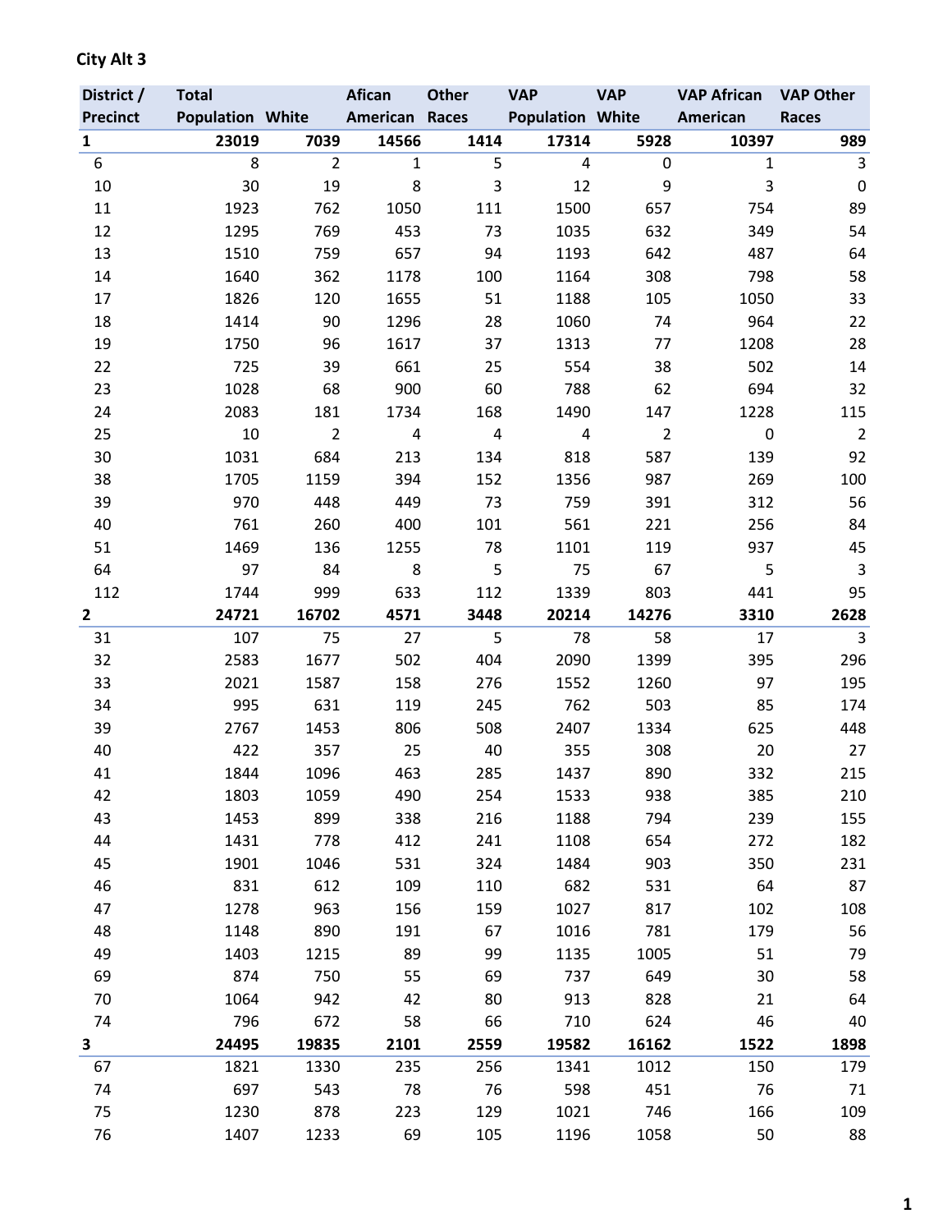**City Alt 3**

| District / Precinct | Total Population | White | Afican American | Other Races | VAP Population | VAP White | VAP African American | VAP Other Races |
|---|---|---|---|---|---|---|---|---|
| **1** | **23019** | **7039** | **14566** | **1414** | **17314** | **5928** | **10397** | **989** |
| 6 | 8 | 2 | 1 | 5 | 4 | 0 | 1 | 3 |
| 10 | 30 | 19 | 8 | 3 | 12 | 9 | 3 | 0 |
| 11 | 1923 | 762 | 1050 | 111 | 1500 | 657 | 754 | 89 |
| 12 | 1295 | 769 | 453 | 73 | 1035 | 632 | 349 | 54 |
| 13 | 1510 | 759 | 657 | 94 | 1193 | 642 | 487 | 64 |
| 14 | 1640 | 362 | 1178 | 100 | 1164 | 308 | 798 | 58 |
| 17 | 1826 | 120 | 1655 | 51 | 1188 | 105 | 1050 | 33 |
| 18 | 1414 | 90 | 1296 | 28 | 1060 | 74 | 964 | 22 |
| 19 | 1750 | 96 | 1617 | 37 | 1313 | 77 | 1208 | 28 |
| 22 | 725 | 39 | 661 | 25 | 554 | 38 | 502 | 14 |
| 23 | 1028 | 68 | 900 | 60 | 788 | 62 | 694 | 32 |
| 24 | 2083 | 181 | 1734 | 168 | 1490 | 147 | 1228 | 115 |
| 25 | 10 | 2 | 4 | 4 | 4 | 2 | 0 | 2 |
| 30 | 1031 | 684 | 213 | 134 | 818 | 587 | 139 | 92 |
| 38 | 1705 | 1159 | 394 | 152 | 1356 | 987 | 269 | 100 |
| 39 | 970 | 448 | 449 | 73 | 759 | 391 | 312 | 56 |
| 40 | 761 | 260 | 400 | 101 | 561 | 221 | 256 | 84 |
| 51 | 1469 | 136 | 1255 | 78 | 1101 | 119 | 937 | 45 |
| 64 | 97 | 84 | 8 | 5 | 75 | 67 | 5 | 3 |
| 112 | 1744 | 999 | 633 | 112 | 1339 | 803 | 441 | 95 |
| **2** | **24721** | **16702** | **4571** | **3448** | **20214** | **14276** | **3310** | **2628** |
| 31 | 107 | 75 | 27 | 5 | 78 | 58 | 17 | 3 |
| 32 | 2583 | 1677 | 502 | 404 | 2090 | 1399 | 395 | 296 |
| 33 | 2021 | 1587 | 158 | 276 | 1552 | 1260 | 97 | 195 |
| 34 | 995 | 631 | 119 | 245 | 762 | 503 | 85 | 174 |
| 39 | 2767 | 1453 | 806 | 508 | 2407 | 1334 | 625 | 448 |
| 40 | 422 | 357 | 25 | 40 | 355 | 308 | 20 | 27 |
| 41 | 1844 | 1096 | 463 | 285 | 1437 | 890 | 332 | 215 |
| 42 | 1803 | 1059 | 490 | 254 | 1533 | 938 | 385 | 210 |
| 43 | 1453 | 899 | 338 | 216 | 1188 | 794 | 239 | 155 |
| 44 | 1431 | 778 | 412 | 241 | 1108 | 654 | 272 | 182 |
| 45 | 1901 | 1046 | 531 | 324 | 1484 | 903 | 350 | 231 |
| 46 | 831 | 612 | 109 | 110 | 682 | 531 | 64 | 87 |
| 47 | 1278 | 963 | 156 | 159 | 1027 | 817 | 102 | 108 |
| 48 | 1148 | 890 | 191 | 67 | 1016 | 781 | 179 | 56 |
| 49 | 1403 | 1215 | 89 | 99 | 1135 | 1005 | 51 | 79 |
| 69 | 874 | 750 | 55 | 69 | 737 | 649 | 30 | 58 |
| 70 | 1064 | 942 | 42 | 80 | 913 | 828 | 21 | 64 |
| 74 | 796 | 672 | 58 | 66 | 710 | 624 | 46 | 40 |
| **3** | **24495** | **19835** | **2101** | **2559** | **19582** | **16162** | **1522** | **1898** |
| 67 | 1821 | 1330 | 235 | 256 | 1341 | 1012 | 150 | 179 |
| 74 | 697 | 543 | 78 | 76 | 598 | 451 | 76 | 71 |
| 75 | 1230 | 878 | 223 | 129 | 1021 | 746 | 166 | 109 |
| 76 | 1407 | 1233 | 69 | 105 | 1196 | 1058 | 50 | 88 |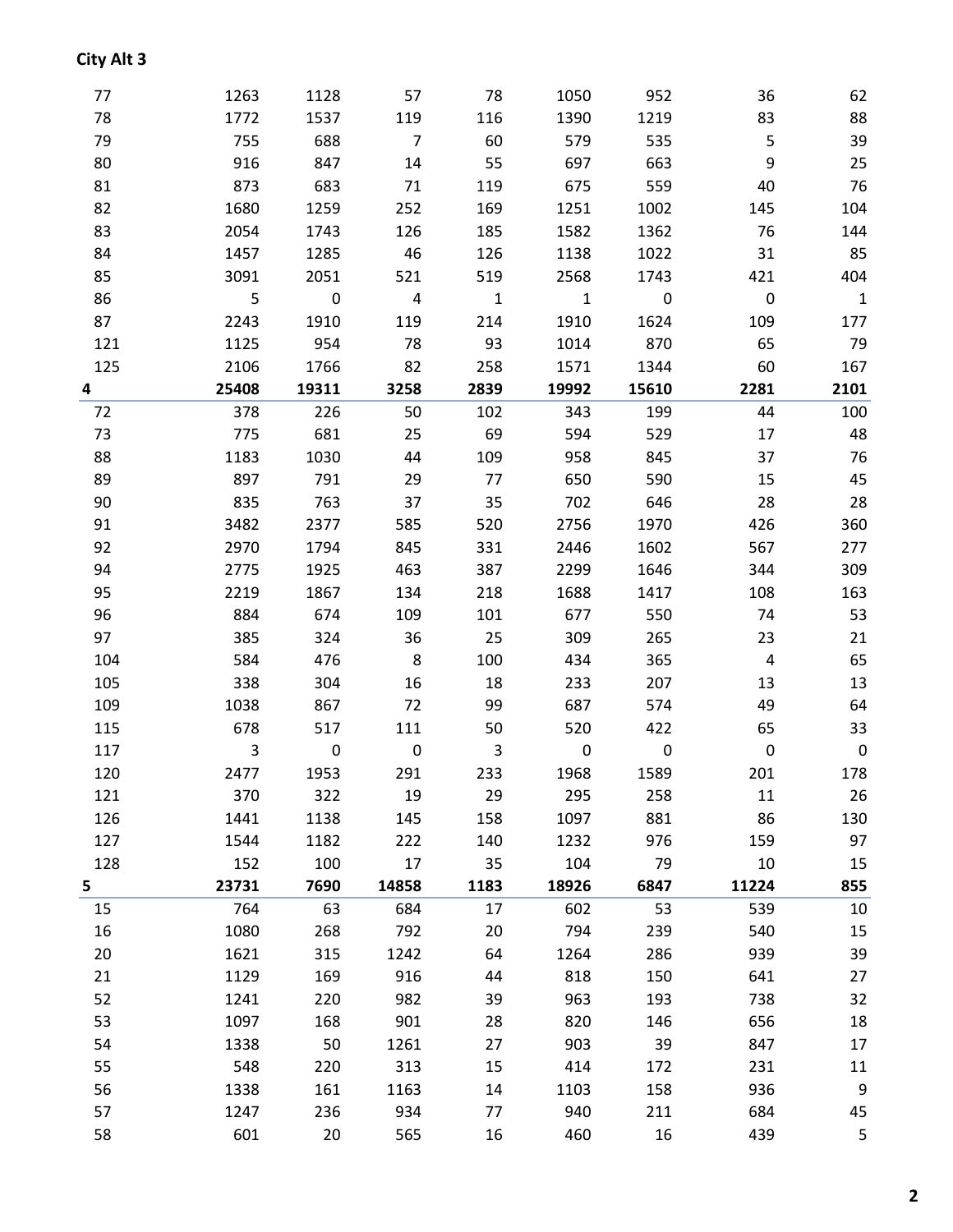**City Alt 3**

| | | | | | | | | |
|---|---|---|---|---|---|---|---|---|
| 77 | 1263 | 1128 | 57 | 78 | 1050 | 952 | 36 | 62 |
| 78 | 1772 | 1537 | 119 | 116 | 1390 | 1219 | 83 | 88 |
| 79 | 755 | 688 | 7 | 60 | 579 | 535 | 5 | 39 |
| 80 | 916 | 847 | 14 | 55 | 697 | 663 | 9 | 25 |
| 81 | 873 | 683 | 71 | 119 | 675 | 559 | 40 | 76 |
| 82 | 1680 | 1259 | 252 | 169 | 1251 | 1002 | 145 | 104 |
| 83 | 2054 | 1743 | 126 | 185 | 1582 | 1362 | 76 | 144 |
| 84 | 1457 | 1285 | 46 | 126 | 1138 | 1022 | 31 | 85 |
| 85 | 3091 | 2051 | 521 | 519 | 2568 | 1743 | 421 | 404 |
| 86 | 5 | 0 | 4 | 1 | 1 | 0 | 0 | 1 |
| 87 | 2243 | 1910 | 119 | 214 | 1910 | 1624 | 109 | 177 |
| 121 | 1125 | 954 | 78 | 93 | 1014 | 870 | 65 | 79 |
| 125 | 2106 | 1766 | 82 | 258 | 1571 | 1344 | 60 | 167 |
| **4** | **25408** | **19311** | **3258** | **2839** | **19992** | **15610** | **2281** | **2101** |
| 72 | 378 | 226 | 50 | 102 | 343 | 199 | 44 | 100 |
| 73 | 775 | 681 | 25 | 69 | 594 | 529 | 17 | 48 |
| 88 | 1183 | 1030 | 44 | 109 | 958 | 845 | 37 | 76 |
| 89 | 897 | 791 | 29 | 77 | 650 | 590 | 15 | 45 |
| 90 | 835 | 763 | 37 | 35 | 702 | 646 | 28 | 28 |
| 91 | 3482 | 2377 | 585 | 520 | 2756 | 1970 | 426 | 360 |
| 92 | 2970 | 1794 | 845 | 331 | 2446 | 1602 | 567 | 277 |
| 94 | 2775 | 1925 | 463 | 387 | 2299 | 1646 | 344 | 309 |
| 95 | 2219 | 1867 | 134 | 218 | 1688 | 1417 | 108 | 163 |
| 96 | 884 | 674 | 109 | 101 | 677 | 550 | 74 | 53 |
| 97 | 385 | 324 | 36 | 25 | 309 | 265 | 23 | 21 |
| 104 | 584 | 476 | 8 | 100 | 434 | 365 | 4 | 65 |
| 105 | 338 | 304 | 16 | 18 | 233 | 207 | 13 | 13 |
| 109 | 1038 | 867 | 72 | 99 | 687 | 574 | 49 | 64 |
| 115 | 678 | 517 | 111 | 50 | 520 | 422 | 65 | 33 |
| 117 | 3 | 0 | 0 | 3 | 0 | 0 | 0 | 0 |
| 120 | 2477 | 1953 | 291 | 233 | 1968 | 1589 | 201 | 178 |
| 121 | 370 | 322 | 19 | 29 | 295 | 258 | 11 | 26 |
| 126 | 1441 | 1138 | 145 | 158 | 1097 | 881 | 86 | 130 |
| 127 | 1544 | 1182 | 222 | 140 | 1232 | 976 | 159 | 97 |
| 128 | 152 | 100 | 17 | 35 | 104 | 79 | 10 | 15 |
| **5** | **23731** | **7690** | **14858** | **1183** | **18926** | **6847** | **11224** | **855** |
| 15 | 764 | 63 | 684 | 17 | 602 | 53 | 539 | 10 |
| 16 | 1080 | 268 | 792 | 20 | 794 | 239 | 540 | 15 |
| 20 | 1621 | 315 | 1242 | 64 | 1264 | 286 | 939 | 39 |
| 21 | 1129 | 169 | 916 | 44 | 818 | 150 | 641 | 27 |
| 52 | 1241 | 220 | 982 | 39 | 963 | 193 | 738 | 32 |
| 53 | 1097 | 168 | 901 | 28 | 820 | 146 | 656 | 18 |
| 54 | 1338 | 50 | 1261 | 27 | 903 | 39 | 847 | 17 |
| 55 | 548 | 220 | 313 | 15 | 414 | 172 | 231 | 11 |
| 56 | 1338 | 161 | 1163 | 14 | 1103 | 158 | 936 | 9 |
| 57 | 1247 | 236 | 934 | 77 | 940 | 211 | 684 | 45 |
| 58 | 601 | 20 | 565 | 16 | 460 | 16 | 439 | 5 |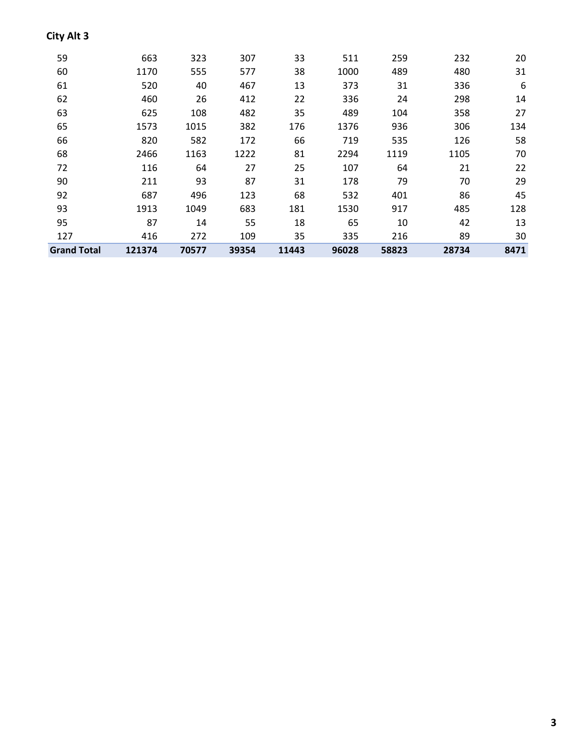**City Alt 3**

| | | | | | | | | |
|---|---|---|---|---|---|---|---|---|
| 59 | 663 | 323 | 307 | 33 | 511 | 259 | 232 | 20 |
| 60 | 1170 | 555 | 577 | 38 | 1000 | 489 | 480 | 31 |
| 61 | 520 | 40 | 467 | 13 | 373 | 31 | 336 | 6 |
| 62 | 460 | 26 | 412 | 22 | 336 | 24 | 298 | 14 |
| 63 | 625 | 108 | 482 | 35 | 489 | 104 | 358 | 27 |
| 65 | 1573 | 1015 | 382 | 176 | 1376 | 936 | 306 | 134 |
| 66 | 820 | 582 | 172 | 66 | 719 | 535 | 126 | 58 |
| 68 | 2466 | 1163 | 1222 | 81 | 2294 | 1119 | 1105 | 70 |
| 72 | 116 | 64 | 27 | 25 | 107 | 64 | 21 | 22 |
| 90 | 211 | 93 | 87 | 31 | 178 | 79 | 70 | 29 |
| 92 | 687 | 496 | 123 | 68 | 532 | 401 | 86 | 45 |
| 93 | 1913 | 1049 | 683 | 181 | 1530 | 917 | 485 | 128 |
| 95 | 87 | 14 | 55 | 18 | 65 | 10 | 42 | 13 |
| 127 | 416 | 272 | 109 | 35 | 335 | 216 | 89 | 30 |
| **Grand Total** | **121374** | **70577** | **39354** | **11443** | **96028** | **58823** | **28734** | **8471** |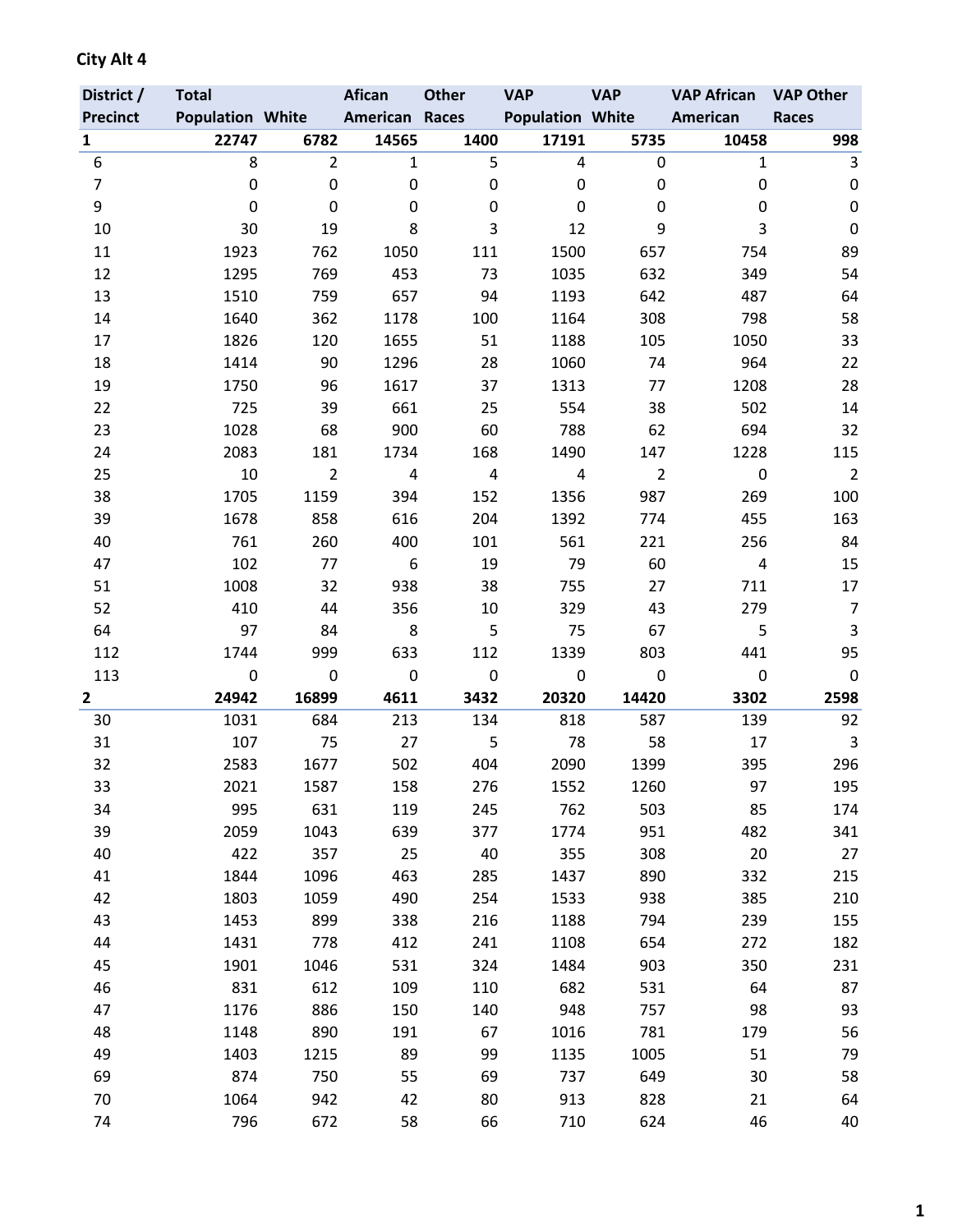**City Alt 4**

| District / Precinct | Total Population | White | Afican American | Other Races | VAP Population | VAP White | VAP African American | VAP Other Races |
|---|---|---|---|---|---|---|---|---|
| **1** | **22747** | **6782** | **14565** | **1400** | **17191** | **5735** | **10458** | **998** |
| 6 | 8 | 2 | 1 | 5 | 4 | 0 | 1 | 3 |
| 7 | 0 | 0 | 0 | 0 | 0 | 0 | 0 | 0 |
| 9 | 0 | 0 | 0 | 0 | 0 | 0 | 0 | 0 |
| 10 | 30 | 19 | 8 | 3 | 12 | 9 | 3 | 0 |
| 11 | 1923 | 762 | 1050 | 111 | 1500 | 657 | 754 | 89 |
| 12 | 1295 | 769 | 453 | 73 | 1035 | 632 | 349 | 54 |
| 13 | 1510 | 759 | 657 | 94 | 1193 | 642 | 487 | 64 |
| 14 | 1640 | 362 | 1178 | 100 | 1164 | 308 | 798 | 58 |
| 17 | 1826 | 120 | 1655 | 51 | 1188 | 105 | 1050 | 33 |
| 18 | 1414 | 90 | 1296 | 28 | 1060 | 74 | 964 | 22 |
| 19 | 1750 | 96 | 1617 | 37 | 1313 | 77 | 1208 | 28 |
| 22 | 725 | 39 | 661 | 25 | 554 | 38 | 502 | 14 |
| 23 | 1028 | 68 | 900 | 60 | 788 | 62 | 694 | 32 |
| 24 | 2083 | 181 | 1734 | 168 | 1490 | 147 | 1228 | 115 |
| 25 | 10 | 2 | 4 | 4 | 4 | 2 | 0 | 2 |
| 38 | 1705 | 1159 | 394 | 152 | 1356 | 987 | 269 | 100 |
| 39 | 1678 | 858 | 616 | 204 | 1392 | 774 | 455 | 163 |
| 40 | 761 | 260 | 400 | 101 | 561 | 221 | 256 | 84 |
| 47 | 102 | 77 | 6 | 19 | 79 | 60 | 4 | 15 |
| 51 | 1008 | 32 | 938 | 38 | 755 | 27 | 711 | 17 |
| 52 | 410 | 44 | 356 | 10 | 329 | 43 | 279 | 7 |
| 64 | 97 | 84 | 8 | 5 | 75 | 67 | 5 | 3 |
| 112 | 1744 | 999 | 633 | 112 | 1339 | 803 | 441 | 95 |
| 113 | 0 | 0 | 0 | 0 | 0 | 0 | 0 | 0 |
| **2** | **24942** | **16899** | **4611** | **3432** | **20320** | **14420** | **3302** | **2598** |
| 30 | 1031 | 684 | 213 | 134 | 818 | 587 | 139 | 92 |
| 31 | 107 | 75 | 27 | 5 | 78 | 58 | 17 | 3 |
| 32 | 2583 | 1677 | 502 | 404 | 2090 | 1399 | 395 | 296 |
| 33 | 2021 | 1587 | 158 | 276 | 1552 | 1260 | 97 | 195 |
| 34 | 995 | 631 | 119 | 245 | 762 | 503 | 85 | 174 |
| 39 | 2059 | 1043 | 639 | 377 | 1774 | 951 | 482 | 341 |
| 40 | 422 | 357 | 25 | 40 | 355 | 308 | 20 | 27 |
| 41 | 1844 | 1096 | 463 | 285 | 1437 | 890 | 332 | 215 |
| 42 | 1803 | 1059 | 490 | 254 | 1533 | 938 | 385 | 210 |
| 43 | 1453 | 899 | 338 | 216 | 1188 | 794 | 239 | 155 |
| 44 | 1431 | 778 | 412 | 241 | 1108 | 654 | 272 | 182 |
| 45 | 1901 | 1046 | 531 | 324 | 1484 | 903 | 350 | 231 |
| 46 | 831 | 612 | 109 | 110 | 682 | 531 | 64 | 87 |
| 47 | 1176 | 886 | 150 | 140 | 948 | 757 | 98 | 93 |
| 48 | 1148 | 890 | 191 | 67 | 1016 | 781 | 179 | 56 |
| 49 | 1403 | 1215 | 89 | 99 | 1135 | 1005 | 51 | 79 |
| 69 | 874 | 750 | 55 | 69 | 737 | 649 | 30 | 58 |
| 70 | 1064 | 942 | 42 | 80 | 913 | 828 | 21 | 64 |
| 74 | 796 | 672 | 58 | 66 | 710 | 624 | 46 | 40 |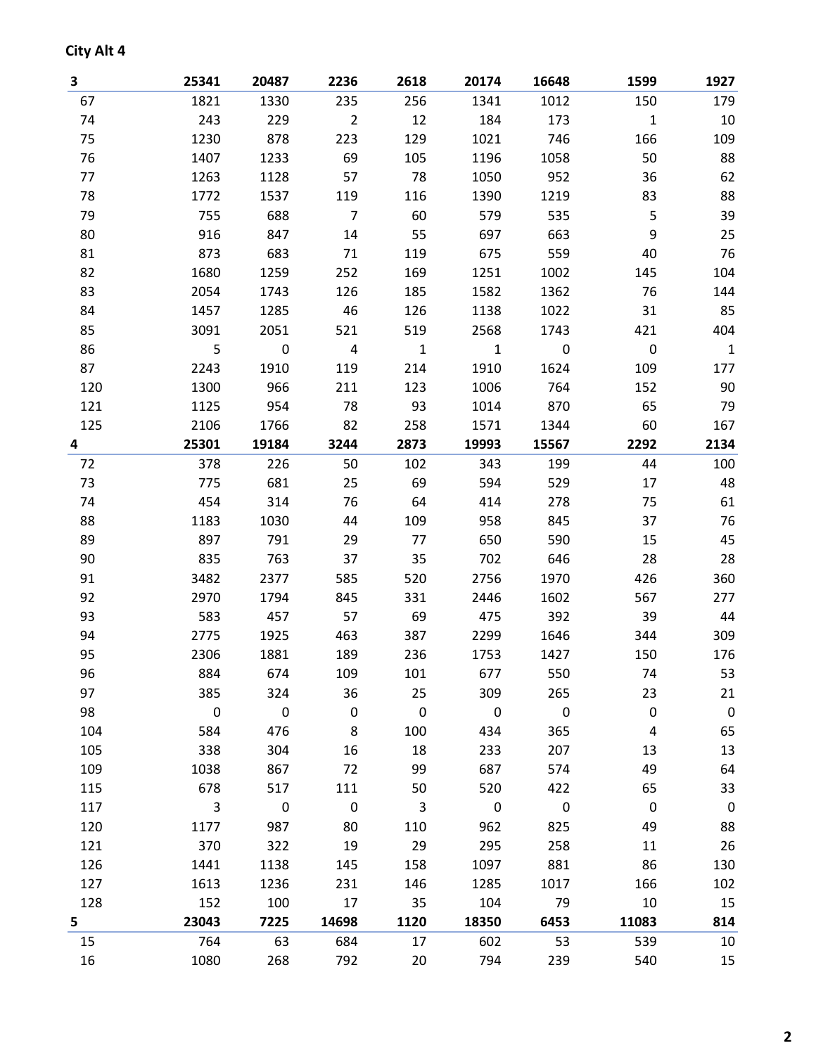**City Alt 4**

| 3 | 25341 | 20487 | 2236 | 2618 | 20174 | 16648 | 1599 | 1927 |
|---|---|---|---|---|---|---|---|---|
| 67 | 1821 | 1330 | 235 | 256 | 1341 | 1012 | 150 | 179 |
| 74 | 243 | 229 | 2 | 12 | 184 | 173 | 1 | 10 |
| 75 | 1230 | 878 | 223 | 129 | 1021 | 746 | 166 | 109 |
| 76 | 1407 | 1233 | 69 | 105 | 1196 | 1058 | 50 | 88 |
| 77 | 1263 | 1128 | 57 | 78 | 1050 | 952 | 36 | 62 |
| 78 | 1772 | 1537 | 119 | 116 | 1390 | 1219 | 83 | 88 |
| 79 | 755 | 688 | 7 | 60 | 579 | 535 | 5 | 39 |
| 80 | 916 | 847 | 14 | 55 | 697 | 663 | 9 | 25 |
| 81 | 873 | 683 | 71 | 119 | 675 | 559 | 40 | 76 |
| 82 | 1680 | 1259 | 252 | 169 | 1251 | 1002 | 145 | 104 |
| 83 | 2054 | 1743 | 126 | 185 | 1582 | 1362 | 76 | 144 |
| 84 | 1457 | 1285 | 46 | 126 | 1138 | 1022 | 31 | 85 |
| 85 | 3091 | 2051 | 521 | 519 | 2568 | 1743 | 421 | 404 |
| 86 | 5 | 0 | 4 | 1 | 1 | 0 | 0 | 1 |
| 87 | 2243 | 1910 | 119 | 214 | 1910 | 1624 | 109 | 177 |
| 120 | 1300 | 966 | 211 | 123 | 1006 | 764 | 152 | 90 |
| 121 | 1125 | 954 | 78 | 93 | 1014 | 870 | 65 | 79 |
| 125 | 2106 | 1766 | 82 | 258 | 1571 | 1344 | 60 | 167 |
| **4** | **25301** | **19184** | **3244** | **2873** | **19993** | **15567** | **2292** | **2134** |
| 72 | 378 | 226 | 50 | 102 | 343 | 199 | 44 | 100 |
| 73 | 775 | 681 | 25 | 69 | 594 | 529 | 17 | 48 |
| 74 | 454 | 314 | 76 | 64 | 414 | 278 | 75 | 61 |
| 88 | 1183 | 1030 | 44 | 109 | 958 | 845 | 37 | 76 |
| 89 | 897 | 791 | 29 | 77 | 650 | 590 | 15 | 45 |
| 90 | 835 | 763 | 37 | 35 | 702 | 646 | 28 | 28 |
| 91 | 3482 | 2377 | 585 | 520 | 2756 | 1970 | 426 | 360 |
| 92 | 2970 | 1794 | 845 | 331 | 2446 | 1602 | 567 | 277 |
| 93 | 583 | 457 | 57 | 69 | 475 | 392 | 39 | 44 |
| 94 | 2775 | 1925 | 463 | 387 | 2299 | 1646 | 344 | 309 |
| 95 | 2306 | 1881 | 189 | 236 | 1753 | 1427 | 150 | 176 |
| 96 | 884 | 674 | 109 | 101 | 677 | 550 | 74 | 53 |
| 97 | 385 | 324 | 36 | 25 | 309 | 265 | 23 | 21 |
| 98 | 0 | 0 | 0 | 0 | 0 | 0 | 0 | 0 |
| 104 | 584 | 476 | 8 | 100 | 434 | 365 | 4 | 65 |
| 105 | 338 | 304 | 16 | 18 | 233 | 207 | 13 | 13 |
| 109 | 1038 | 867 | 72 | 99 | 687 | 574 | 49 | 64 |
| 115 | 678 | 517 | 111 | 50 | 520 | 422 | 65 | 33 |
| 117 | 3 | 0 | 0 | 3 | 0 | 0 | 0 | 0 |
| 120 | 1177 | 987 | 80 | 110 | 962 | 825 | 49 | 88 |
| 121 | 370 | 322 | 19 | 29 | 295 | 258 | 11 | 26 |
| 126 | 1441 | 1138 | 145 | 158 | 1097 | 881 | 86 | 130 |
| 127 | 1613 | 1236 | 231 | 146 | 1285 | 1017 | 166 | 102 |
| 128 | 152 | 100 | 17 | 35 | 104 | 79 | 10 | 15 |
| **5** | **23043** | **7225** | **14698** | **1120** | **18350** | **6453** | **11083** | **814** |
| 15 | 764 | 63 | 684 | 17 | 602 | 53 | 539 | 10 |
| 16 | 1080 | 268 | 792 | 20 | 794 | 239 | 540 | 15 |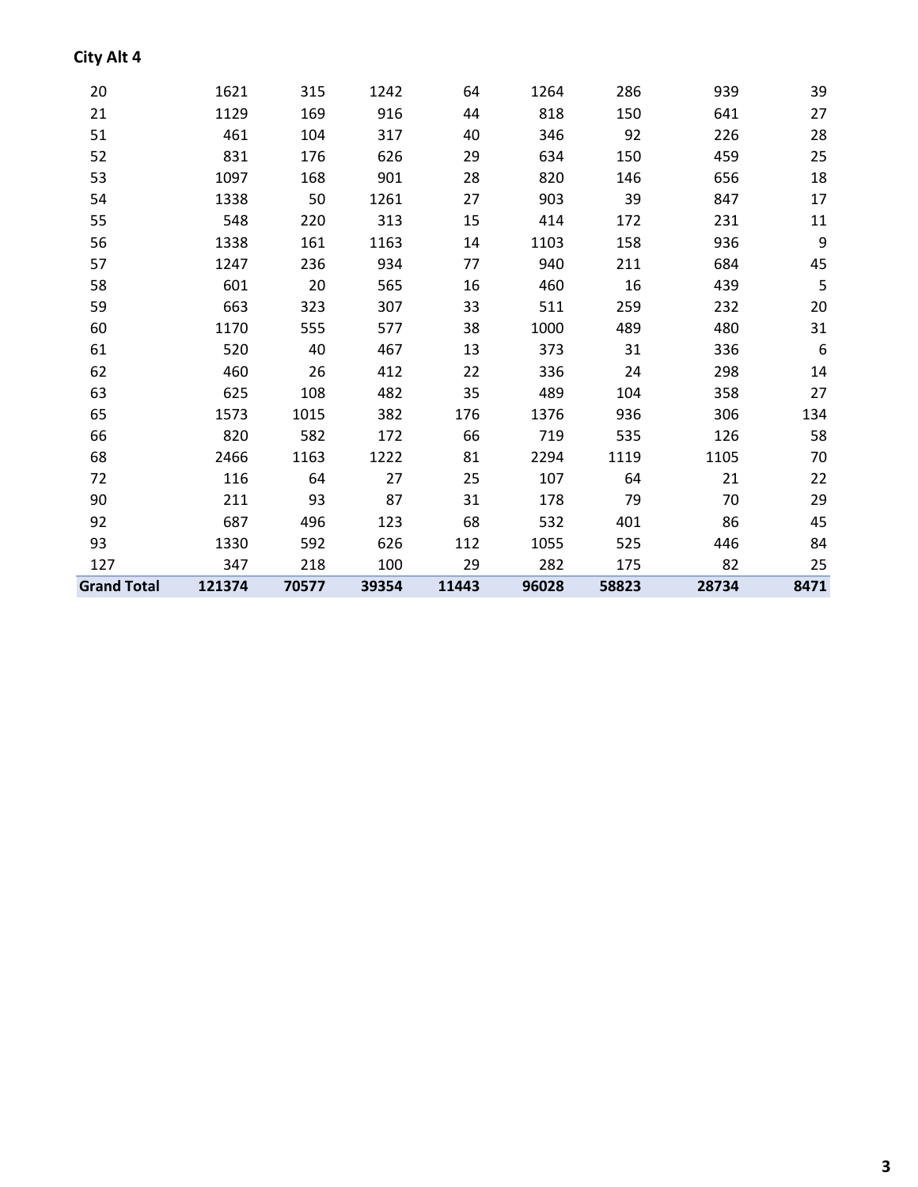**City Alt 4**

| | | | | | | | | |
|---|---|---|---|---|---|---|---|---|
| 20 | 1621 | 315 | 1242 | 64 | 1264 | 286 | 939 | 39 |
| 21 | 1129 | 169 | 916 | 44 | 818 | 150 | 641 | 27 |
| 51 | 461 | 104 | 317 | 40 | 346 | 92 | 226 | 28 |
| 52 | 831 | 176 | 626 | 29 | 634 | 150 | 459 | 25 |
| 53 | 1097 | 168 | 901 | 28 | 820 | 146 | 656 | 18 |
| 54 | 1338 | 50 | 1261 | 27 | 903 | 39 | 847 | 17 |
| 55 | 548 | 220 | 313 | 15 | 414 | 172 | 231 | 11 |
| 56 | 1338 | 161 | 1163 | 14 | 1103 | 158 | 936 | 9 |
| 57 | 1247 | 236 | 934 | 77 | 940 | 211 | 684 | 45 |
| 58 | 601 | 20 | 565 | 16 | 460 | 16 | 439 | 5 |
| 59 | 663 | 323 | 307 | 33 | 511 | 259 | 232 | 20 |
| 60 | 1170 | 555 | 577 | 38 | 1000 | 489 | 480 | 31 |
| 61 | 520 | 40 | 467 | 13 | 373 | 31 | 336 | 6 |
| 62 | 460 | 26 | 412 | 22 | 336 | 24 | 298 | 14 |
| 63 | 625 | 108 | 482 | 35 | 489 | 104 | 358 | 27 |
| 65 | 1573 | 1015 | 382 | 176 | 1376 | 936 | 306 | 134 |
| 66 | 820 | 582 | 172 | 66 | 719 | 535 | 126 | 58 |
| 68 | 2466 | 1163 | 1222 | 81 | 2294 | 1119 | 1105 | 70 |
| 72 | 116 | 64 | 27 | 25 | 107 | 64 | 21 | 22 |
| 90 | 211 | 93 | 87 | 31 | 178 | 79 | 70 | 29 |
| 92 | 687 | 496 | 123 | 68 | 532 | 401 | 86 | 45 |
| 93 | 1330 | 592 | 626 | 112 | 1055 | 525 | 446 | 84 |
| 127 | 347 | 218 | 100 | 29 | 282 | 175 | 82 | 25 |
| **Grand Total** | **121374** | **70577** | **39354** | **11443** | **96028** | **58823** | **28734** | **8471** |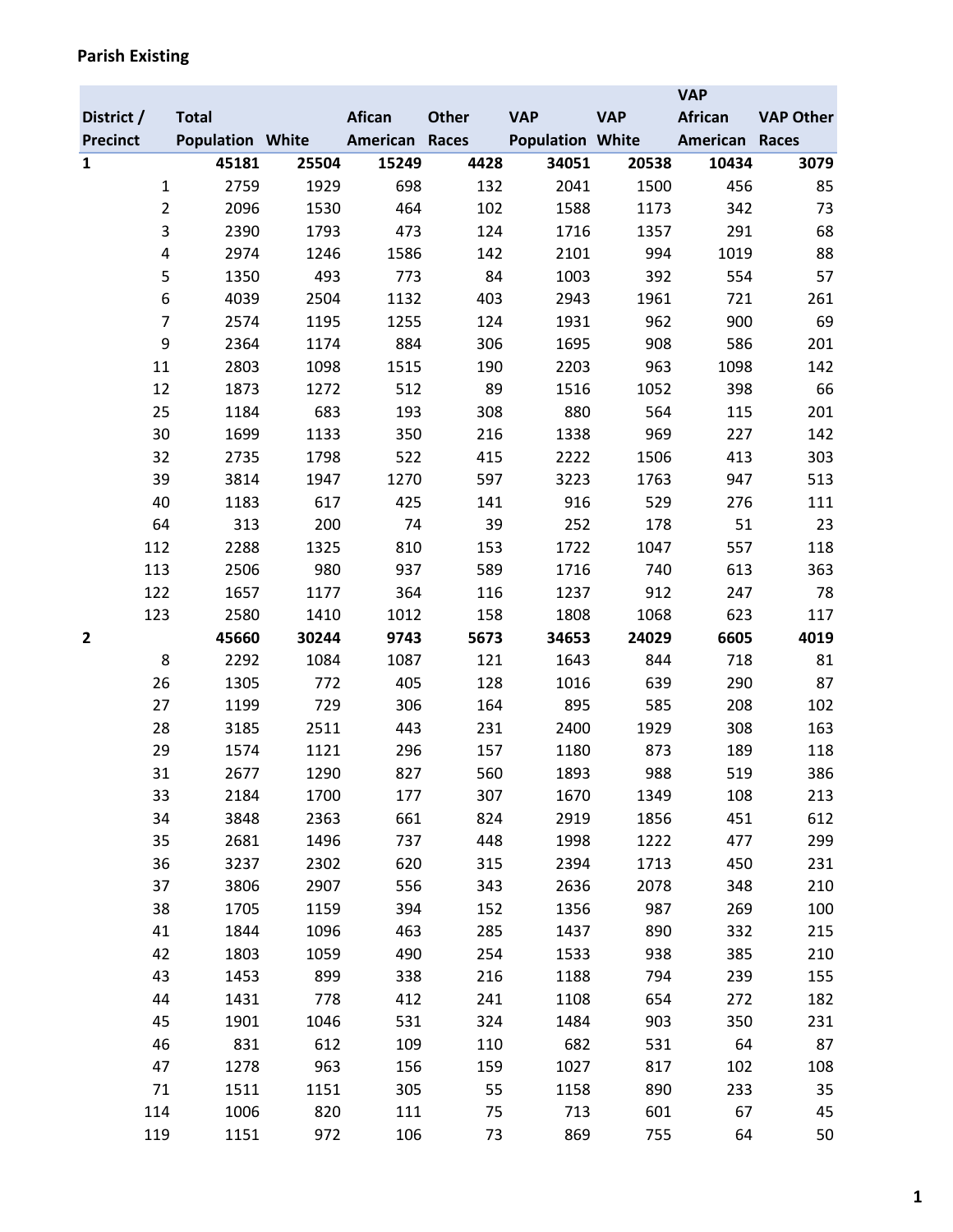**Parish Existing**

| District / Precinct | Total Population | White | Afican American | Other Races | VAP Population | VAP White | VAP African American | VAP Other Races |
|---|---|---|---|---|---|---|---|---|
| **1** | **45181** | **25504** | **15249** | **4428** | **34051** | **20538** | **10434** | **3079** |
| 1 | 2759 | 1929 | 698 | 132 | 2041 | 1500 | 456 | 85 |
| 2 | 2096 | 1530 | 464 | 102 | 1588 | 1173 | 342 | 73 |
| 3 | 2390 | 1793 | 473 | 124 | 1716 | 1357 | 291 | 68 |
| 4 | 2974 | 1246 | 1586 | 142 | 2101 | 994 | 1019 | 88 |
| 5 | 1350 | 493 | 773 | 84 | 1003 | 392 | 554 | 57 |
| 6 | 4039 | 2504 | 1132 | 403 | 2943 | 1961 | 721 | 261 |
| 7 | 2574 | 1195 | 1255 | 124 | 1931 | 962 | 900 | 69 |
| 9 | 2364 | 1174 | 884 | 306 | 1695 | 908 | 586 | 201 |
| 11 | 2803 | 1098 | 1515 | 190 | 2203 | 963 | 1098 | 142 |
| 12 | 1873 | 1272 | 512 | 89 | 1516 | 1052 | 398 | 66 |
| 25 | 1184 | 683 | 193 | 308 | 880 | 564 | 115 | 201 |
| 30 | 1699 | 1133 | 350 | 216 | 1338 | 969 | 227 | 142 |
| 32 | 2735 | 1798 | 522 | 415 | 2222 | 1506 | 413 | 303 |
| 39 | 3814 | 1947 | 1270 | 597 | 3223 | 1763 | 947 | 513 |
| 40 | 1183 | 617 | 425 | 141 | 916 | 529 | 276 | 111 |
| 64 | 313 | 200 | 74 | 39 | 252 | 178 | 51 | 23 |
| 112 | 2288 | 1325 | 810 | 153 | 1722 | 1047 | 557 | 118 |
| 113 | 2506 | 980 | 937 | 589 | 1716 | 740 | 613 | 363 |
| 122 | 1657 | 1177 | 364 | 116 | 1237 | 912 | 247 | 78 |
| 123 | 2580 | 1410 | 1012 | 158 | 1808 | 1068 | 623 | 117 |
| **2** | **45660** | **30244** | **9743** | **5673** | **34653** | **24029** | **6605** | **4019** |
| 8 | 2292 | 1084 | 1087 | 121 | 1643 | 844 | 718 | 81 |
| 26 | 1305 | 772 | 405 | 128 | 1016 | 639 | 290 | 87 |
| 27 | 1199 | 729 | 306 | 164 | 895 | 585 | 208 | 102 |
| 28 | 3185 | 2511 | 443 | 231 | 2400 | 1929 | 308 | 163 |
| 29 | 1574 | 1121 | 296 | 157 | 1180 | 873 | 189 | 118 |
| 31 | 2677 | 1290 | 827 | 560 | 1893 | 988 | 519 | 386 |
| 33 | 2184 | 1700 | 177 | 307 | 1670 | 1349 | 108 | 213 |
| 34 | 3848 | 2363 | 661 | 824 | 2919 | 1856 | 451 | 612 |
| 35 | 2681 | 1496 | 737 | 448 | 1998 | 1222 | 477 | 299 |
| 36 | 3237 | 2302 | 620 | 315 | 2394 | 1713 | 450 | 231 |
| 37 | 3806 | 2907 | 556 | 343 | 2636 | 2078 | 348 | 210 |
| 38 | 1705 | 1159 | 394 | 152 | 1356 | 987 | 269 | 100 |
| 41 | 1844 | 1096 | 463 | 285 | 1437 | 890 | 332 | 215 |
| 42 | 1803 | 1059 | 490 | 254 | 1533 | 938 | 385 | 210 |
| 43 | 1453 | 899 | 338 | 216 | 1188 | 794 | 239 | 155 |
| 44 | 1431 | 778 | 412 | 241 | 1108 | 654 | 272 | 182 |
| 45 | 1901 | 1046 | 531 | 324 | 1484 | 903 | 350 | 231 |
| 46 | 831 | 612 | 109 | 110 | 682 | 531 | 64 | 87 |
| 47 | 1278 | 963 | 156 | 159 | 1027 | 817 | 102 | 108 |
| 71 | 1511 | 1151 | 305 | 55 | 1158 | 890 | 233 | 35 |
| 114 | 1006 | 820 | 111 | 75 | 713 | 601 | 67 | 45 |
| 119 | 1151 | 972 | 106 | 73 | 869 | 755 | 64 | 50 |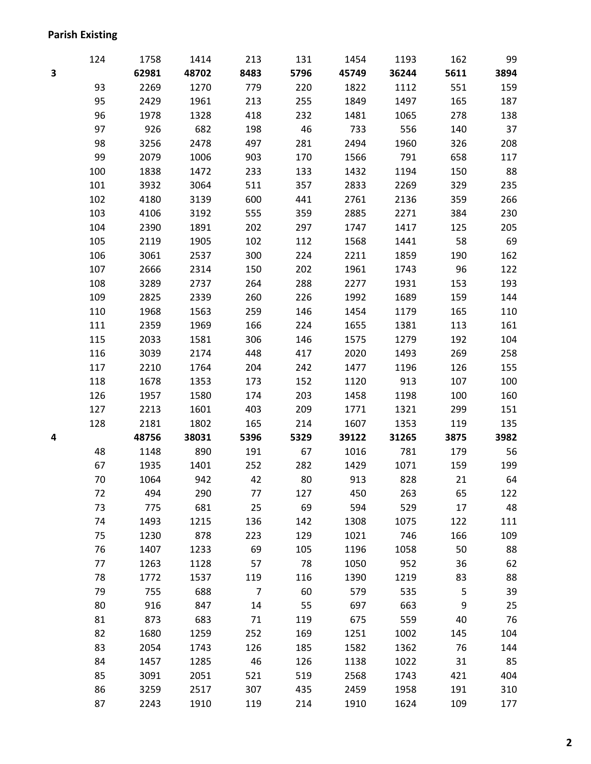**Parish Existing**

| | | | | | | | | | |
|---|---|---|---|---|---|---|---|---|---|
| | 124 | 1758 | 1414 | 213 | 131 | 1454 | 1193 | 162 | 99 |
| **3** | | **62981** | **48702** | **8483** | **5796** | **45749** | **36244** | **5611** | **3894** |
| | 93 | 2269 | 1270 | 779 | 220 | 1822 | 1112 | 551 | 159 |
| | 95 | 2429 | 1961 | 213 | 255 | 1849 | 1497 | 165 | 187 |
| | 96 | 1978 | 1328 | 418 | 232 | 1481 | 1065 | 278 | 138 |
| | 97 | 926 | 682 | 198 | 46 | 733 | 556 | 140 | 37 |
| | 98 | 3256 | 2478 | 497 | 281 | 2494 | 1960 | 326 | 208 |
| | 99 | 2079 | 1006 | 903 | 170 | 1566 | 791 | 658 | 117 |
| | 100 | 1838 | 1472 | 233 | 133 | 1432 | 1194 | 150 | 88 |
| | 101 | 3932 | 3064 | 511 | 357 | 2833 | 2269 | 329 | 235 |
| | 102 | 4180 | 3139 | 600 | 441 | 2761 | 2136 | 359 | 266 |
| | 103 | 4106 | 3192 | 555 | 359 | 2885 | 2271 | 384 | 230 |
| | 104 | 2390 | 1891 | 202 | 297 | 1747 | 1417 | 125 | 205 |
| | 105 | 2119 | 1905 | 102 | 112 | 1568 | 1441 | 58 | 69 |
| | 106 | 3061 | 2537 | 300 | 224 | 2211 | 1859 | 190 | 162 |
| | 107 | 2666 | 2314 | 150 | 202 | 1961 | 1743 | 96 | 122 |
| | 108 | 3289 | 2737 | 264 | 288 | 2277 | 1931 | 153 | 193 |
| | 109 | 2825 | 2339 | 260 | 226 | 1992 | 1689 | 159 | 144 |
| | 110 | 1968 | 1563 | 259 | 146 | 1454 | 1179 | 165 | 110 |
| | 111 | 2359 | 1969 | 166 | 224 | 1655 | 1381 | 113 | 161 |
| | 115 | 2033 | 1581 | 306 | 146 | 1575 | 1279 | 192 | 104 |
| | 116 | 3039 | 2174 | 448 | 417 | 2020 | 1493 | 269 | 258 |
| | 117 | 2210 | 1764 | 204 | 242 | 1477 | 1196 | 126 | 155 |
| | 118 | 1678 | 1353 | 173 | 152 | 1120 | 913 | 107 | 100 |
| | 126 | 1957 | 1580 | 174 | 203 | 1458 | 1198 | 100 | 160 |
| | 127 | 2213 | 1601 | 403 | 209 | 1771 | 1321 | 299 | 151 |
| | 128 | 2181 | 1802 | 165 | 214 | 1607 | 1353 | 119 | 135 |
| **4** | | **48756** | **38031** | **5396** | **5329** | **39122** | **31265** | **3875** | **3982** |
| | 48 | 1148 | 890 | 191 | 67 | 1016 | 781 | 179 | 56 |
| | 67 | 1935 | 1401 | 252 | 282 | 1429 | 1071 | 159 | 199 |
| | 70 | 1064 | 942 | 42 | 80 | 913 | 828 | 21 | 64 |
| | 72 | 494 | 290 | 77 | 127 | 450 | 263 | 65 | 122 |
| | 73 | 775 | 681 | 25 | 69 | 594 | 529 | 17 | 48 |
| | 74 | 1493 | 1215 | 136 | 142 | 1308 | 1075 | 122 | 111 |
| | 75 | 1230 | 878 | 223 | 129 | 1021 | 746 | 166 | 109 |
| | 76 | 1407 | 1233 | 69 | 105 | 1196 | 1058 | 50 | 88 |
| | 77 | 1263 | 1128 | 57 | 78 | 1050 | 952 | 36 | 62 |
| | 78 | 1772 | 1537 | 119 | 116 | 1390 | 1219 | 83 | 88 |
| | 79 | 755 | 688 | 7 | 60 | 579 | 535 | 5 | 39 |
| | 80 | 916 | 847 | 14 | 55 | 697 | 663 | 9 | 25 |
| | 81 | 873 | 683 | 71 | 119 | 675 | 559 | 40 | 76 |
| | 82 | 1680 | 1259 | 252 | 169 | 1251 | 1002 | 145 | 104 |
| | 83 | 2054 | 1743 | 126 | 185 | 1582 | 1362 | 76 | 144 |
| | 84 | 1457 | 1285 | 46 | 126 | 1138 | 1022 | 31 | 85 |
| | 85 | 3091 | 2051 | 521 | 519 | 2568 | 1743 | 421 | 404 |
| | 86 | 3259 | 2517 | 307 | 435 | 2459 | 1958 | 191 | 310 |
| | 87 | 2243 | 1910 | 119 | 214 | 1910 | 1624 | 109 | 177 |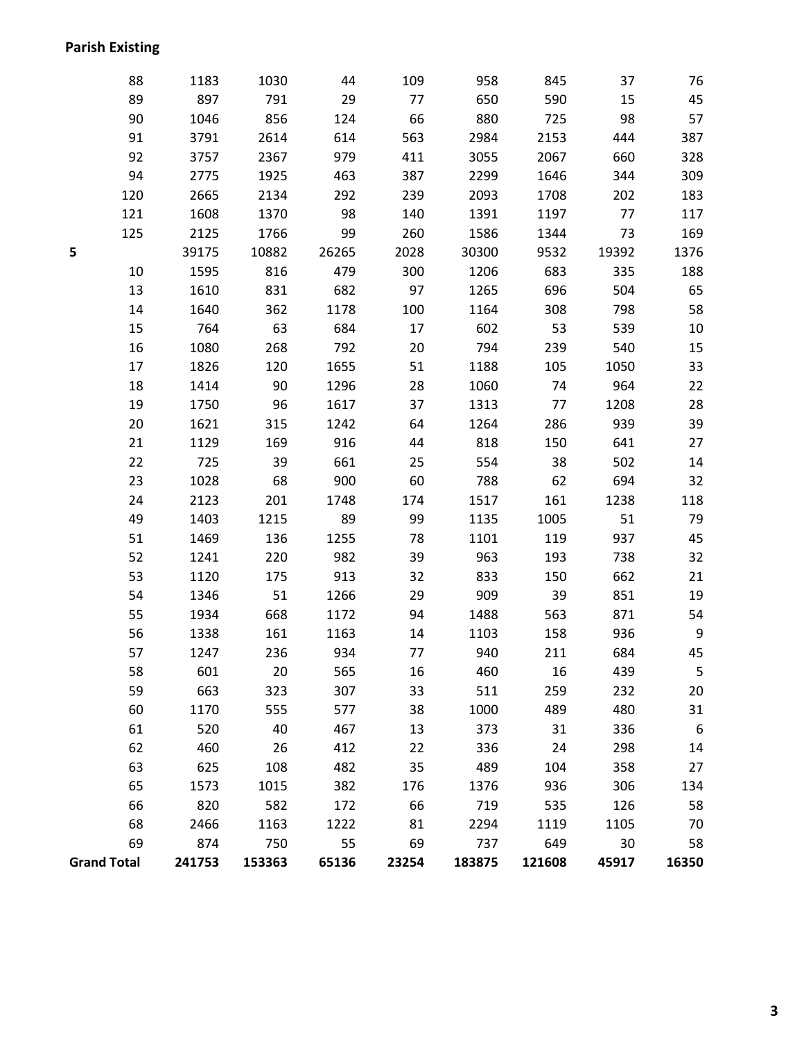**Parish Existing**

| | | | | | | | | | |
|---|---|---|---|---|---|---|---|---|---|
| | 88 | 1183 | 1030 | 44 | 109 | 958 | 845 | 37 | 76 |
| | 89 | 897 | 791 | 29 | 77 | 650 | 590 | 15 | 45 |
| | 90 | 1046 | 856 | 124 | 66 | 880 | 725 | 98 | 57 |
| | 91 | 3791 | 2614 | 614 | 563 | 2984 | 2153 | 444 | 387 |
| | 92 | 3757 | 2367 | 979 | 411 | 3055 | 2067 | 660 | 328 |
| | 94 | 2775 | 1925 | 463 | 387 | 2299 | 1646 | 344 | 309 |
| | 120 | 2665 | 2134 | 292 | 239 | 2093 | 1708 | 202 | 183 |
| | 121 | 1608 | 1370 | 98 | 140 | 1391 | 1197 | 77 | 117 |
| | 125 | 2125 | 1766 | 99 | 260 | 1586 | 1344 | 73 | 169 |
| **5** | | 39175 | 10882 | 26265 | 2028 | 30300 | 9532 | 19392 | 1376 |
| | 10 | 1595 | 816 | 479 | 300 | 1206 | 683 | 335 | 188 |
| | 13 | 1610 | 831 | 682 | 97 | 1265 | 696 | 504 | 65 |
| | 14 | 1640 | 362 | 1178 | 100 | 1164 | 308 | 798 | 58 |
| | 15 | 764 | 63 | 684 | 17 | 602 | 53 | 539 | 10 |
| | 16 | 1080 | 268 | 792 | 20 | 794 | 239 | 540 | 15 |
| | 17 | 1826 | 120 | 1655 | 51 | 1188 | 105 | 1050 | 33 |
| | 18 | 1414 | 90 | 1296 | 28 | 1060 | 74 | 964 | 22 |
| | 19 | 1750 | 96 | 1617 | 37 | 1313 | 77 | 1208 | 28 |
| | 20 | 1621 | 315 | 1242 | 64 | 1264 | 286 | 939 | 39 |
| | 21 | 1129 | 169 | 916 | 44 | 818 | 150 | 641 | 27 |
| | 22 | 725 | 39 | 661 | 25 | 554 | 38 | 502 | 14 |
| | 23 | 1028 | 68 | 900 | 60 | 788 | 62 | 694 | 32 |
| | 24 | 2123 | 201 | 1748 | 174 | 1517 | 161 | 1238 | 118 |
| | 49 | 1403 | 1215 | 89 | 99 | 1135 | 1005 | 51 | 79 |
| | 51 | 1469 | 136 | 1255 | 78 | 1101 | 119 | 937 | 45 |
| | 52 | 1241 | 220 | 982 | 39 | 963 | 193 | 738 | 32 |
| | 53 | 1120 | 175 | 913 | 32 | 833 | 150 | 662 | 21 |
| | 54 | 1346 | 51 | 1266 | 29 | 909 | 39 | 851 | 19 |
| | 55 | 1934 | 668 | 1172 | 94 | 1488 | 563 | 871 | 54 |
| | 56 | 1338 | 161 | 1163 | 14 | 1103 | 158 | 936 | 9 |
| | 57 | 1247 | 236 | 934 | 77 | 940 | 211 | 684 | 45 |
| | 58 | 601 | 20 | 565 | 16 | 460 | 16 | 439 | 5 |
| | 59 | 663 | 323 | 307 | 33 | 511 | 259 | 232 | 20 |
| | 60 | 1170 | 555 | 577 | 38 | 1000 | 489 | 480 | 31 |
| | 61 | 520 | 40 | 467 | 13 | 373 | 31 | 336 | 6 |
| | 62 | 460 | 26 | 412 | 22 | 336 | 24 | 298 | 14 |
| | 63 | 625 | 108 | 482 | 35 | 489 | 104 | 358 | 27 |
| | 65 | 1573 | 1015 | 382 | 176 | 1376 | 936 | 306 | 134 |
| | 66 | 820 | 582 | 172 | 66 | 719 | 535 | 126 | 58 |
| | 68 | 2466 | 1163 | 1222 | 81 | 2294 | 1119 | 1105 | 70 |
| | 69 | 874 | 750 | 55 | 69 | 737 | 649 | 30 | 58 |
| **Grand Total** | | **241753** | **153363** | **65136** | **23254** | **183875** | **121608** | **45917** | **16350** |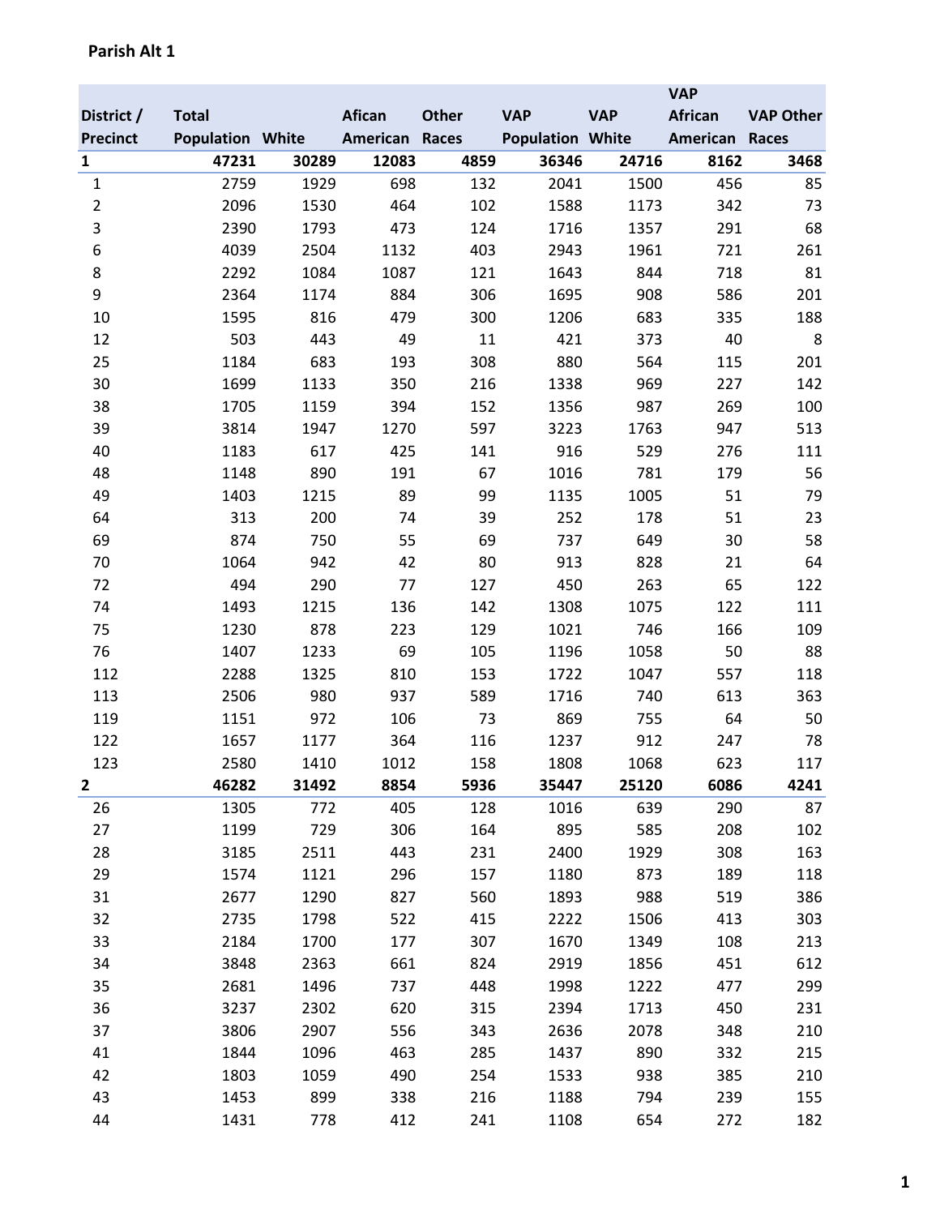**Parish Alt 1**

| District / Precinct | Total Population | White | Afican American | Other Races | VAP Population | VAP White | VAP African American | VAP Other Races |
|---|---|---|---|---|---|---|---|---|
| **1** | **47231** | **30289** | **12083** | **4859** | **36346** | **24716** | **8162** | **3468** |
| 1 | 2759 | 1929 | 698 | 132 | 2041 | 1500 | 456 | 85 |
| 2 | 2096 | 1530 | 464 | 102 | 1588 | 1173 | 342 | 73 |
| 3 | 2390 | 1793 | 473 | 124 | 1716 | 1357 | 291 | 68 |
| 6 | 4039 | 2504 | 1132 | 403 | 2943 | 1961 | 721 | 261 |
| 8 | 2292 | 1084 | 1087 | 121 | 1643 | 844 | 718 | 81 |
| 9 | 2364 | 1174 | 884 | 306 | 1695 | 908 | 586 | 201 |
| 10 | 1595 | 816 | 479 | 300 | 1206 | 683 | 335 | 188 |
| 12 | 503 | 443 | 49 | 11 | 421 | 373 | 40 | 8 |
| 25 | 1184 | 683 | 193 | 308 | 880 | 564 | 115 | 201 |
| 30 | 1699 | 1133 | 350 | 216 | 1338 | 969 | 227 | 142 |
| 38 | 1705 | 1159 | 394 | 152 | 1356 | 987 | 269 | 100 |
| 39 | 3814 | 1947 | 1270 | 597 | 3223 | 1763 | 947 | 513 |
| 40 | 1183 | 617 | 425 | 141 | 916 | 529 | 276 | 111 |
| 48 | 1148 | 890 | 191 | 67 | 1016 | 781 | 179 | 56 |
| 49 | 1403 | 1215 | 89 | 99 | 1135 | 1005 | 51 | 79 |
| 64 | 313 | 200 | 74 | 39 | 252 | 178 | 51 | 23 |
| 69 | 874 | 750 | 55 | 69 | 737 | 649 | 30 | 58 |
| 70 | 1064 | 942 | 42 | 80 | 913 | 828 | 21 | 64 |
| 72 | 494 | 290 | 77 | 127 | 450 | 263 | 65 | 122 |
| 74 | 1493 | 1215 | 136 | 142 | 1308 | 1075 | 122 | 111 |
| 75 | 1230 | 878 | 223 | 129 | 1021 | 746 | 166 | 109 |
| 76 | 1407 | 1233 | 69 | 105 | 1196 | 1058 | 50 | 88 |
| 112 | 2288 | 1325 | 810 | 153 | 1722 | 1047 | 557 | 118 |
| 113 | 2506 | 980 | 937 | 589 | 1716 | 740 | 613 | 363 |
| 119 | 1151 | 972 | 106 | 73 | 869 | 755 | 64 | 50 |
| 122 | 1657 | 1177 | 364 | 116 | 1237 | 912 | 247 | 78 |
| 123 | 2580 | 1410 | 1012 | 158 | 1808 | 1068 | 623 | 117 |
| **2** | **46282** | **31492** | **8854** | **5936** | **35447** | **25120** | **6086** | **4241** |
| 26 | 1305 | 772 | 405 | 128 | 1016 | 639 | 290 | 87 |
| 27 | 1199 | 729 | 306 | 164 | 895 | 585 | 208 | 102 |
| 28 | 3185 | 2511 | 443 | 231 | 2400 | 1929 | 308 | 163 |
| 29 | 1574 | 1121 | 296 | 157 | 1180 | 873 | 189 | 118 |
| 31 | 2677 | 1290 | 827 | 560 | 1893 | 988 | 519 | 386 |
| 32 | 2735 | 1798 | 522 | 415 | 2222 | 1506 | 413 | 303 |
| 33 | 2184 | 1700 | 177 | 307 | 1670 | 1349 | 108 | 213 |
| 34 | 3848 | 2363 | 661 | 824 | 2919 | 1856 | 451 | 612 |
| 35 | 2681 | 1496 | 737 | 448 | 1998 | 1222 | 477 | 299 |
| 36 | 3237 | 2302 | 620 | 315 | 2394 | 1713 | 450 | 231 |
| 37 | 3806 | 2907 | 556 | 343 | 2636 | 2078 | 348 | 210 |
| 41 | 1844 | 1096 | 463 | 285 | 1437 | 890 | 332 | 215 |
| 42 | 1803 | 1059 | 490 | 254 | 1533 | 938 | 385 | 210 |
| 43 | 1453 | 899 | 338 | 216 | 1188 | 794 | 239 | 155 |
| 44 | 1431 | 778 | 412 | 241 | 1108 | 654 | 272 | 182 |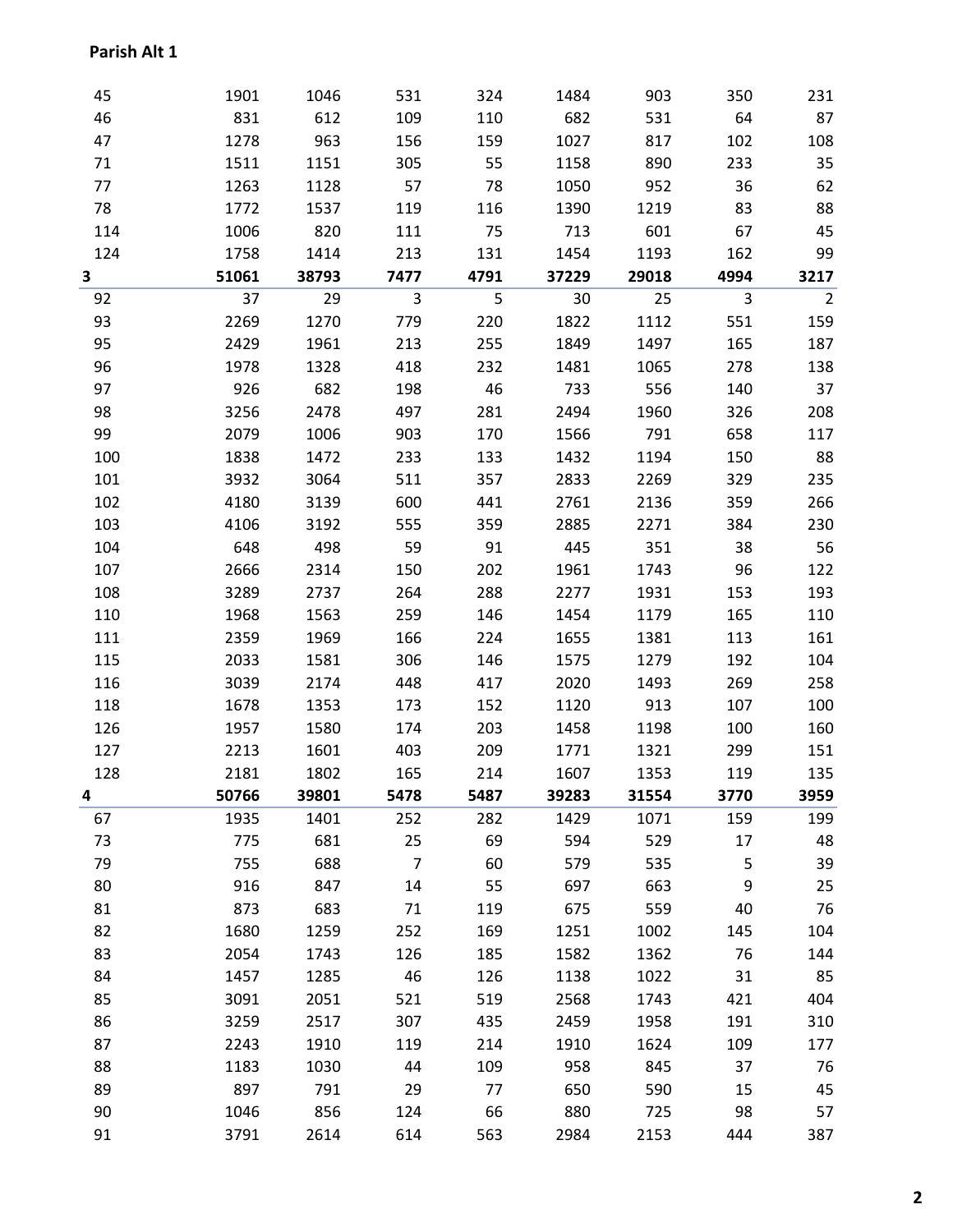**Parish Alt 1**

| | | | | | | | | |
|---|---|---|---|---|---|---|---|---|
| 45 | 1901 | 1046 | 531 | 324 | 1484 | 903 | 350 | 231 |
| 46 | 831 | 612 | 109 | 110 | 682 | 531 | 64 | 87 |
| 47 | 1278 | 963 | 156 | 159 | 1027 | 817 | 102 | 108 |
| 71 | 1511 | 1151 | 305 | 55 | 1158 | 890 | 233 | 35 |
| 77 | 1263 | 1128 | 57 | 78 | 1050 | 952 | 36 | 62 |
| 78 | 1772 | 1537 | 119 | 116 | 1390 | 1219 | 83 | 88 |
| 114 | 1006 | 820 | 111 | 75 | 713 | 601 | 67 | 45 |
| 124 | 1758 | 1414 | 213 | 131 | 1454 | 1193 | 162 | 99 |
| **3** | **51061** | **38793** | **7477** | **4791** | **37229** | **29018** | **4994** | **3217** |
| 92 | 37 | 29 | 3 | 5 | 30 | 25 | 3 | 2 |
| 93 | 2269 | 1270 | 779 | 220 | 1822 | 1112 | 551 | 159 |
| 95 | 2429 | 1961 | 213 | 255 | 1849 | 1497 | 165 | 187 |
| 96 | 1978 | 1328 | 418 | 232 | 1481 | 1065 | 278 | 138 |
| 97 | 926 | 682 | 198 | 46 | 733 | 556 | 140 | 37 |
| 98 | 3256 | 2478 | 497 | 281 | 2494 | 1960 | 326 | 208 |
| 99 | 2079 | 1006 | 903 | 170 | 1566 | 791 | 658 | 117 |
| 100 | 1838 | 1472 | 233 | 133 | 1432 | 1194 | 150 | 88 |
| 101 | 3932 | 3064 | 511 | 357 | 2833 | 2269 | 329 | 235 |
| 102 | 4180 | 3139 | 600 | 441 | 2761 | 2136 | 359 | 266 |
| 103 | 4106 | 3192 | 555 | 359 | 2885 | 2271 | 384 | 230 |
| 104 | 648 | 498 | 59 | 91 | 445 | 351 | 38 | 56 |
| 107 | 2666 | 2314 | 150 | 202 | 1961 | 1743 | 96 | 122 |
| 108 | 3289 | 2737 | 264 | 288 | 2277 | 1931 | 153 | 193 |
| 110 | 1968 | 1563 | 259 | 146 | 1454 | 1179 | 165 | 110 |
| 111 | 2359 | 1969 | 166 | 224 | 1655 | 1381 | 113 | 161 |
| 115 | 2033 | 1581 | 306 | 146 | 1575 | 1279 | 192 | 104 |
| 116 | 3039 | 2174 | 448 | 417 | 2020 | 1493 | 269 | 258 |
| 118 | 1678 | 1353 | 173 | 152 | 1120 | 913 | 107 | 100 |
| 126 | 1957 | 1580 | 174 | 203 | 1458 | 1198 | 100 | 160 |
| 127 | 2213 | 1601 | 403 | 209 | 1771 | 1321 | 299 | 151 |
| 128 | 2181 | 1802 | 165 | 214 | 1607 | 1353 | 119 | 135 |
| **4** | **50766** | **39801** | **5478** | **5487** | **39283** | **31554** | **3770** | **3959** |
| 67 | 1935 | 1401 | 252 | 282 | 1429 | 1071 | 159 | 199 |
| 73 | 775 | 681 | 25 | 69 | 594 | 529 | 17 | 48 |
| 79 | 755 | 688 | 7 | 60 | 579 | 535 | 5 | 39 |
| 80 | 916 | 847 | 14 | 55 | 697 | 663 | 9 | 25 |
| 81 | 873 | 683 | 71 | 119 | 675 | 559 | 40 | 76 |
| 82 | 1680 | 1259 | 252 | 169 | 1251 | 1002 | 145 | 104 |
| 83 | 2054 | 1743 | 126 | 185 | 1582 | 1362 | 76 | 144 |
| 84 | 1457 | 1285 | 46 | 126 | 1138 | 1022 | 31 | 85 |
| 85 | 3091 | 2051 | 521 | 519 | 2568 | 1743 | 421 | 404 |
| 86 | 3259 | 2517 | 307 | 435 | 2459 | 1958 | 191 | 310 |
| 87 | 2243 | 1910 | 119 | 214 | 1910 | 1624 | 109 | 177 |
| 88 | 1183 | 1030 | 44 | 109 | 958 | 845 | 37 | 76 |
| 89 | 897 | 791 | 29 | 77 | 650 | 590 | 15 | 45 |
| 90 | 1046 | 856 | 124 | 66 | 880 | 725 | 98 | 57 |
| 91 | 3791 | 2614 | 614 | 563 | 2984 | 2153 | 444 | 387 |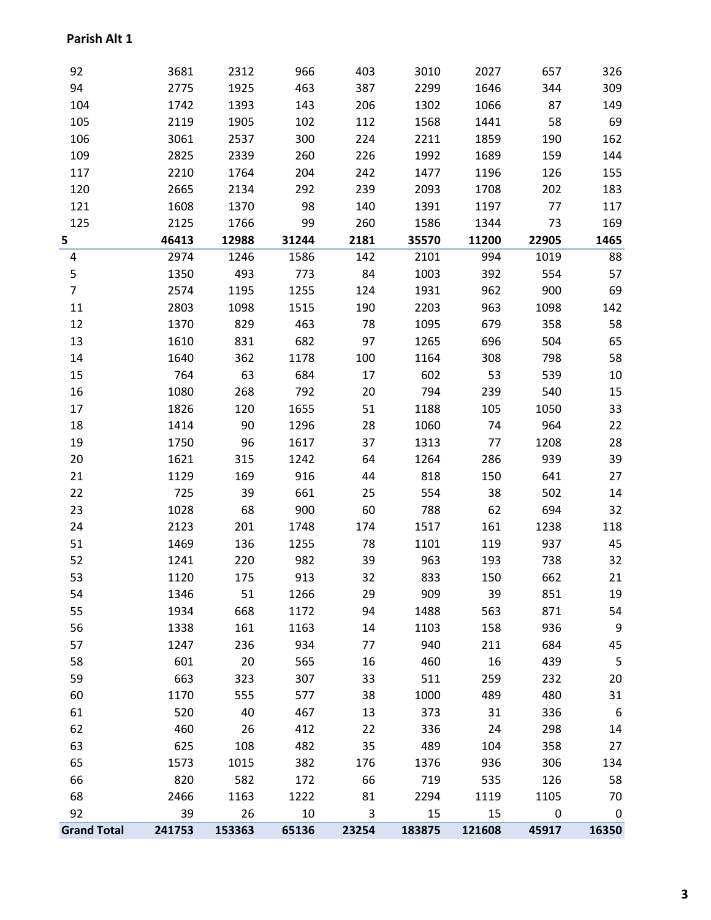**Parish Alt 1**

| | | | | | | | | |
|---|---|---|---|---|---|---|---|---|
| 92 | 3681 | 2312 | 966 | 403 | 3010 | 2027 | 657 | 326 |
| 94 | 2775 | 1925 | 463 | 387 | 2299 | 1646 | 344 | 309 |
| 104 | 1742 | 1393 | 143 | 206 | 1302 | 1066 | 87 | 149 |
| 105 | 2119 | 1905 | 102 | 112 | 1568 | 1441 | 58 | 69 |
| 106 | 3061 | 2537 | 300 | 224 | 2211 | 1859 | 190 | 162 |
| 109 | 2825 | 2339 | 260 | 226 | 1992 | 1689 | 159 | 144 |
| 117 | 2210 | 1764 | 204 | 242 | 1477 | 1196 | 126 | 155 |
| 120 | 2665 | 2134 | 292 | 239 | 2093 | 1708 | 202 | 183 |
| 121 | 1608 | 1370 | 98 | 140 | 1391 | 1197 | 77 | 117 |
| 125 | 2125 | 1766 | 99 | 260 | 1586 | 1344 | 73 | 169 |
| **5** | **46413** | **12988** | **31244** | **2181** | **35570** | **11200** | **22905** | **1465** |
| 4 | 2974 | 1246 | 1586 | 142 | 2101 | 994 | 1019 | 88 |
| 5 | 1350 | 493 | 773 | 84 | 1003 | 392 | 554 | 57 |
| 7 | 2574 | 1195 | 1255 | 124 | 1931 | 962 | 900 | 69 |
| 11 | 2803 | 1098 | 1515 | 190 | 2203 | 963 | 1098 | 142 |
| 12 | 1370 | 829 | 463 | 78 | 1095 | 679 | 358 | 58 |
| 13 | 1610 | 831 | 682 | 97 | 1265 | 696 | 504 | 65 |
| 14 | 1640 | 362 | 1178 | 100 | 1164 | 308 | 798 | 58 |
| 15 | 764 | 63 | 684 | 17 | 602 | 53 | 539 | 10 |
| 16 | 1080 | 268 | 792 | 20 | 794 | 239 | 540 | 15 |
| 17 | 1826 | 120 | 1655 | 51 | 1188 | 105 | 1050 | 33 |
| 18 | 1414 | 90 | 1296 | 28 | 1060 | 74 | 964 | 22 |
| 19 | 1750 | 96 | 1617 | 37 | 1313 | 77 | 1208 | 28 |
| 20 | 1621 | 315 | 1242 | 64 | 1264 | 286 | 939 | 39 |
| 21 | 1129 | 169 | 916 | 44 | 818 | 150 | 641 | 27 |
| 22 | 725 | 39 | 661 | 25 | 554 | 38 | 502 | 14 |
| 23 | 1028 | 68 | 900 | 60 | 788 | 62 | 694 | 32 |
| 24 | 2123 | 201 | 1748 | 174 | 1517 | 161 | 1238 | 118 |
| 51 | 1469 | 136 | 1255 | 78 | 1101 | 119 | 937 | 45 |
| 52 | 1241 | 220 | 982 | 39 | 963 | 193 | 738 | 32 |
| 53 | 1120 | 175 | 913 | 32 | 833 | 150 | 662 | 21 |
| 54 | 1346 | 51 | 1266 | 29 | 909 | 39 | 851 | 19 |
| 55 | 1934 | 668 | 1172 | 94 | 1488 | 563 | 871 | 54 |
| 56 | 1338 | 161 | 1163 | 14 | 1103 | 158 | 936 | 9 |
| 57 | 1247 | 236 | 934 | 77 | 940 | 211 | 684 | 45 |
| 58 | 601 | 20 | 565 | 16 | 460 | 16 | 439 | 5 |
| 59 | 663 | 323 | 307 | 33 | 511 | 259 | 232 | 20 |
| 60 | 1170 | 555 | 577 | 38 | 1000 | 489 | 480 | 31 |
| 61 | 520 | 40 | 467 | 13 | 373 | 31 | 336 | 6 |
| 62 | 460 | 26 | 412 | 22 | 336 | 24 | 298 | 14 |
| 63 | 625 | 108 | 482 | 35 | 489 | 104 | 358 | 27 |
| 65 | 1573 | 1015 | 382 | 176 | 1376 | 936 | 306 | 134 |
| 66 | 820 | 582 | 172 | 66 | 719 | 535 | 126 | 58 |
| 68 | 2466 | 1163 | 1222 | 81 | 2294 | 1119 | 1105 | 70 |
| 92 | 39 | 26 | 10 | 3 | 15 | 15 | 0 | 0 |
| **Grand Total** | **241753** | **153363** | **65136** | **23254** | **183875** | **121608** | **45917** | **16350** |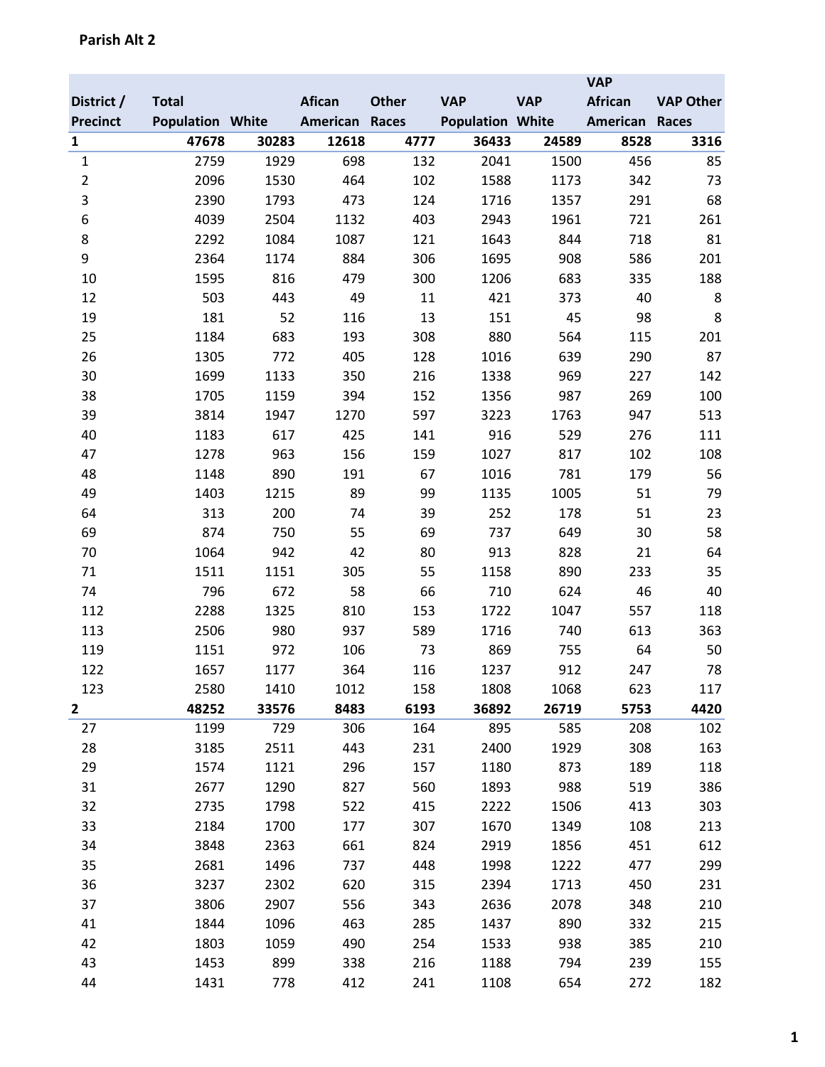**Parish Alt 2**

| District / Precinct | Total Population | White | Afican American | Other Races | VAP Population | VAP White | VAP African American | VAP Other Races |
|---|---|---|---|---|---|---|---|---|
| **1** | **47678** | **30283** | **12618** | **4777** | **36433** | **24589** | **8528** | **3316** |
| 1 | 2759 | 1929 | 698 | 132 | 2041 | 1500 | 456 | 85 |
| 2 | 2096 | 1530 | 464 | 102 | 1588 | 1173 | 342 | 73 |
| 3 | 2390 | 1793 | 473 | 124 | 1716 | 1357 | 291 | 68 |
| 6 | 4039 | 2504 | 1132 | 403 | 2943 | 1961 | 721 | 261 |
| 8 | 2292 | 1084 | 1087 | 121 | 1643 | 844 | 718 | 81 |
| 9 | 2364 | 1174 | 884 | 306 | 1695 | 908 | 586 | 201 |
| 10 | 1595 | 816 | 479 | 300 | 1206 | 683 | 335 | 188 |
| 12 | 503 | 443 | 49 | 11 | 421 | 373 | 40 | 8 |
| 19 | 181 | 52 | 116 | 13 | 151 | 45 | 98 | 8 |
| 25 | 1184 | 683 | 193 | 308 | 880 | 564 | 115 | 201 |
| 26 | 1305 | 772 | 405 | 128 | 1016 | 639 | 290 | 87 |
| 30 | 1699 | 1133 | 350 | 216 | 1338 | 969 | 227 | 142 |
| 38 | 1705 | 1159 | 394 | 152 | 1356 | 987 | 269 | 100 |
| 39 | 3814 | 1947 | 1270 | 597 | 3223 | 1763 | 947 | 513 |
| 40 | 1183 | 617 | 425 | 141 | 916 | 529 | 276 | 111 |
| 47 | 1278 | 963 | 156 | 159 | 1027 | 817 | 102 | 108 |
| 48 | 1148 | 890 | 191 | 67 | 1016 | 781 | 179 | 56 |
| 49 | 1403 | 1215 | 89 | 99 | 1135 | 1005 | 51 | 79 |
| 64 | 313 | 200 | 74 | 39 | 252 | 178 | 51 | 23 |
| 69 | 874 | 750 | 55 | 69 | 737 | 649 | 30 | 58 |
| 70 | 1064 | 942 | 42 | 80 | 913 | 828 | 21 | 64 |
| 71 | 1511 | 1151 | 305 | 55 | 1158 | 890 | 233 | 35 |
| 74 | 796 | 672 | 58 | 66 | 710 | 624 | 46 | 40 |
| 112 | 2288 | 1325 | 810 | 153 | 1722 | 1047 | 557 | 118 |
| 113 | 2506 | 980 | 937 | 589 | 1716 | 740 | 613 | 363 |
| 119 | 1151 | 972 | 106 | 73 | 869 | 755 | 64 | 50 |
| 122 | 1657 | 1177 | 364 | 116 | 1237 | 912 | 247 | 78 |
| 123 | 2580 | 1410 | 1012 | 158 | 1808 | 1068 | 623 | 117 |
| **2** | **48252** | **33576** | **8483** | **6193** | **36892** | **26719** | **5753** | **4420** |
| 27 | 1199 | 729 | 306 | 164 | 895 | 585 | 208 | 102 |
| 28 | 3185 | 2511 | 443 | 231 | 2400 | 1929 | 308 | 163 |
| 29 | 1574 | 1121 | 296 | 157 | 1180 | 873 | 189 | 118 |
| 31 | 2677 | 1290 | 827 | 560 | 1893 | 988 | 519 | 386 |
| 32 | 2735 | 1798 | 522 | 415 | 2222 | 1506 | 413 | 303 |
| 33 | 2184 | 1700 | 177 | 307 | 1670 | 1349 | 108 | 213 |
| 34 | 3848 | 2363 | 661 | 824 | 2919 | 1856 | 451 | 612 |
| 35 | 2681 | 1496 | 737 | 448 | 1998 | 1222 | 477 | 299 |
| 36 | 3237 | 2302 | 620 | 315 | 2394 | 1713 | 450 | 231 |
| 37 | 3806 | 2907 | 556 | 343 | 2636 | 2078 | 348 | 210 |
| 41 | 1844 | 1096 | 463 | 285 | 1437 | 890 | 332 | 215 |
| 42 | 1803 | 1059 | 490 | 254 | 1533 | 938 | 385 | 210 |
| 43 | 1453 | 899 | 338 | 216 | 1188 | 794 | 239 | 155 |
| 44 | 1431 | 778 | 412 | 241 | 1108 | 654 | 272 | 182 |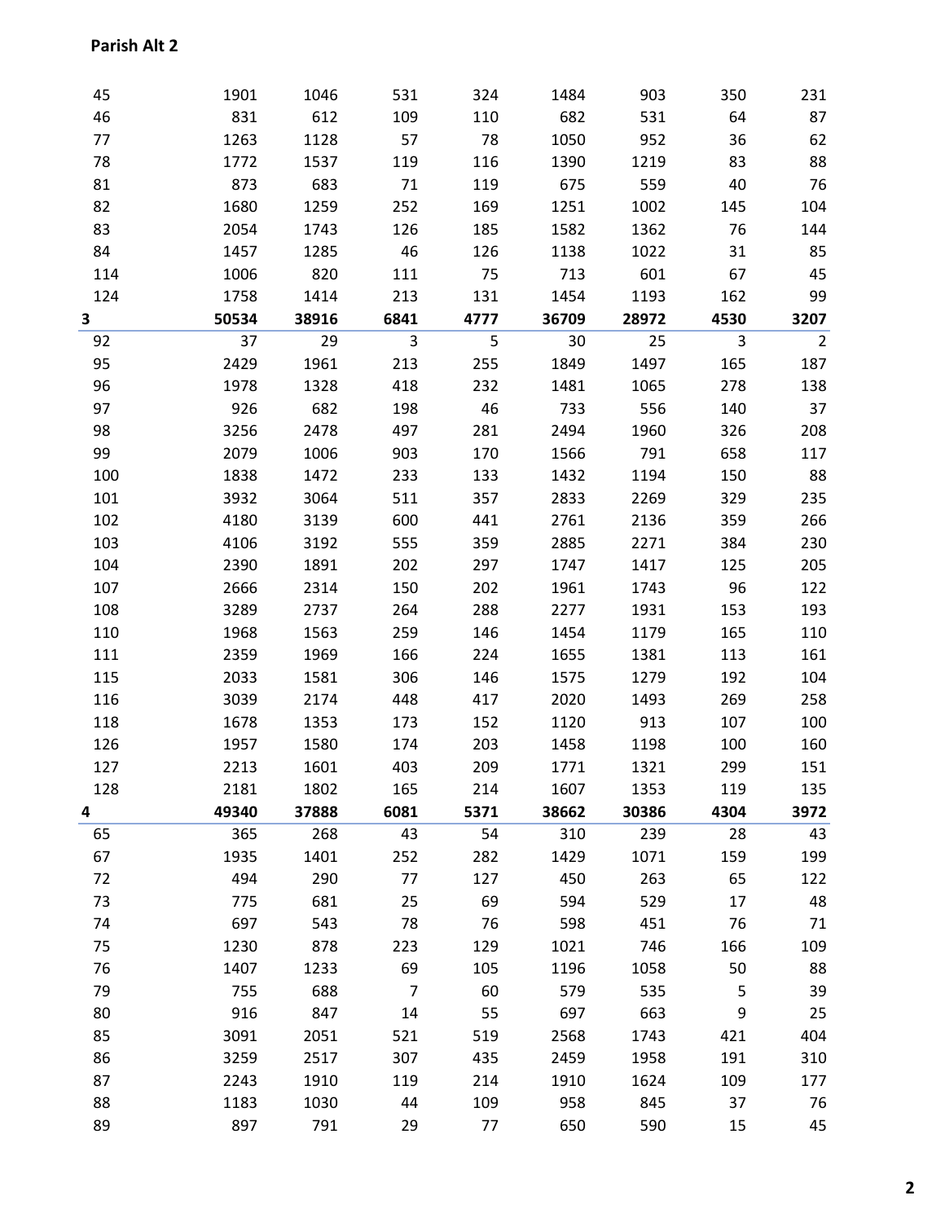**Parish Alt 2**

| | | | | | | | | |
|---|---|---|---|---|---|---|---|---|
| 45 | 1901 | 1046 | 531 | 324 | 1484 | 903 | 350 | 231 |
| 46 | 831 | 612 | 109 | 110 | 682 | 531 | 64 | 87 |
| 77 | 1263 | 1128 | 57 | 78 | 1050 | 952 | 36 | 62 |
| 78 | 1772 | 1537 | 119 | 116 | 1390 | 1219 | 83 | 88 |
| 81 | 873 | 683 | 71 | 119 | 675 | 559 | 40 | 76 |
| 82 | 1680 | 1259 | 252 | 169 | 1251 | 1002 | 145 | 104 |
| 83 | 2054 | 1743 | 126 | 185 | 1582 | 1362 | 76 | 144 |
| 84 | 1457 | 1285 | 46 | 126 | 1138 | 1022 | 31 | 85 |
| 114 | 1006 | 820 | 111 | 75 | 713 | 601 | 67 | 45 |
| 124 | 1758 | 1414 | 213 | 131 | 1454 | 1193 | 162 | 99 |
| **3** | **50534** | **38916** | **6841** | **4777** | **36709** | **28972** | **4530** | **3207** |
| 92 | 37 | 29 | 3 | 5 | 30 | 25 | 3 | 2 |
| 95 | 2429 | 1961 | 213 | 255 | 1849 | 1497 | 165 | 187 |
| 96 | 1978 | 1328 | 418 | 232 | 1481 | 1065 | 278 | 138 |
| 97 | 926 | 682 | 198 | 46 | 733 | 556 | 140 | 37 |
| 98 | 3256 | 2478 | 497 | 281 | 2494 | 1960 | 326 | 208 |
| 99 | 2079 | 1006 | 903 | 170 | 1566 | 791 | 658 | 117 |
| 100 | 1838 | 1472 | 233 | 133 | 1432 | 1194 | 150 | 88 |
| 101 | 3932 | 3064 | 511 | 357 | 2833 | 2269 | 329 | 235 |
| 102 | 4180 | 3139 | 600 | 441 | 2761 | 2136 | 359 | 266 |
| 103 | 4106 | 3192 | 555 | 359 | 2885 | 2271 | 384 | 230 |
| 104 | 2390 | 1891 | 202 | 297 | 1747 | 1417 | 125 | 205 |
| 107 | 2666 | 2314 | 150 | 202 | 1961 | 1743 | 96 | 122 |
| 108 | 3289 | 2737 | 264 | 288 | 2277 | 1931 | 153 | 193 |
| 110 | 1968 | 1563 | 259 | 146 | 1454 | 1179 | 165 | 110 |
| 111 | 2359 | 1969 | 166 | 224 | 1655 | 1381 | 113 | 161 |
| 115 | 2033 | 1581 | 306 | 146 | 1575 | 1279 | 192 | 104 |
| 116 | 3039 | 2174 | 448 | 417 | 2020 | 1493 | 269 | 258 |
| 118 | 1678 | 1353 | 173 | 152 | 1120 | 913 | 107 | 100 |
| 126 | 1957 | 1580 | 174 | 203 | 1458 | 1198 | 100 | 160 |
| 127 | 2213 | 1601 | 403 | 209 | 1771 | 1321 | 299 | 151 |
| 128 | 2181 | 1802 | 165 | 214 | 1607 | 1353 | 119 | 135 |
| **4** | **49340** | **37888** | **6081** | **5371** | **38662** | **30386** | **4304** | **3972** |
| 65 | 365 | 268 | 43 | 54 | 310 | 239 | 28 | 43 |
| 67 | 1935 | 1401 | 252 | 282 | 1429 | 1071 | 159 | 199 |
| 72 | 494 | 290 | 77 | 127 | 450 | 263 | 65 | 122 |
| 73 | 775 | 681 | 25 | 69 | 594 | 529 | 17 | 48 |
| 74 | 697 | 543 | 78 | 76 | 598 | 451 | 76 | 71 |
| 75 | 1230 | 878 | 223 | 129 | 1021 | 746 | 166 | 109 |
| 76 | 1407 | 1233 | 69 | 105 | 1196 | 1058 | 50 | 88 |
| 79 | 755 | 688 | 7 | 60 | 579 | 535 | 5 | 39 |
| 80 | 916 | 847 | 14 | 55 | 697 | 663 | 9 | 25 |
| 85 | 3091 | 2051 | 521 | 519 | 2568 | 1743 | 421 | 404 |
| 86 | 3259 | 2517 | 307 | 435 | 2459 | 1958 | 191 | 310 |
| 87 | 2243 | 1910 | 119 | 214 | 1910 | 1624 | 109 | 177 |
| 88 | 1183 | 1030 | 44 | 109 | 958 | 845 | 37 | 76 |
| 89 | 897 | 791 | 29 | 77 | 650 | 590 | 15 | 45 |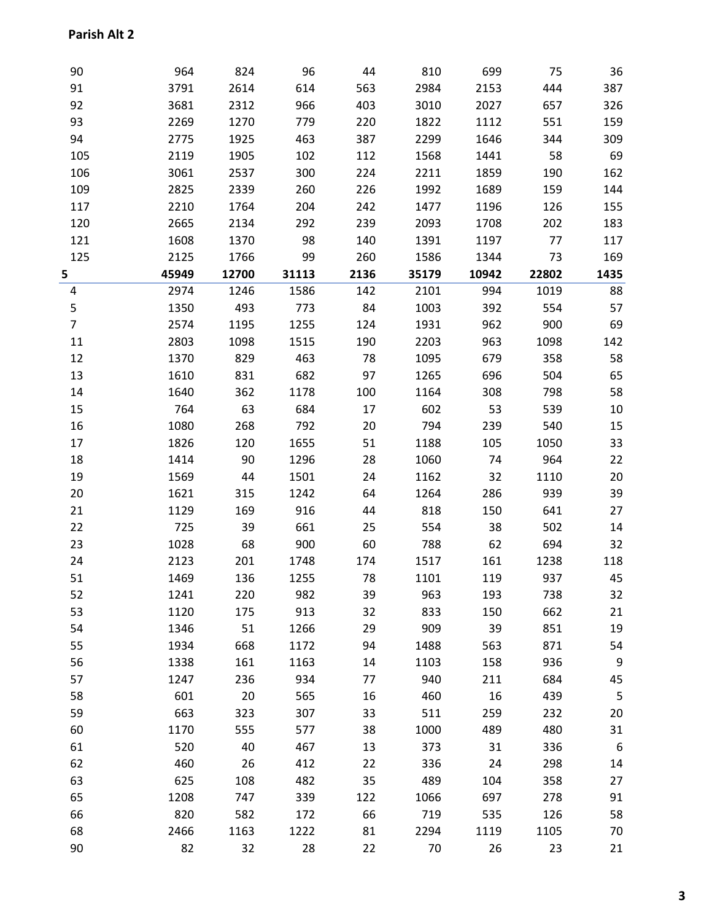**Parish Alt 2**

| | | | | | | | | |
|---|---|---|---|---|---|---|---|---|
| 90 | 964 | 824 | 96 | 44 | 810 | 699 | 75 | 36 |
| 91 | 3791 | 2614 | 614 | 563 | 2984 | 2153 | 444 | 387 |
| 92 | 3681 | 2312 | 966 | 403 | 3010 | 2027 | 657 | 326 |
| 93 | 2269 | 1270 | 779 | 220 | 1822 | 1112 | 551 | 159 |
| 94 | 2775 | 1925 | 463 | 387 | 2299 | 1646 | 344 | 309 |
| 105 | 2119 | 1905 | 102 | 112 | 1568 | 1441 | 58 | 69 |
| 106 | 3061 | 2537 | 300 | 224 | 2211 | 1859 | 190 | 162 |
| 109 | 2825 | 2339 | 260 | 226 | 1992 | 1689 | 159 | 144 |
| 117 | 2210 | 1764 | 204 | 242 | 1477 | 1196 | 126 | 155 |
| 120 | 2665 | 2134 | 292 | 239 | 2093 | 1708 | 202 | 183 |
| 121 | 1608 | 1370 | 98 | 140 | 1391 | 1197 | 77 | 117 |
| 125 | 2125 | 1766 | 99 | 260 | 1586 | 1344 | 73 | 169 |
| **5** | **45949** | **12700** | **31113** | **2136** | **35179** | **10942** | **22802** | **1435** |
| 4 | 2974 | 1246 | 1586 | 142 | 2101 | 994 | 1019 | 88 |
| 5 | 1350 | 493 | 773 | 84 | 1003 | 392 | 554 | 57 |
| 7 | 2574 | 1195 | 1255 | 124 | 1931 | 962 | 900 | 69 |
| 11 | 2803 | 1098 | 1515 | 190 | 2203 | 963 | 1098 | 142 |
| 12 | 1370 | 829 | 463 | 78 | 1095 | 679 | 358 | 58 |
| 13 | 1610 | 831 | 682 | 97 | 1265 | 696 | 504 | 65 |
| 14 | 1640 | 362 | 1178 | 100 | 1164 | 308 | 798 | 58 |
| 15 | 764 | 63 | 684 | 17 | 602 | 53 | 539 | 10 |
| 16 | 1080 | 268 | 792 | 20 | 794 | 239 | 540 | 15 |
| 17 | 1826 | 120 | 1655 | 51 | 1188 | 105 | 1050 | 33 |
| 18 | 1414 | 90 | 1296 | 28 | 1060 | 74 | 964 | 22 |
| 19 | 1569 | 44 | 1501 | 24 | 1162 | 32 | 1110 | 20 |
| 20 | 1621 | 315 | 1242 | 64 | 1264 | 286 | 939 | 39 |
| 21 | 1129 | 169 | 916 | 44 | 818 | 150 | 641 | 27 |
| 22 | 725 | 39 | 661 | 25 | 554 | 38 | 502 | 14 |
| 23 | 1028 | 68 | 900 | 60 | 788 | 62 | 694 | 32 |
| 24 | 2123 | 201 | 1748 | 174 | 1517 | 161 | 1238 | 118 |
| 51 | 1469 | 136 | 1255 | 78 | 1101 | 119 | 937 | 45 |
| 52 | 1241 | 220 | 982 | 39 | 963 | 193 | 738 | 32 |
| 53 | 1120 | 175 | 913 | 32 | 833 | 150 | 662 | 21 |
| 54 | 1346 | 51 | 1266 | 29 | 909 | 39 | 851 | 19 |
| 55 | 1934 | 668 | 1172 | 94 | 1488 | 563 | 871 | 54 |
| 56 | 1338 | 161 | 1163 | 14 | 1103 | 158 | 936 | 9 |
| 57 | 1247 | 236 | 934 | 77 | 940 | 211 | 684 | 45 |
| 58 | 601 | 20 | 565 | 16 | 460 | 16 | 439 | 5 |
| 59 | 663 | 323 | 307 | 33 | 511 | 259 | 232 | 20 |
| 60 | 1170 | 555 | 577 | 38 | 1000 | 489 | 480 | 31 |
| 61 | 520 | 40 | 467 | 13 | 373 | 31 | 336 | 6 |
| 62 | 460 | 26 | 412 | 22 | 336 | 24 | 298 | 14 |
| 63 | 625 | 108 | 482 | 35 | 489 | 104 | 358 | 27 |
| 65 | 1208 | 747 | 339 | 122 | 1066 | 697 | 278 | 91 |
| 66 | 820 | 582 | 172 | 66 | 719 | 535 | 126 | 58 |
| 68 | 2466 | 1163 | 1222 | 81 | 2294 | 1119 | 1105 | 70 |
| 90 | 82 | 32 | 28 | 22 | 70 | 26 | 23 | 21 |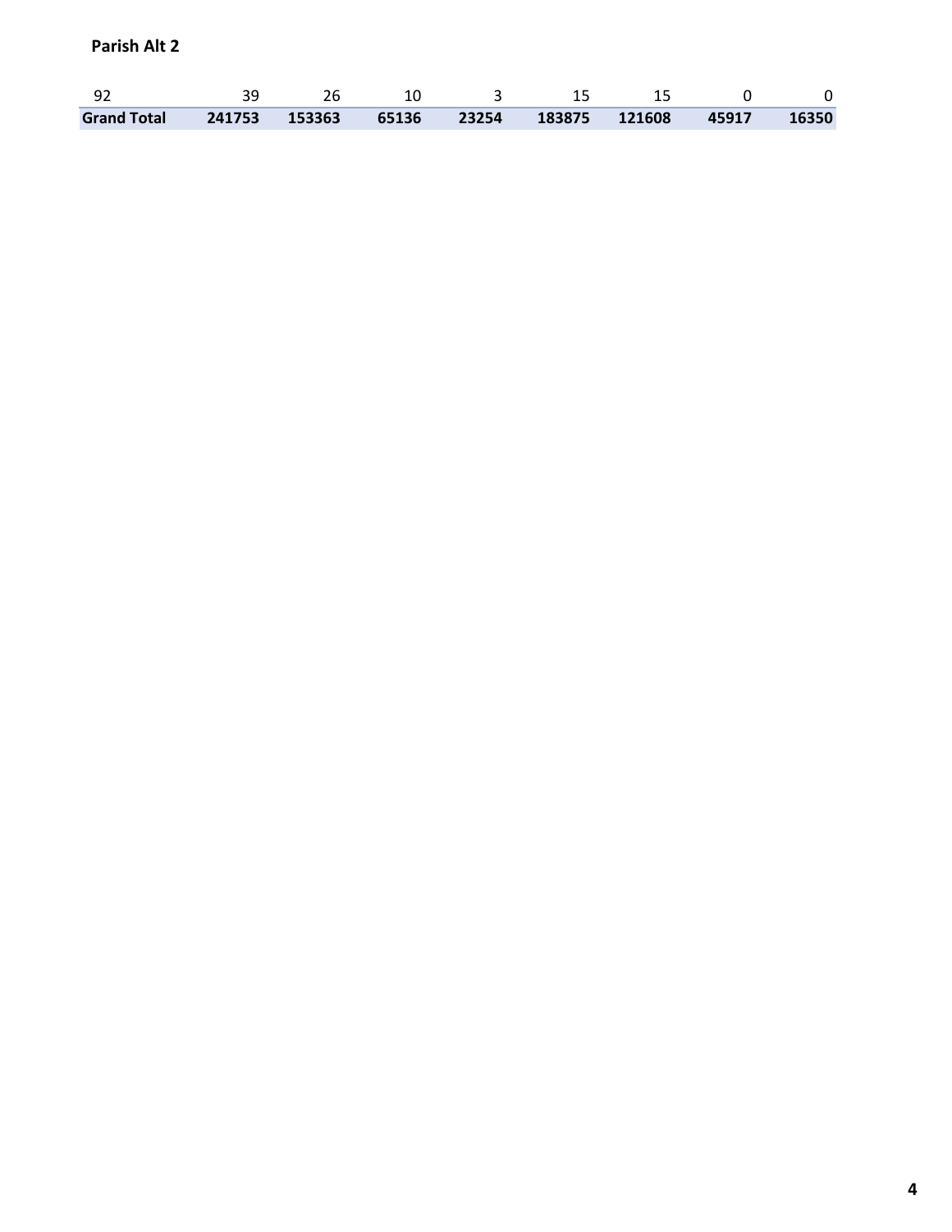**Parish Alt 2**

| 92 | 39 | 26 | 10 | 3 | 15 | 15 | 0 | 0 |
|---|---|---|---|---|---|---|---|---|
| **Grand Total** | **241753** | **153363** | **65136** | **23254** | **183875** | **121608** | **45917** | **16350** |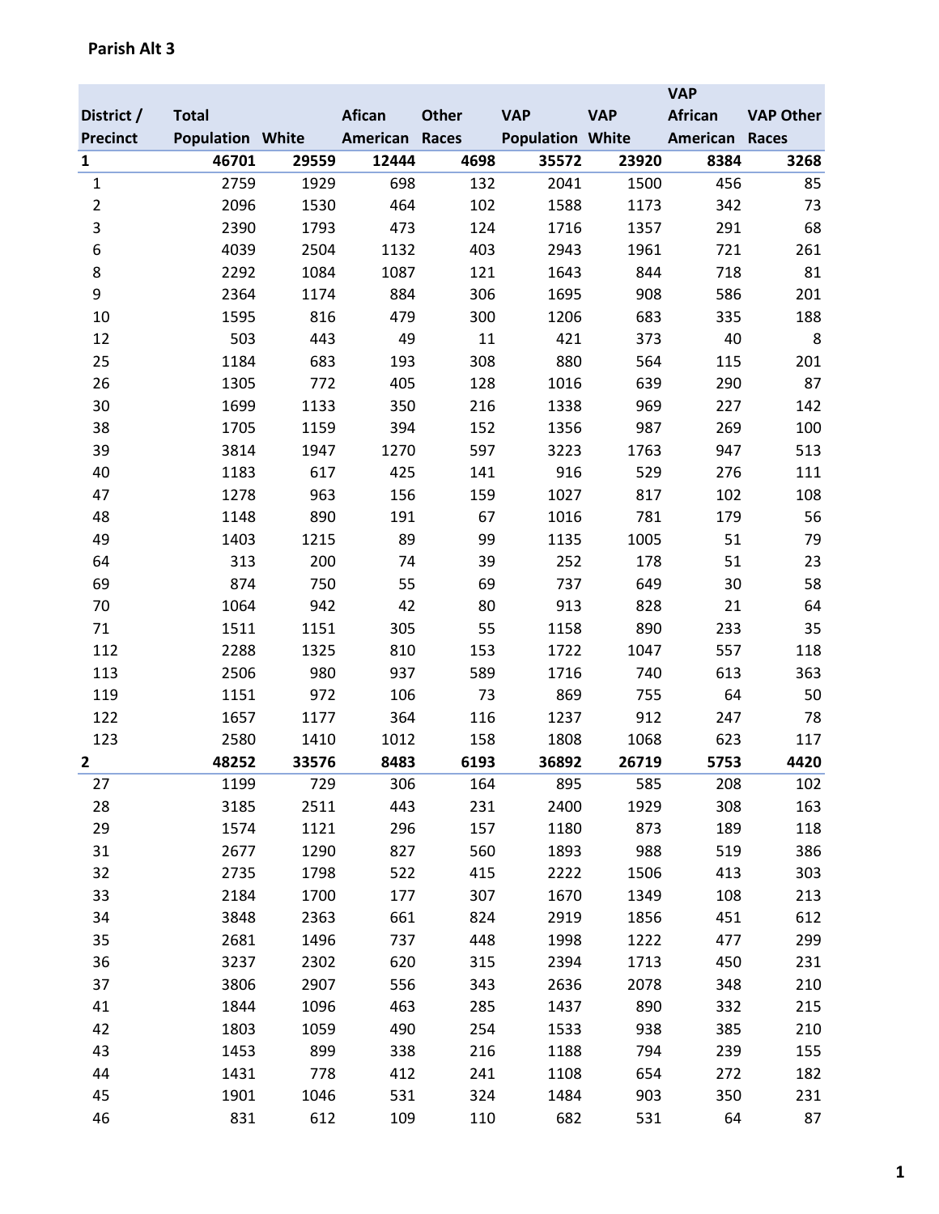**Parish Alt 3**

| District / Precinct | Total Population | White | Afican American | Other Races | VAP Population | VAP White | VAP African American | VAP Other Races |
|---|---|---|---|---|---|---|---|---|
| **1** | **46701** | **29559** | **12444** | **4698** | **35572** | **23920** | **8384** | **3268** |
| 1 | 2759 | 1929 | 698 | 132 | 2041 | 1500 | 456 | 85 |
| 2 | 2096 | 1530 | 464 | 102 | 1588 | 1173 | 342 | 73 |
| 3 | 2390 | 1793 | 473 | 124 | 1716 | 1357 | 291 | 68 |
| 6 | 4039 | 2504 | 1132 | 403 | 2943 | 1961 | 721 | 261 |
| 8 | 2292 | 1084 | 1087 | 121 | 1643 | 844 | 718 | 81 |
| 9 | 2364 | 1174 | 884 | 306 | 1695 | 908 | 586 | 201 |
| 10 | 1595 | 816 | 479 | 300 | 1206 | 683 | 335 | 188 |
| 12 | 503 | 443 | 49 | 11 | 421 | 373 | 40 | 8 |
| 25 | 1184 | 683 | 193 | 308 | 880 | 564 | 115 | 201 |
| 26 | 1305 | 772 | 405 | 128 | 1016 | 639 | 290 | 87 |
| 30 | 1699 | 1133 | 350 | 216 | 1338 | 969 | 227 | 142 |
| 38 | 1705 | 1159 | 394 | 152 | 1356 | 987 | 269 | 100 |
| 39 | 3814 | 1947 | 1270 | 597 | 3223 | 1763 | 947 | 513 |
| 40 | 1183 | 617 | 425 | 141 | 916 | 529 | 276 | 111 |
| 47 | 1278 | 963 | 156 | 159 | 1027 | 817 | 102 | 108 |
| 48 | 1148 | 890 | 191 | 67 | 1016 | 781 | 179 | 56 |
| 49 | 1403 | 1215 | 89 | 99 | 1135 | 1005 | 51 | 79 |
| 64 | 313 | 200 | 74 | 39 | 252 | 178 | 51 | 23 |
| 69 | 874 | 750 | 55 | 69 | 737 | 649 | 30 | 58 |
| 70 | 1064 | 942 | 42 | 80 | 913 | 828 | 21 | 64 |
| 71 | 1511 | 1151 | 305 | 55 | 1158 | 890 | 233 | 35 |
| 112 | 2288 | 1325 | 810 | 153 | 1722 | 1047 | 557 | 118 |
| 113 | 2506 | 980 | 937 | 589 | 1716 | 740 | 613 | 363 |
| 119 | 1151 | 972 | 106 | 73 | 869 | 755 | 64 | 50 |
| 122 | 1657 | 1177 | 364 | 116 | 1237 | 912 | 247 | 78 |
| 123 | 2580 | 1410 | 1012 | 158 | 1808 | 1068 | 623 | 117 |
| **2** | **48252** | **33576** | **8483** | **6193** | **36892** | **26719** | **5753** | **4420** |
| 27 | 1199 | 729 | 306 | 164 | 895 | 585 | 208 | 102 |
| 28 | 3185 | 2511 | 443 | 231 | 2400 | 1929 | 308 | 163 |
| 29 | 1574 | 1121 | 296 | 157 | 1180 | 873 | 189 | 118 |
| 31 | 2677 | 1290 | 827 | 560 | 1893 | 988 | 519 | 386 |
| 32 | 2735 | 1798 | 522 | 415 | 2222 | 1506 | 413 | 303 |
| 33 | 2184 | 1700 | 177 | 307 | 1670 | 1349 | 108 | 213 |
| 34 | 3848 | 2363 | 661 | 824 | 2919 | 1856 | 451 | 612 |
| 35 | 2681 | 1496 | 737 | 448 | 1998 | 1222 | 477 | 299 |
| 36 | 3237 | 2302 | 620 | 315 | 2394 | 1713 | 450 | 231 |
| 37 | 3806 | 2907 | 556 | 343 | 2636 | 2078 | 348 | 210 |
| 41 | 1844 | 1096 | 463 | 285 | 1437 | 890 | 332 | 215 |
| 42 | 1803 | 1059 | 490 | 254 | 1533 | 938 | 385 | 210 |
| 43 | 1453 | 899 | 338 | 216 | 1188 | 794 | 239 | 155 |
| 44 | 1431 | 778 | 412 | 241 | 1108 | 654 | 272 | 182 |
| 45 | 1901 | 1046 | 531 | 324 | 1484 | 903 | 350 | 231 |
| 46 | 831 | 612 | 109 | 110 | 682 | 531 | 64 | 87 |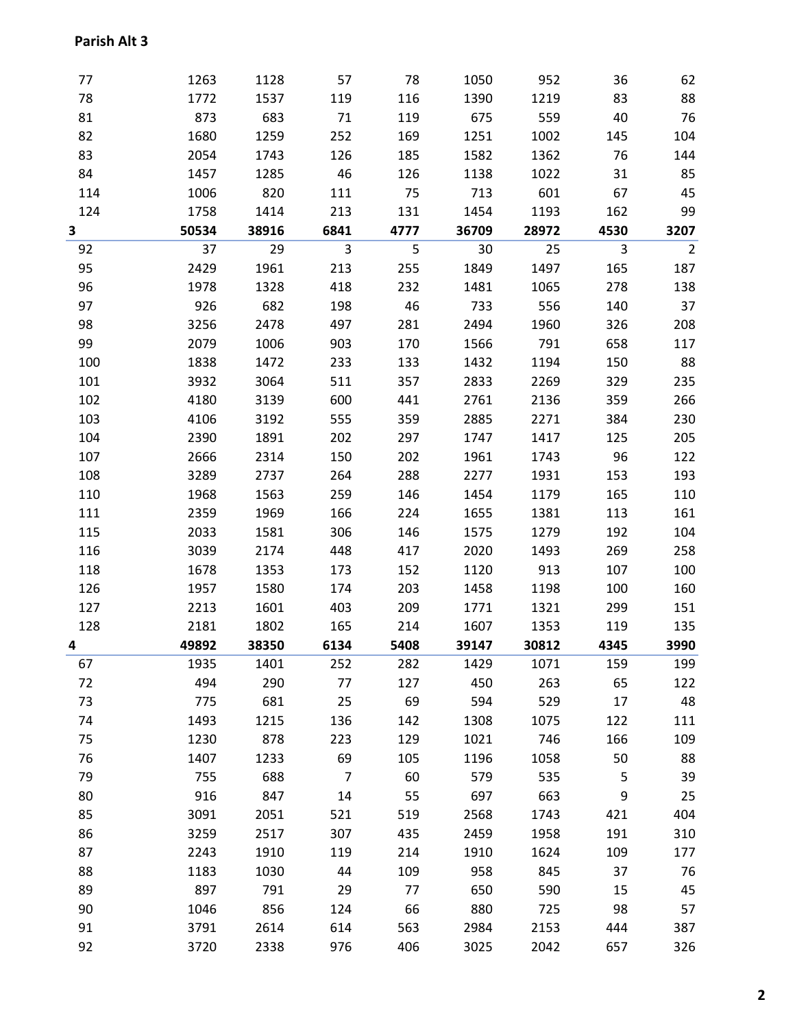**Parish Alt 3**

| | | | | | | | | |
|---|---|---|---|---|---|---|---|---|
| 77 | 1263 | 1128 | 57 | 78 | 1050 | 952 | 36 | 62 |
| 78 | 1772 | 1537 | 119 | 116 | 1390 | 1219 | 83 | 88 |
| 81 | 873 | 683 | 71 | 119 | 675 | 559 | 40 | 76 |
| 82 | 1680 | 1259 | 252 | 169 | 1251 | 1002 | 145 | 104 |
| 83 | 2054 | 1743 | 126 | 185 | 1582 | 1362 | 76 | 144 |
| 84 | 1457 | 1285 | 46 | 126 | 1138 | 1022 | 31 | 85 |
| 114 | 1006 | 820 | 111 | 75 | 713 | 601 | 67 | 45 |
| 124 | 1758 | 1414 | 213 | 131 | 1454 | 1193 | 162 | 99 |
| **3** | **50534** | **38916** | **6841** | **4777** | **36709** | **28972** | **4530** | **3207** |
| 92 | 37 | 29 | 3 | 5 | 30 | 25 | 3 | 2 |
| 95 | 2429 | 1961 | 213 | 255 | 1849 | 1497 | 165 | 187 |
| 96 | 1978 | 1328 | 418 | 232 | 1481 | 1065 | 278 | 138 |
| 97 | 926 | 682 | 198 | 46 | 733 | 556 | 140 | 37 |
| 98 | 3256 | 2478 | 497 | 281 | 2494 | 1960 | 326 | 208 |
| 99 | 2079 | 1006 | 903 | 170 | 1566 | 791 | 658 | 117 |
| 100 | 1838 | 1472 | 233 | 133 | 1432 | 1194 | 150 | 88 |
| 101 | 3932 | 3064 | 511 | 357 | 2833 | 2269 | 329 | 235 |
| 102 | 4180 | 3139 | 600 | 441 | 2761 | 2136 | 359 | 266 |
| 103 | 4106 | 3192 | 555 | 359 | 2885 | 2271 | 384 | 230 |
| 104 | 2390 | 1891 | 202 | 297 | 1747 | 1417 | 125 | 205 |
| 107 | 2666 | 2314 | 150 | 202 | 1961 | 1743 | 96 | 122 |
| 108 | 3289 | 2737 | 264 | 288 | 2277 | 1931 | 153 | 193 |
| 110 | 1968 | 1563 | 259 | 146 | 1454 | 1179 | 165 | 110 |
| 111 | 2359 | 1969 | 166 | 224 | 1655 | 1381 | 113 | 161 |
| 115 | 2033 | 1581 | 306 | 146 | 1575 | 1279 | 192 | 104 |
| 116 | 3039 | 2174 | 448 | 417 | 2020 | 1493 | 269 | 258 |
| 118 | 1678 | 1353 | 173 | 152 | 1120 | 913 | 107 | 100 |
| 126 | 1957 | 1580 | 174 | 203 | 1458 | 1198 | 100 | 160 |
| 127 | 2213 | 1601 | 403 | 209 | 1771 | 1321 | 299 | 151 |
| 128 | 2181 | 1802 | 165 | 214 | 1607 | 1353 | 119 | 135 |
| **4** | **49892** | **38350** | **6134** | **5408** | **39147** | **30812** | **4345** | **3990** |
| 67 | 1935 | 1401 | 252 | 282 | 1429 | 1071 | 159 | 199 |
| 72 | 494 | 290 | 77 | 127 | 450 | 263 | 65 | 122 |
| 73 | 775 | 681 | 25 | 69 | 594 | 529 | 17 | 48 |
| 74 | 1493 | 1215 | 136 | 142 | 1308 | 1075 | 122 | 111 |
| 75 | 1230 | 878 | 223 | 129 | 1021 | 746 | 166 | 109 |
| 76 | 1407 | 1233 | 69 | 105 | 1196 | 1058 | 50 | 88 |
| 79 | 755 | 688 | 7 | 60 | 579 | 535 | 5 | 39 |
| 80 | 916 | 847 | 14 | 55 | 697 | 663 | 9 | 25 |
| 85 | 3091 | 2051 | 521 | 519 | 2568 | 1743 | 421 | 404 |
| 86 | 3259 | 2517 | 307 | 435 | 2459 | 1958 | 191 | 310 |
| 87 | 2243 | 1910 | 119 | 214 | 1910 | 1624 | 109 | 177 |
| 88 | 1183 | 1030 | 44 | 109 | 958 | 845 | 37 | 76 |
| 89 | 897 | 791 | 29 | 77 | 650 | 590 | 15 | 45 |
| 90 | 1046 | 856 | 124 | 66 | 880 | 725 | 98 | 57 |
| 91 | 3791 | 2614 | 614 | 563 | 2984 | 2153 | 444 | 387 |
| 92 | 3720 | 2338 | 976 | 406 | 3025 | 2042 | 657 | 326 |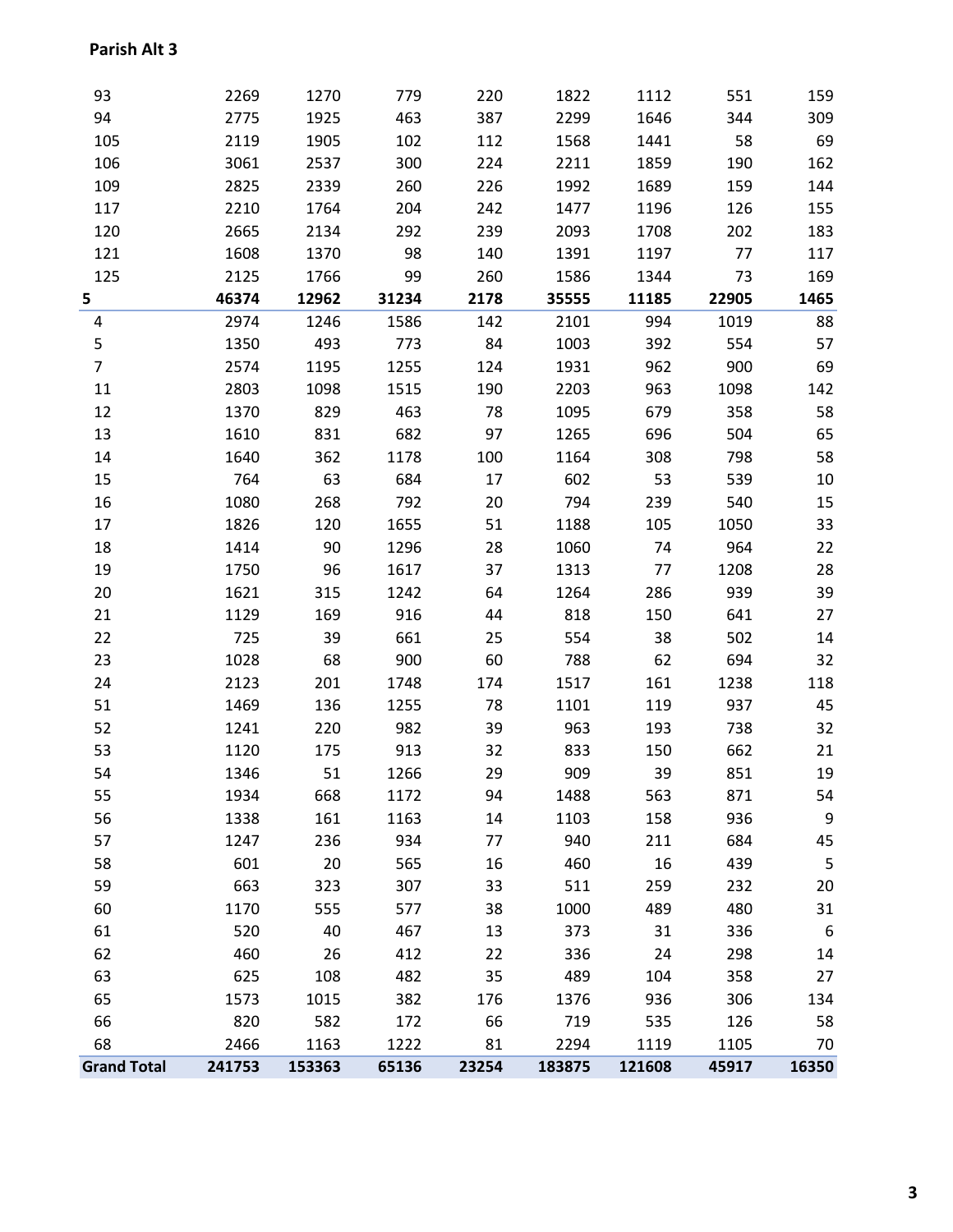**Parish Alt 3**

| | | | | | | | | |
|---|---|---|---|---|---|---|---|---|
| 93 | 2269 | 1270 | 779 | 220 | 1822 | 1112 | 551 | 159 |
| 94 | 2775 | 1925 | 463 | 387 | 2299 | 1646 | 344 | 309 |
| 105 | 2119 | 1905 | 102 | 112 | 1568 | 1441 | 58 | 69 |
| 106 | 3061 | 2537 | 300 | 224 | 2211 | 1859 | 190 | 162 |
| 109 | 2825 | 2339 | 260 | 226 | 1992 | 1689 | 159 | 144 |
| 117 | 2210 | 1764 | 204 | 242 | 1477 | 1196 | 126 | 155 |
| 120 | 2665 | 2134 | 292 | 239 | 2093 | 1708 | 202 | 183 |
| 121 | 1608 | 1370 | 98 | 140 | 1391 | 1197 | 77 | 117 |
| 125 | 2125 | 1766 | 99 | 260 | 1586 | 1344 | 73 | 169 |
| **5** | **46374** | **12962** | **31234** | **2178** | **35555** | **11185** | **22905** | **1465** |
| 4 | 2974 | 1246 | 1586 | 142 | 2101 | 994 | 1019 | 88 |
| 5 | 1350 | 493 | 773 | 84 | 1003 | 392 | 554 | 57 |
| 7 | 2574 | 1195 | 1255 | 124 | 1931 | 962 | 900 | 69 |
| 11 | 2803 | 1098 | 1515 | 190 | 2203 | 963 | 1098 | 142 |
| 12 | 1370 | 829 | 463 | 78 | 1095 | 679 | 358 | 58 |
| 13 | 1610 | 831 | 682 | 97 | 1265 | 696 | 504 | 65 |
| 14 | 1640 | 362 | 1178 | 100 | 1164 | 308 | 798 | 58 |
| 15 | 764 | 63 | 684 | 17 | 602 | 53 | 539 | 10 |
| 16 | 1080 | 268 | 792 | 20 | 794 | 239 | 540 | 15 |
| 17 | 1826 | 120 | 1655 | 51 | 1188 | 105 | 1050 | 33 |
| 18 | 1414 | 90 | 1296 | 28 | 1060 | 74 | 964 | 22 |
| 19 | 1750 | 96 | 1617 | 37 | 1313 | 77 | 1208 | 28 |
| 20 | 1621 | 315 | 1242 | 64 | 1264 | 286 | 939 | 39 |
| 21 | 1129 | 169 | 916 | 44 | 818 | 150 | 641 | 27 |
| 22 | 725 | 39 | 661 | 25 | 554 | 38 | 502 | 14 |
| 23 | 1028 | 68 | 900 | 60 | 788 | 62 | 694 | 32 |
| 24 | 2123 | 201 | 1748 | 174 | 1517 | 161 | 1238 | 118 |
| 51 | 1469 | 136 | 1255 | 78 | 1101 | 119 | 937 | 45 |
| 52 | 1241 | 220 | 982 | 39 | 963 | 193 | 738 | 32 |
| 53 | 1120 | 175 | 913 | 32 | 833 | 150 | 662 | 21 |
| 54 | 1346 | 51 | 1266 | 29 | 909 | 39 | 851 | 19 |
| 55 | 1934 | 668 | 1172 | 94 | 1488 | 563 | 871 | 54 |
| 56 | 1338 | 161 | 1163 | 14 | 1103 | 158 | 936 | 9 |
| 57 | 1247 | 236 | 934 | 77 | 940 | 211 | 684 | 45 |
| 58 | 601 | 20 | 565 | 16 | 460 | 16 | 439 | 5 |
| 59 | 663 | 323 | 307 | 33 | 511 | 259 | 232 | 20 |
| 60 | 1170 | 555 | 577 | 38 | 1000 | 489 | 480 | 31 |
| 61 | 520 | 40 | 467 | 13 | 373 | 31 | 336 | 6 |
| 62 | 460 | 26 | 412 | 22 | 336 | 24 | 298 | 14 |
| 63 | 625 | 108 | 482 | 35 | 489 | 104 | 358 | 27 |
| 65 | 1573 | 1015 | 382 | 176 | 1376 | 936 | 306 | 134 |
| 66 | 820 | 582 | 172 | 66 | 719 | 535 | 126 | 58 |
| 68 | 2466 | 1163 | 1222 | 81 | 2294 | 1119 | 1105 | 70 |
| **Grand Total** | **241753** | **153363** | **65136** | **23254** | **183875** | **121608** | **45917** | **16350** |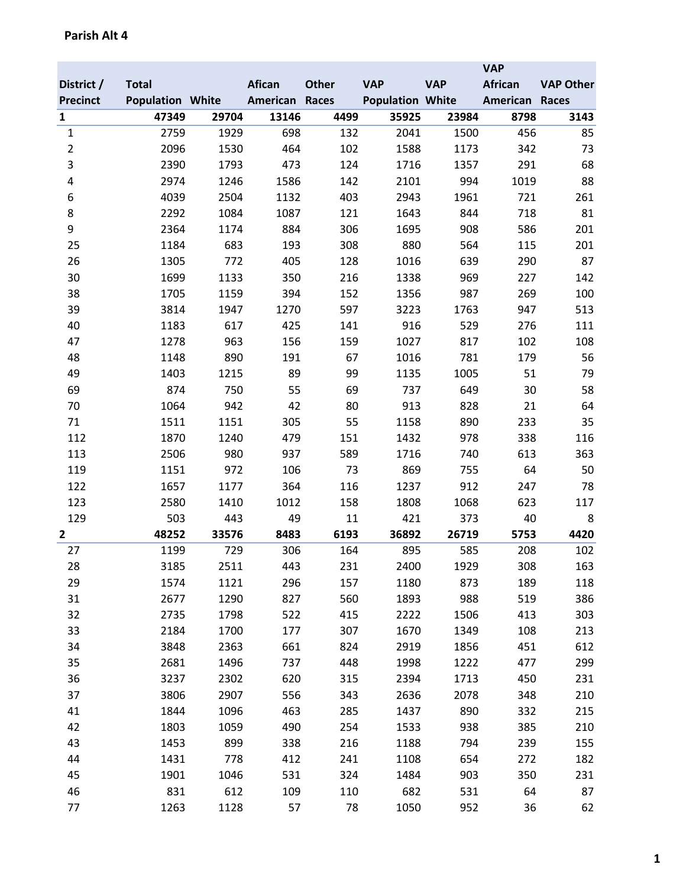**Parish Alt 4**

| District / Precinct | Total Population | White | Afican American | Other Races | VAP Population | VAP White | VAP African American | VAP Other Races |
|---|---|---|---|---|---|---|---|---|
| **1** | **47349** | **29704** | **13146** | **4499** | **35925** | **23984** | **8798** | **3143** |
| 1 | 2759 | 1929 | 698 | 132 | 2041 | 1500 | 456 | 85 |
| 2 | 2096 | 1530 | 464 | 102 | 1588 | 1173 | 342 | 73 |
| 3 | 2390 | 1793 | 473 | 124 | 1716 | 1357 | 291 | 68 |
| 4 | 2974 | 1246 | 1586 | 142 | 2101 | 994 | 1019 | 88 |
| 6 | 4039 | 2504 | 1132 | 403 | 2943 | 1961 | 721 | 261 |
| 8 | 2292 | 1084 | 1087 | 121 | 1643 | 844 | 718 | 81 |
| 9 | 2364 | 1174 | 884 | 306 | 1695 | 908 | 586 | 201 |
| 25 | 1184 | 683 | 193 | 308 | 880 | 564 | 115 | 201 |
| 26 | 1305 | 772 | 405 | 128 | 1016 | 639 | 290 | 87 |
| 30 | 1699 | 1133 | 350 | 216 | 1338 | 969 | 227 | 142 |
| 38 | 1705 | 1159 | 394 | 152 | 1356 | 987 | 269 | 100 |
| 39 | 3814 | 1947 | 1270 | 597 | 3223 | 1763 | 947 | 513 |
| 40 | 1183 | 617 | 425 | 141 | 916 | 529 | 276 | 111 |
| 47 | 1278 | 963 | 156 | 159 | 1027 | 817 | 102 | 108 |
| 48 | 1148 | 890 | 191 | 67 | 1016 | 781 | 179 | 56 |
| 49 | 1403 | 1215 | 89 | 99 | 1135 | 1005 | 51 | 79 |
| 69 | 874 | 750 | 55 | 69 | 737 | 649 | 30 | 58 |
| 70 | 1064 | 942 | 42 | 80 | 913 | 828 | 21 | 64 |
| 71 | 1511 | 1151 | 305 | 55 | 1158 | 890 | 233 | 35 |
| 112 | 1870 | 1240 | 479 | 151 | 1432 | 978 | 338 | 116 |
| 113 | 2506 | 980 | 937 | 589 | 1716 | 740 | 613 | 363 |
| 119 | 1151 | 972 | 106 | 73 | 869 | 755 | 64 | 50 |
| 122 | 1657 | 1177 | 364 | 116 | 1237 | 912 | 247 | 78 |
| 123 | 2580 | 1410 | 1012 | 158 | 1808 | 1068 | 623 | 117 |
| 129 | 503 | 443 | 49 | 11 | 421 | 373 | 40 | 8 |
| **2** | **48252** | **33576** | **8483** | **6193** | **36892** | **26719** | **5753** | **4420** |
| 27 | 1199 | 729 | 306 | 164 | 895 | 585 | 208 | 102 |
| 28 | 3185 | 2511 | 443 | 231 | 2400 | 1929 | 308 | 163 |
| 29 | 1574 | 1121 | 296 | 157 | 1180 | 873 | 189 | 118 |
| 31 | 2677 | 1290 | 827 | 560 | 1893 | 988 | 519 | 386 |
| 32 | 2735 | 1798 | 522 | 415 | 2222 | 1506 | 413 | 303 |
| 33 | 2184 | 1700 | 177 | 307 | 1670 | 1349 | 108 | 213 |
| 34 | 3848 | 2363 | 661 | 824 | 2919 | 1856 | 451 | 612 |
| 35 | 2681 | 1496 | 737 | 448 | 1998 | 1222 | 477 | 299 |
| 36 | 3237 | 2302 | 620 | 315 | 2394 | 1713 | 450 | 231 |
| 37 | 3806 | 2907 | 556 | 343 | 2636 | 2078 | 348 | 210 |
| 41 | 1844 | 1096 | 463 | 285 | 1437 | 890 | 332 | 215 |
| 42 | 1803 | 1059 | 490 | 254 | 1533 | 938 | 385 | 210 |
| 43 | 1453 | 899 | 338 | 216 | 1188 | 794 | 239 | 155 |
| 44 | 1431 | 778 | 412 | 241 | 1108 | 654 | 272 | 182 |
| 45 | 1901 | 1046 | 531 | 324 | 1484 | 903 | 350 | 231 |
| 46 | 831 | 612 | 109 | 110 | 682 | 531 | 64 | 87 |
| 77 | 1263 | 1128 | 57 | 78 | 1050 | 952 | 36 | 62 |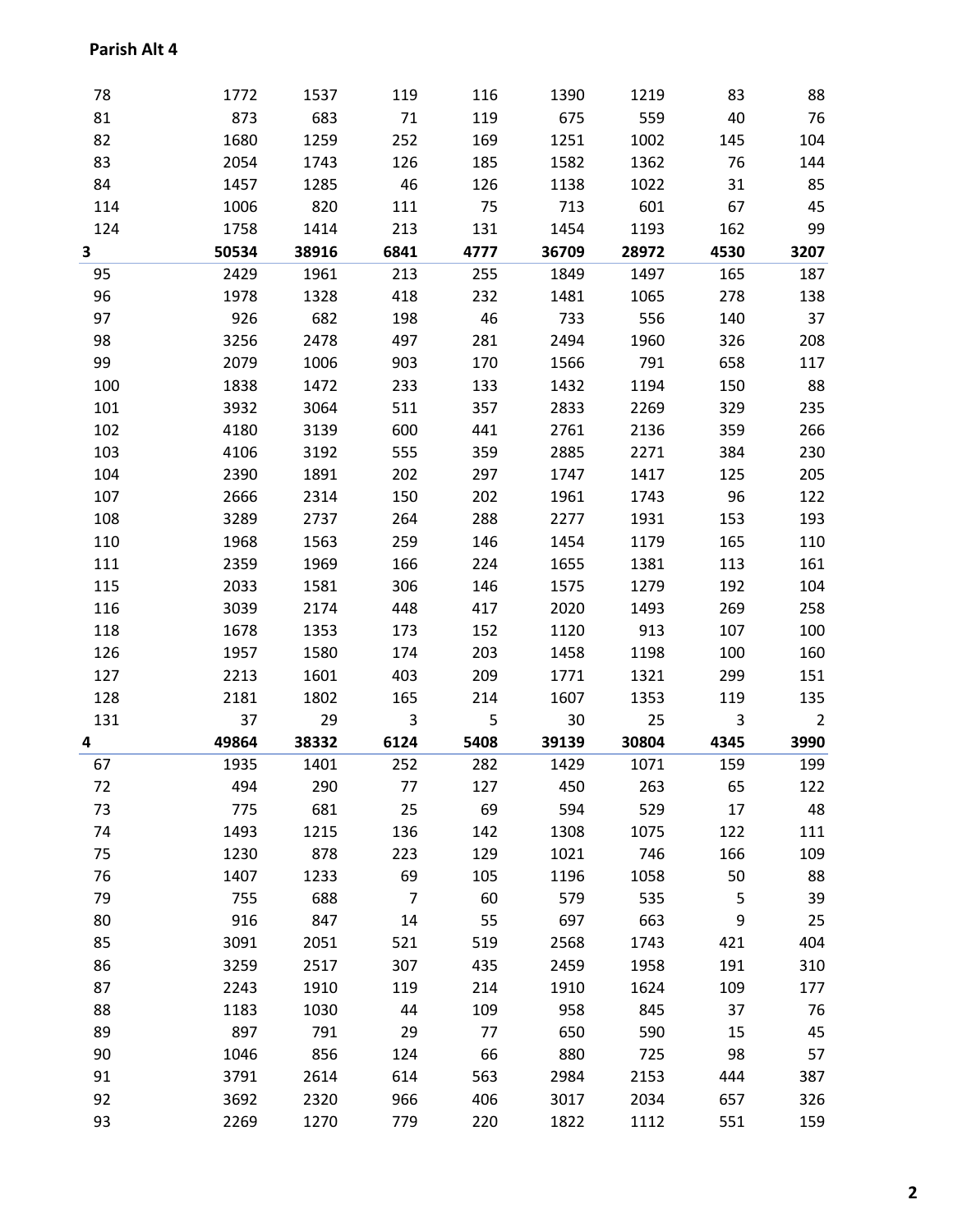**Parish Alt 4**

| | | | | | | | | |
|---|---|---|---|---|---|---|---|---|
| 78 | 1772 | 1537 | 119 | 116 | 1390 | 1219 | 83 | 88 |
| 81 | 873 | 683 | 71 | 119 | 675 | 559 | 40 | 76 |
| 82 | 1680 | 1259 | 252 | 169 | 1251 | 1002 | 145 | 104 |
| 83 | 2054 | 1743 | 126 | 185 | 1582 | 1362 | 76 | 144 |
| 84 | 1457 | 1285 | 46 | 126 | 1138 | 1022 | 31 | 85 |
| 114 | 1006 | 820 | 111 | 75 | 713 | 601 | 67 | 45 |
| 124 | 1758 | 1414 | 213 | 131 | 1454 | 1193 | 162 | 99 |
| **3** | **50534** | **38916** | **6841** | **4777** | **36709** | **28972** | **4530** | **3207** |
| 95 | 2429 | 1961 | 213 | 255 | 1849 | 1497 | 165 | 187 |
| 96 | 1978 | 1328 | 418 | 232 | 1481 | 1065 | 278 | 138 |
| 97 | 926 | 682 | 198 | 46 | 733 | 556 | 140 | 37 |
| 98 | 3256 | 2478 | 497 | 281 | 2494 | 1960 | 326 | 208 |
| 99 | 2079 | 1006 | 903 | 170 | 1566 | 791 | 658 | 117 |
| 100 | 1838 | 1472 | 233 | 133 | 1432 | 1194 | 150 | 88 |
| 101 | 3932 | 3064 | 511 | 357 | 2833 | 2269 | 329 | 235 |
| 102 | 4180 | 3139 | 600 | 441 | 2761 | 2136 | 359 | 266 |
| 103 | 4106 | 3192 | 555 | 359 | 2885 | 2271 | 384 | 230 |
| 104 | 2390 | 1891 | 202 | 297 | 1747 | 1417 | 125 | 205 |
| 107 | 2666 | 2314 | 150 | 202 | 1961 | 1743 | 96 | 122 |
| 108 | 3289 | 2737 | 264 | 288 | 2277 | 1931 | 153 | 193 |
| 110 | 1968 | 1563 | 259 | 146 | 1454 | 1179 | 165 | 110 |
| 111 | 2359 | 1969 | 166 | 224 | 1655 | 1381 | 113 | 161 |
| 115 | 2033 | 1581 | 306 | 146 | 1575 | 1279 | 192 | 104 |
| 116 | 3039 | 2174 | 448 | 417 | 2020 | 1493 | 269 | 258 |
| 118 | 1678 | 1353 | 173 | 152 | 1120 | 913 | 107 | 100 |
| 126 | 1957 | 1580 | 174 | 203 | 1458 | 1198 | 100 | 160 |
| 127 | 2213 | 1601 | 403 | 209 | 1771 | 1321 | 299 | 151 |
| 128 | 2181 | 1802 | 165 | 214 | 1607 | 1353 | 119 | 135 |
| 131 | 37 | 29 | 3 | 5 | 30 | 25 | 3 | 2 |
| **4** | **49864** | **38332** | **6124** | **5408** | **39139** | **30804** | **4345** | **3990** |
| 67 | 1935 | 1401 | 252 | 282 | 1429 | 1071 | 159 | 199 |
| 72 | 494 | 290 | 77 | 127 | 450 | 263 | 65 | 122 |
| 73 | 775 | 681 | 25 | 69 | 594 | 529 | 17 | 48 |
| 74 | 1493 | 1215 | 136 | 142 | 1308 | 1075 | 122 | 111 |
| 75 | 1230 | 878 | 223 | 129 | 1021 | 746 | 166 | 109 |
| 76 | 1407 | 1233 | 69 | 105 | 1196 | 1058 | 50 | 88 |
| 79 | 755 | 688 | 7 | 60 | 579 | 535 | 5 | 39 |
| 80 | 916 | 847 | 14 | 55 | 697 | 663 | 9 | 25 |
| 85 | 3091 | 2051 | 521 | 519 | 2568 | 1743 | 421 | 404 |
| 86 | 3259 | 2517 | 307 | 435 | 2459 | 1958 | 191 | 310 |
| 87 | 2243 | 1910 | 119 | 214 | 1910 | 1624 | 109 | 177 |
| 88 | 1183 | 1030 | 44 | 109 | 958 | 845 | 37 | 76 |
| 89 | 897 | 791 | 29 | 77 | 650 | 590 | 15 | 45 |
| 90 | 1046 | 856 | 124 | 66 | 880 | 725 | 98 | 57 |
| 91 | 3791 | 2614 | 614 | 563 | 2984 | 2153 | 444 | 387 |
| 92 | 3692 | 2320 | 966 | 406 | 3017 | 2034 | 657 | 326 |
| 93 | 2269 | 1270 | 779 | 220 | 1822 | 1112 | 551 | 159 |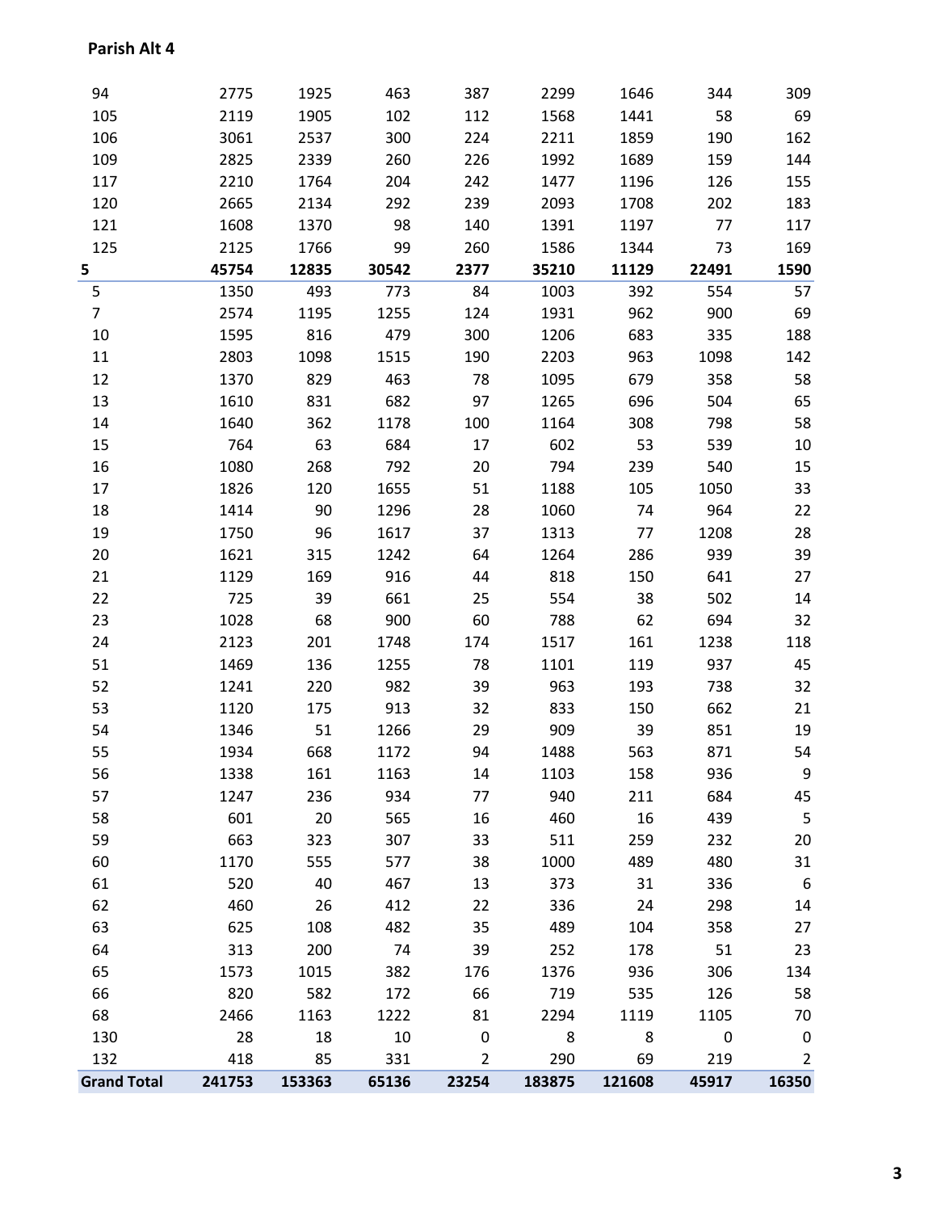Parish Alt 4

| | | | | | | | | |
|---|---|---|---|---|---|---|---|---|
| 94 | 2775 | 1925 | 463 | 387 | 2299 | 1646 | 344 | 309 |
| 105 | 2119 | 1905 | 102 | 112 | 1568 | 1441 | 58 | 69 |
| 106 | 3061 | 2537 | 300 | 224 | 2211 | 1859 | 190 | 162 |
| 109 | 2825 | 2339 | 260 | 226 | 1992 | 1689 | 159 | 144 |
| 117 | 2210 | 1764 | 204 | 242 | 1477 | 1196 | 126 | 155 |
| 120 | 2665 | 2134 | 292 | 239 | 2093 | 1708 | 202 | 183 |
| 121 | 1608 | 1370 | 98 | 140 | 1391 | 1197 | 77 | 117 |
| 125 | 2125 | 1766 | 99 | 260 | 1586 | 1344 | 73 | 169 |
| **5** | **45754** | **12835** | **30542** | **2377** | **35210** | **11129** | **22491** | **1590** |
| 5 | 1350 | 493 | 773 | 84 | 1003 | 392 | 554 | 57 |
| 7 | 2574 | 1195 | 1255 | 124 | 1931 | 962 | 900 | 69 |
| 10 | 1595 | 816 | 479 | 300 | 1206 | 683 | 335 | 188 |
| 11 | 2803 | 1098 | 1515 | 190 | 2203 | 963 | 1098 | 142 |
| 12 | 1370 | 829 | 463 | 78 | 1095 | 679 | 358 | 58 |
| 13 | 1610 | 831 | 682 | 97 | 1265 | 696 | 504 | 65 |
| 14 | 1640 | 362 | 1178 | 100 | 1164 | 308 | 798 | 58 |
| 15 | 764 | 63 | 684 | 17 | 602 | 53 | 539 | 10 |
| 16 | 1080 | 268 | 792 | 20 | 794 | 239 | 540 | 15 |
| 17 | 1826 | 120 | 1655 | 51 | 1188 | 105 | 1050 | 33 |
| 18 | 1414 | 90 | 1296 | 28 | 1060 | 74 | 964 | 22 |
| 19 | 1750 | 96 | 1617 | 37 | 1313 | 77 | 1208 | 28 |
| 20 | 1621 | 315 | 1242 | 64 | 1264 | 286 | 939 | 39 |
| 21 | 1129 | 169 | 916 | 44 | 818 | 150 | 641 | 27 |
| 22 | 725 | 39 | 661 | 25 | 554 | 38 | 502 | 14 |
| 23 | 1028 | 68 | 900 | 60 | 788 | 62 | 694 | 32 |
| 24 | 2123 | 201 | 1748 | 174 | 1517 | 161 | 1238 | 118 |
| 51 | 1469 | 136 | 1255 | 78 | 1101 | 119 | 937 | 45 |
| 52 | 1241 | 220 | 982 | 39 | 963 | 193 | 738 | 32 |
| 53 | 1120 | 175 | 913 | 32 | 833 | 150 | 662 | 21 |
| 54 | 1346 | 51 | 1266 | 29 | 909 | 39 | 851 | 19 |
| 55 | 1934 | 668 | 1172 | 94 | 1488 | 563 | 871 | 54 |
| 56 | 1338 | 161 | 1163 | 14 | 1103 | 158 | 936 | 9 |
| 57 | 1247 | 236 | 934 | 77 | 940 | 211 | 684 | 45 |
| 58 | 601 | 20 | 565 | 16 | 460 | 16 | 439 | 5 |
| 59 | 663 | 323 | 307 | 33 | 511 | 259 | 232 | 20 |
| 60 | 1170 | 555 | 577 | 38 | 1000 | 489 | 480 | 31 |
| 61 | 520 | 40 | 467 | 13 | 373 | 31 | 336 | 6 |
| 62 | 460 | 26 | 412 | 22 | 336 | 24 | 298 | 14 |
| 63 | 625 | 108 | 482 | 35 | 489 | 104 | 358 | 27 |
| 64 | 313 | 200 | 74 | 39 | 252 | 178 | 51 | 23 |
| 65 | 1573 | 1015 | 382 | 176 | 1376 | 936 | 306 | 134 |
| 66 | 820 | 582 | 172 | 66 | 719 | 535 | 126 | 58 |
| 68 | 2466 | 1163 | 1222 | 81 | 2294 | 1119 | 1105 | 70 |
| 130 | 28 | 18 | 10 | 0 | 8 | 8 | 0 | 0 |
| 132 | 418 | 85 | 331 | 2 | 290 | 69 | 219 | 2 |
| **Grand Total** | **241753** | **153363** | **65136** | **23254** | **183875** | **121608** | **45917** | **16350** |